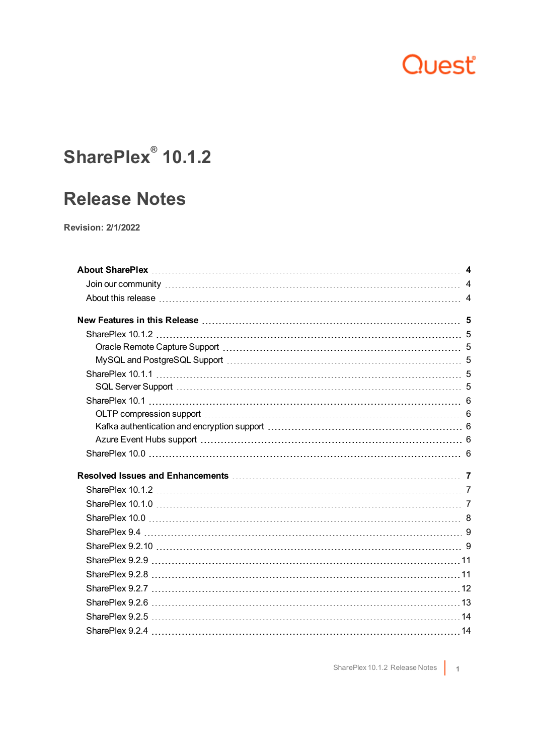Quest

# SharePlex® 10.1.2

# Release Notes

**Revision: 2/1/2022**

**About SharePlex** 4
- Join our community 4
- About this release 4

**New Features in this Release** 5
- SharePlex 10.1.2 5
  - Oracle Remote Capture Support 5
  - MySQL and PostgreSQL Support 5
- SharePlex 10.1.1 5
  - SQL Server Support 5
- SharePlex 10.1 6
  - OLTP compression support 6
  - Kafka authentication and encryption support 6
  - Azure Event Hubs support 6
- SharePlex 10.0 6

**Resolved Issues and Enhancements** 7
- SharePlex 10.1.2 7
- SharePlex 10.1.0 7
- SharePlex 10.0 8
- SharePlex 9.4 9
- SharePlex 9.2.10 9
- SharePlex 9.2.9 11
- SharePlex 9.2.8 11
- SharePlex 9.2.7 12
- SharePlex 9.2.6 13
- SharePlex 9.2.5 14
- SharePlex 9.2.4 14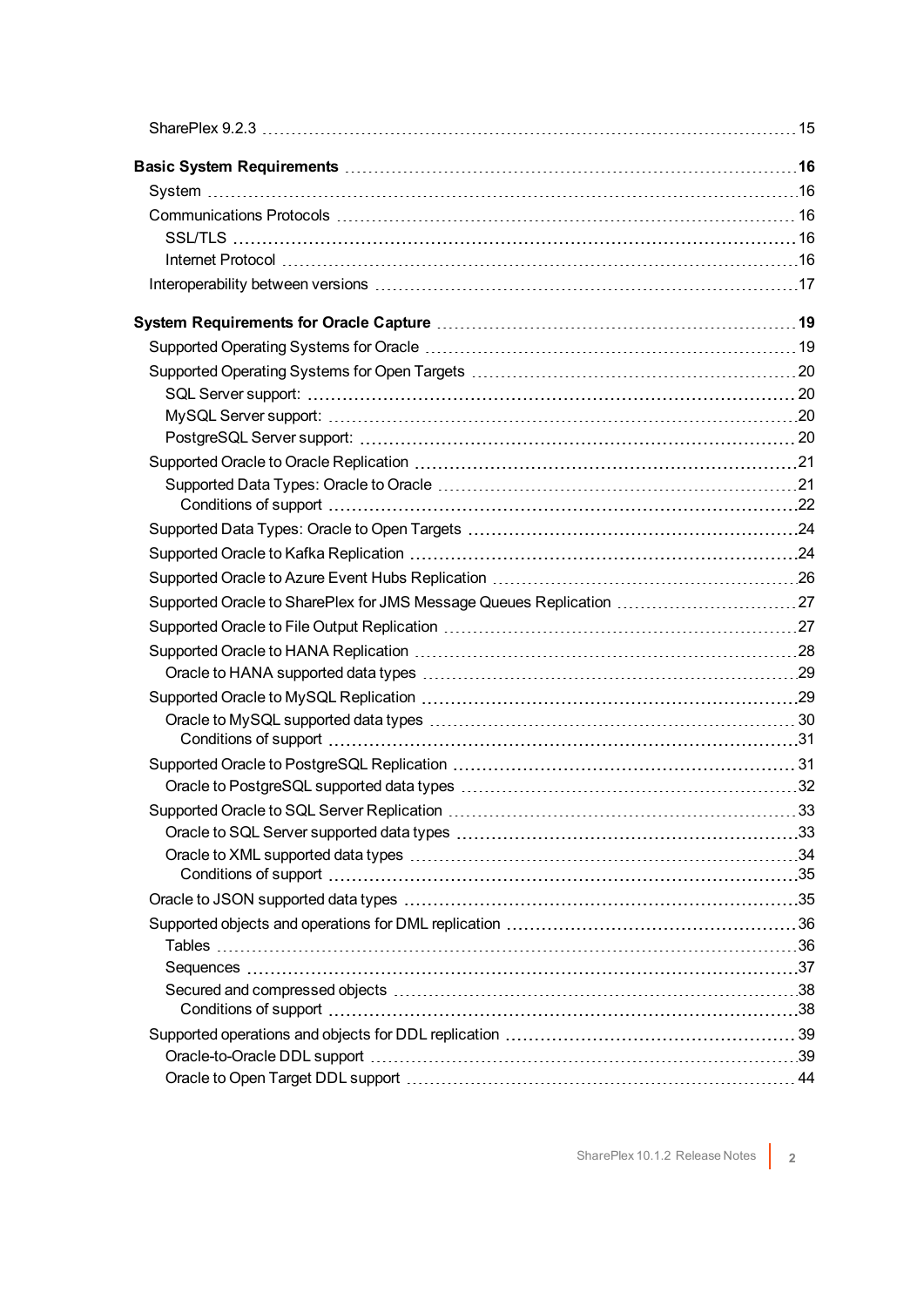SharePlex 9.2.3 ........ 15

**Basic System Requirements ........ 16**

- System ........ 16
- Communications Protocols ........ 16
  - SSL/TLS ........ 16
  - Internet Protocol ........ 16
- Interoperability between versions ........ 17

**System Requirements for Oracle Capture ........ 19**

- Supported Operating Systems for Oracle ........ 19
- Supported Operating Systems for Open Targets ........ 20
  - SQL Server support: ........ 20
  - MySQL Server support: ........ 20
  - PostgreSQL Server support: ........ 20
- Supported Oracle to Oracle Replication ........ 21
  - Supported Data Types: Oracle to Oracle ........ 21
    - Conditions of support ........ 22
- Supported Data Types: Oracle to Open Targets ........ 24
- Supported Oracle to Kafka Replication ........ 24
- Supported Oracle to Azure Event Hubs Replication ........ 26
- Supported Oracle to SharePlex for JMS Message Queues Replication ........ 27
- Supported Oracle to File Output Replication ........ 27
- Supported Oracle to HANA Replication ........ 28
  - Oracle to HANA supported data types ........ 29
- Supported Oracle to MySQL Replication ........ 29
  - Oracle to MySQL supported data types ........ 30
    - Conditions of support ........ 31
- Supported Oracle to PostgreSQL Replication ........ 31
  - Oracle to PostgreSQL supported data types ........ 32
- Supported Oracle to SQL Server Replication ........ 33
  - Oracle to SQL Server supported data types ........ 33
  - Oracle to XML supported data types ........ 34
    - Conditions of support ........ 35
- Oracle to JSON supported data types ........ 35
- Supported objects and operations for DML replication ........ 36
  - Tables ........ 36
  - Sequences ........ 37
  - Secured and compressed objects ........ 38
    - Conditions of support ........ 38
- Supported operations and objects for DDL replication ........ 39
  - Oracle-to-Oracle DDL support ........ 39
  - Oracle to Open Target DDL support ........ 44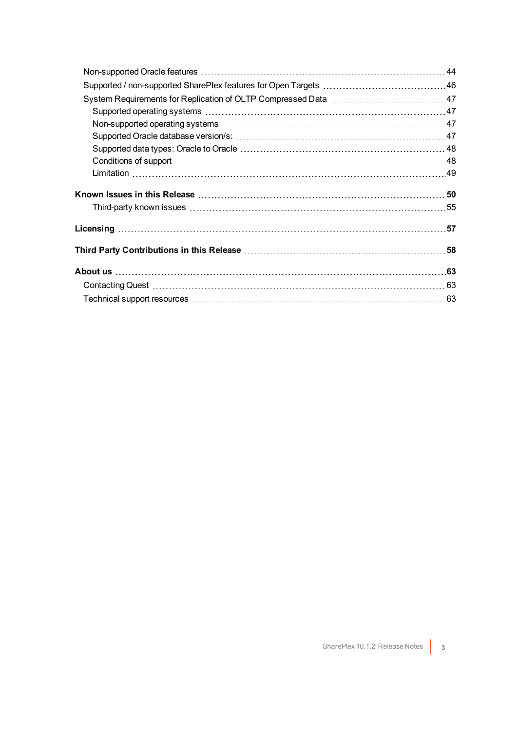- Non-supported Oracle features 44
- Supported / non-supported SharePlex features for Open Targets 46
- System Requirements for Replication of OLTP Compressed Data 47
  - Supported operating systems 47
  - Non-supported operating systems 47
  - Supported Oracle database version/s: 47
  - Supported data types: Oracle to Oracle 48
  - Conditions of support 48
  - Limitation 49

**Known Issues in this Release** 50

- Third-party known issues 55

**Licensing** 57

**Third Party Contributions in this Release** 58

**About us** 63

- Contacting Quest 63
- Technical support resources 63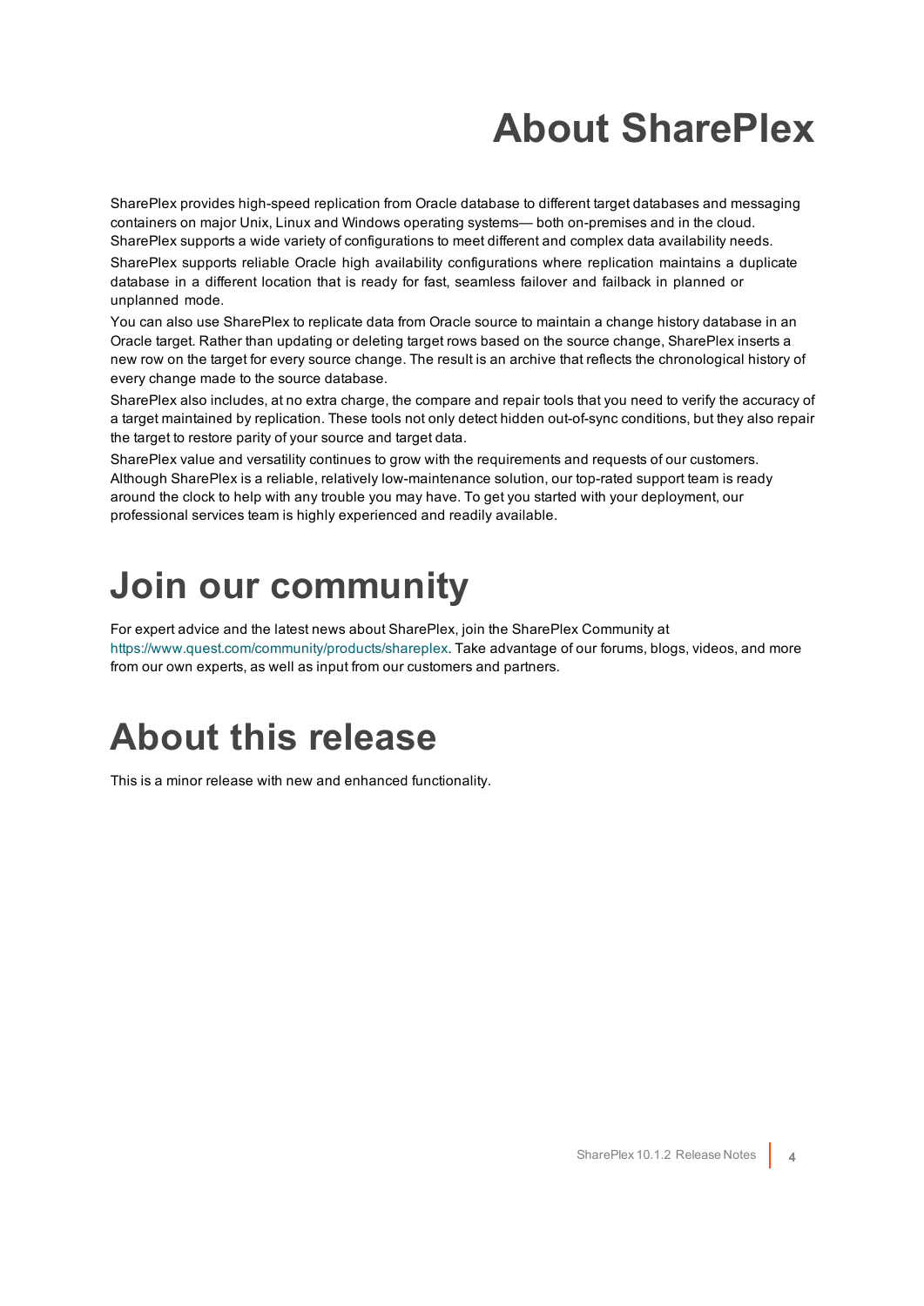# About SharePlex

SharePlex provides high-speed replication from Oracle database to different target databases and messaging containers on major Unix, Linux and Windows operating systems— both on-premises and in the cloud. SharePlex supports a wide variety of configurations to meet different and complex data availability needs.

SharePlex supports reliable Oracle high availability configurations where replication maintains a duplicate database in a different location that is ready for fast, seamless failover and failback in planned or unplanned mode.

You can also use SharePlex to replicate data from Oracle source to maintain a change history database in an Oracle target. Rather than updating or deleting target rows based on the source change, SharePlex inserts a new row on the target for every source change. The result is an archive that reflects the chronological history of every change made to the source database.

SharePlex also includes, at no extra charge, the compare and repair tools that you need to verify the accuracy of a target maintained by replication. These tools not only detect hidden out-of-sync conditions, but they also repair the target to restore parity of your source and target data.

SharePlex value and versatility continues to grow with the requirements and requests of our customers. Although SharePlex is a reliable, relatively low-maintenance solution, our top-rated support team is ready around the clock to help with any trouble you may have. To get you started with your deployment, our professional services team is highly experienced and readily available.

# Join our community

For expert advice and the latest news about SharePlex, join the SharePlex Community at https://www.quest.com/community/products/shareplex. Take advantage of our forums, blogs, videos, and more from our own experts, as well as input from our customers and partners.

# About this release

This is a minor release with new and enhanced functionality.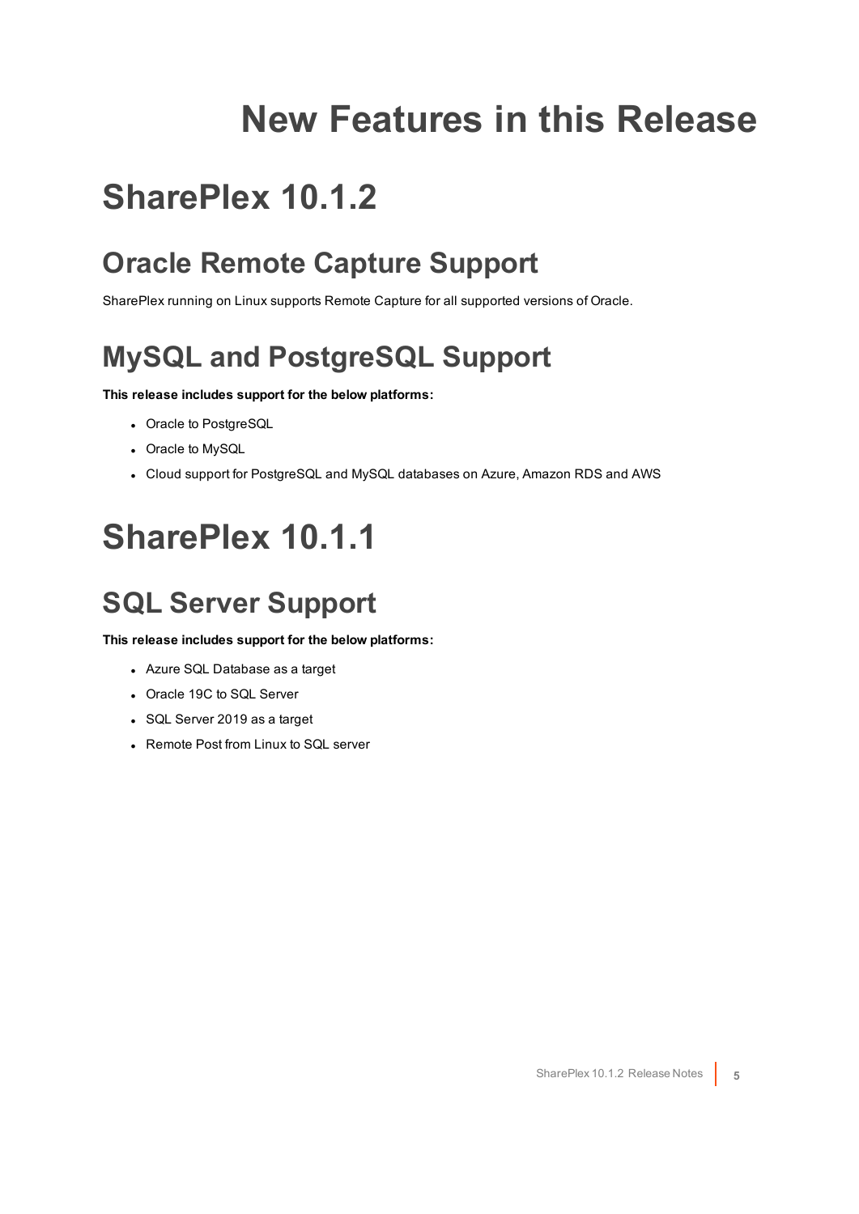# New Features in this Release

# SharePlex 10.1.2

## Oracle Remote Capture Support

SharePlex running on Linux supports Remote Capture for all supported versions of Oracle.

## MySQL and PostgreSQL Support

**This release includes support for the below platforms:**

- Oracle to PostgreSQL
- Oracle to MySQL
- Cloud support for PostgreSQL and MySQL databases on Azure, Amazon RDS and AWS

# SharePlex 10.1.1

## SQL Server Support

**This release includes support for the below platforms:**

- Azure SQL Database as a target
- Oracle 19C to SQL Server
- SQL Server 2019 as a target
- Remote Post from Linux to SQL server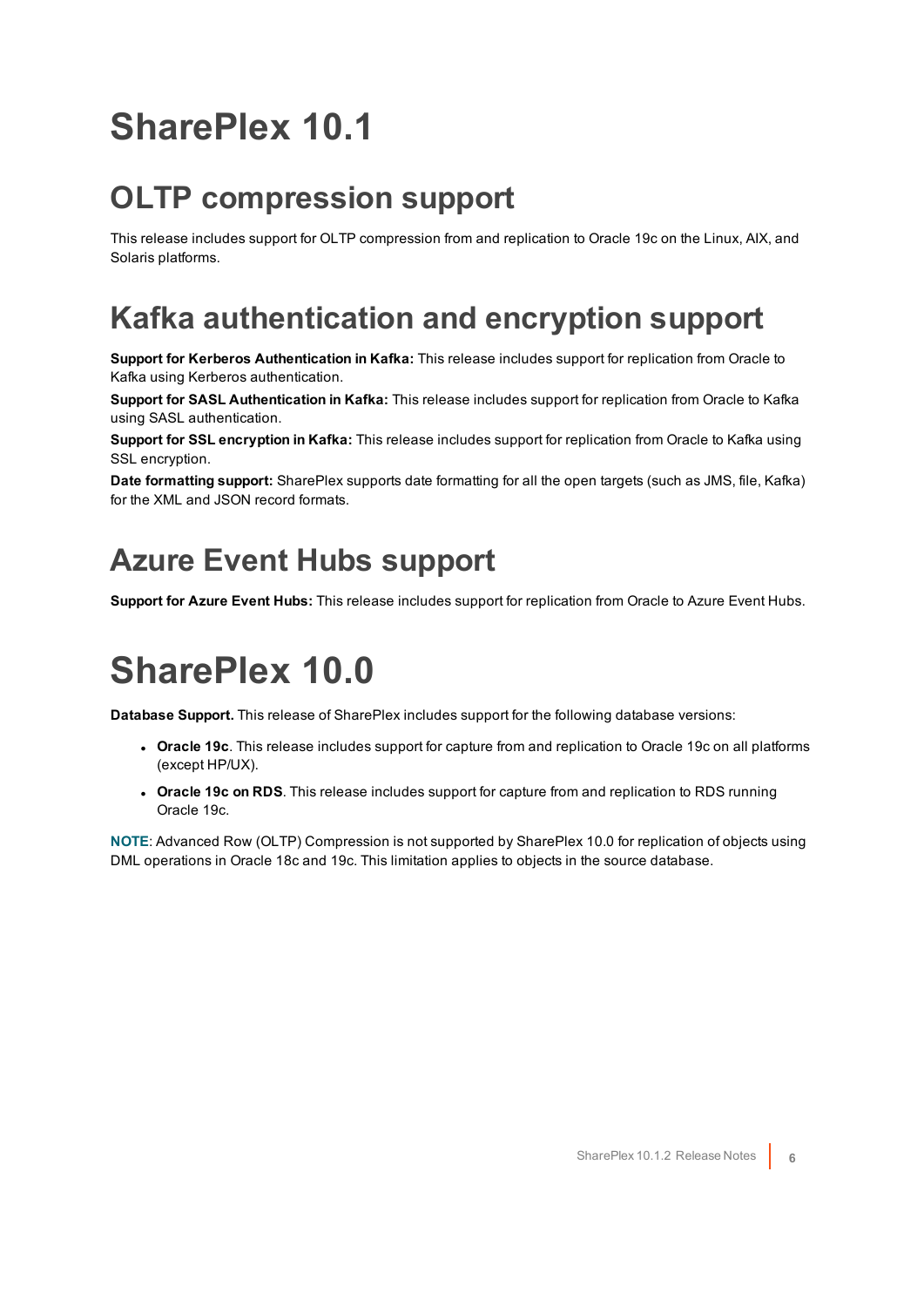# SharePlex 10.1

## OLTP compression support

This release includes support for OLTP compression from and replication to Oracle 19c on the Linux, AIX, and Solaris platforms.

## Kafka authentication and encryption support

**Support for Kerberos Authentication in Kafka:** This release includes support for replication from Oracle to Kafka using Kerberos authentication.

**Support for SASL Authentication in Kafka:** This release includes support for replication from Oracle to Kafka using SASL authentication.

**Support for SSL encryption in Kafka:** This release includes support for replication from Oracle to Kafka using SSL encryption.

**Date formatting support:** SharePlex supports date formatting for all the open targets (such as JMS, file, Kafka) for the XML and JSON record formats.

## Azure Event Hubs support

**Support for Azure Event Hubs:** This release includes support for replication from Oracle to Azure Event Hubs.

# SharePlex 10.0

**Database Support.** This release of SharePlex includes support for the following database versions:

- **Oracle 19c**. This release includes support for capture from and replication to Oracle 19c on all platforms (except HP/UX).
- **Oracle 19c on RDS**. This release includes support for capture from and replication to RDS running Oracle 19c.

**NOTE**: Advanced Row (OLTP) Compression is not supported by SharePlex 10.0 for replication of objects using DML operations in Oracle 18c and 19c. This limitation applies to objects in the source database.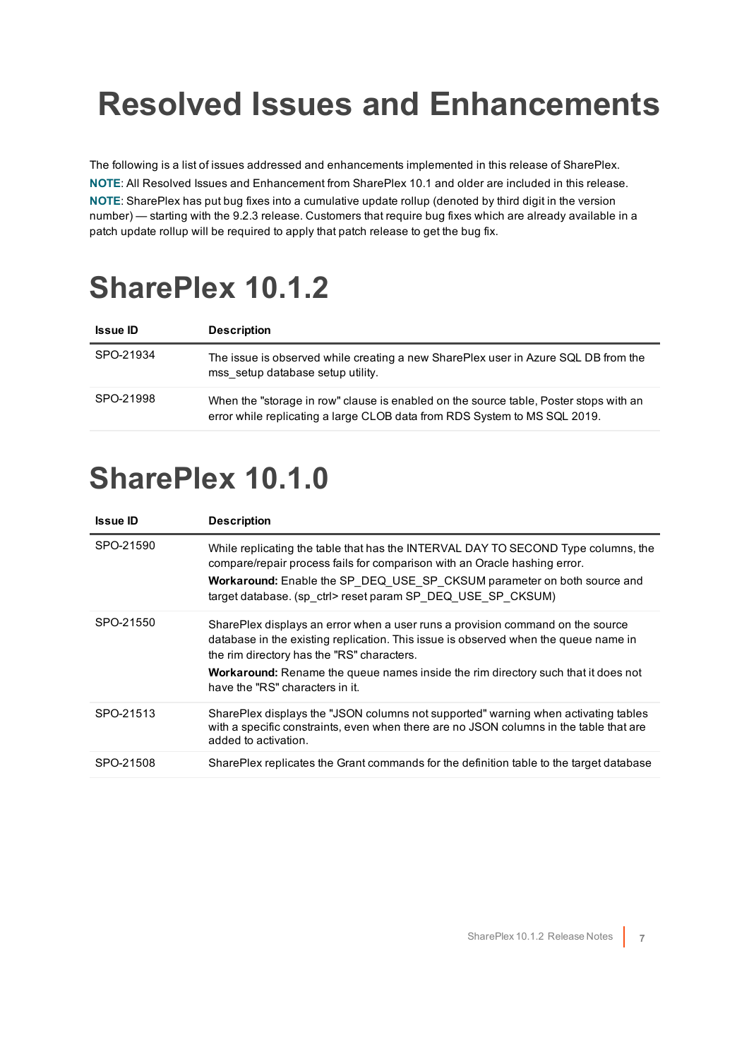# Resolved Issues and Enhancements

The following is a list of issues addressed and enhancements implemented in this release of SharePlex.

**NOTE**: All Resolved Issues and Enhancement from SharePlex 10.1 and older are included in this release.

**NOTE**: SharePlex has put bug fixes into a cumulative update rollup (denoted by third digit in the version number) — starting with the 9.2.3 release. Customers that require bug fixes which are already available in a patch update rollup will be required to apply that patch release to get the bug fix.

# SharePlex 10.1.2

| Issue ID | Description |
|---|---|
| SPO-21934 | The issue is observed while creating a new SharePlex user in Azure SQL DB from the mss_setup database setup utility. |
| SPO-21998 | When the "storage in row" clause is enabled on the source table, Poster stops with an error while replicating a large CLOB data from RDS System to MS SQL 2019. |

# SharePlex 10.1.0

| Issue ID | Description |
|---|---|
| SPO-21590 | While replicating the table that has the INTERVAL DAY TO SECOND Type columns, the compare/repair process fails for comparison with an Oracle hashing error.<br>**Workaround:** Enable the SP_DEQ_USE_SP_CKSUM parameter on both source and target database. (sp_ctrl> reset param SP_DEQ_USE_SP_CKSUM) |
| SPO-21550 | SharePlex displays an error when a user runs a provision command on the source database in the existing replication. This issue is observed when the queue name in the rim directory has the "RS" characters.<br>**Workaround:** Rename the queue names inside the rim directory such that it does not have the "RS" characters in it. |
| SPO-21513 | SharePlex displays the "JSON columns not supported" warning when activating tables with a specific constraints, even when there are no JSON columns in the table that are added to activation. |
| SPO-21508 | SharePlex replicates the Grant commands for the definition table to the target database |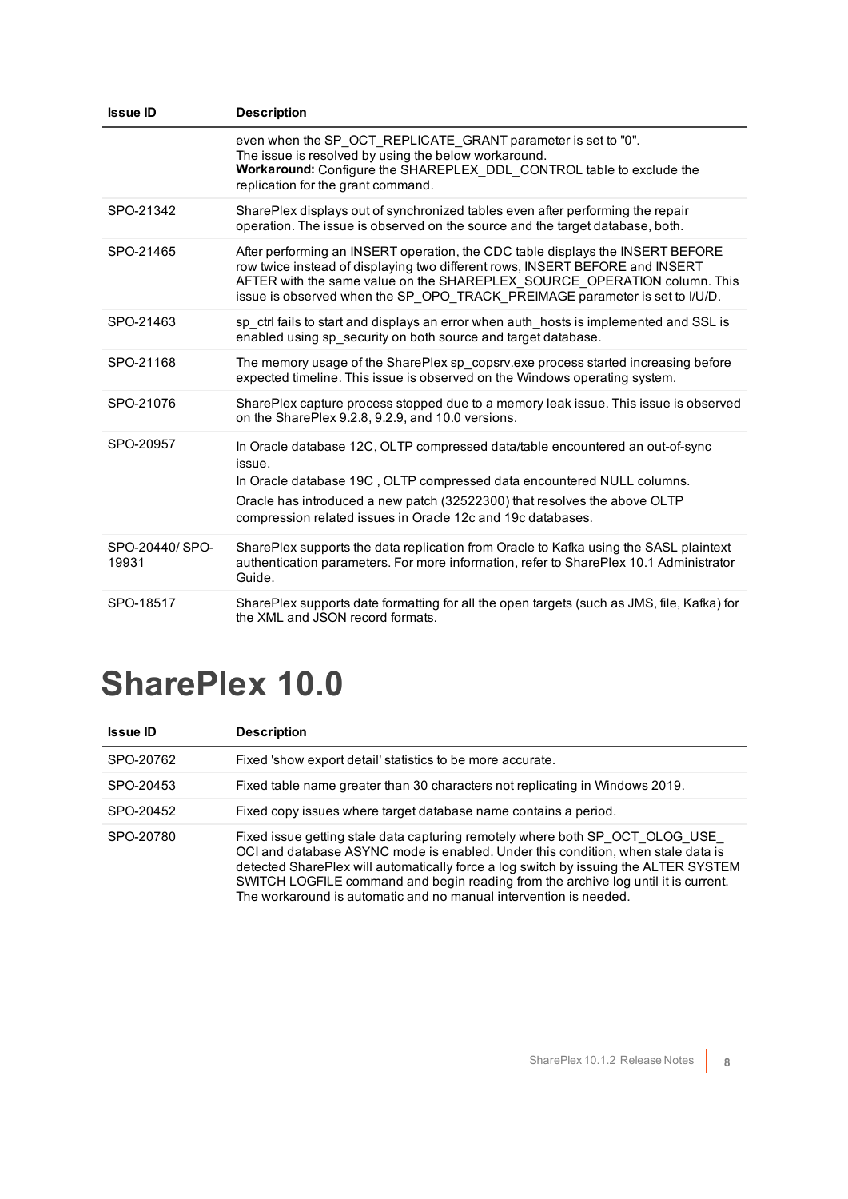| Issue ID | Description |
|---|---|
| | even when the SP_OCT_REPLICATE_GRANT parameter is set to "0".<br>The issue is resolved by using the below workaround.<br>**Workaround:** Configure the SHAREPLEX_DDL_CONTROL table to exclude the replication for the grant command. |
| SPO-21342 | SharePlex displays out of synchronized tables even after performing the repair operation. The issue is observed on the source and the target database, both. |
| SPO-21465 | After performing an INSERT operation, the CDC table displays the INSERT BEFORE row twice instead of displaying two different rows, INSERT BEFORE and INSERT AFTER with the same value on the SHAREPLEX_SOURCE_OPERATION column. This issue is observed when the SP_OPO_TRACK_PREIMAGE parameter is set to I/U/D. |
| SPO-21463 | sp_ctrl fails to start and displays an error when auth_hosts is implemented and SSL is enabled using sp_security on both source and target database. |
| SPO-21168 | The memory usage of the SharePlex sp_copsrv.exe process started increasing before expected timeline. This issue is observed on the Windows operating system. |
| SPO-21076 | SharePlex capture process stopped due to a memory leak issue. This issue is observed on the SharePlex 9.2.8, 9.2.9, and 10.0 versions. |
| SPO-20957 | In Oracle database 12C, OLTP compressed data/table encountered an out-of-sync issue.<br>In Oracle database 19C , OLTP compressed data encountered NULL columns.<br>Oracle has introduced a new patch (32522300) that resolves the above OLTP compression related issues in Oracle 12c and 19c databases. |
| SPO-20440/ SPO-19931 | SharePlex supports the data replication from Oracle to Kafka using the SASL plaintext authentication parameters. For more information, refer to SharePlex 10.1 Administrator Guide. |
| SPO-18517 | SharePlex supports date formatting for all the open targets (such as JMS, file, Kafka) for the XML and JSON record formats. |

# SharePlex 10.0

| Issue ID | Description |
|---|---|
| SPO-20762 | Fixed 'show export detail' statistics to be more accurate. |
| SPO-20453 | Fixed table name greater than 30 characters not replicating in Windows 2019. |
| SPO-20452 | Fixed copy issues where target database name contains a period. |
| SPO-20780 | Fixed issue getting stale data capturing remotely where both SP_OCT_OLOG_USE_OCI and database ASYNC mode is enabled. Under this condition, when stale data is detected SharePlex will automatically force a log switch by issuing the ALTER SYSTEM SWITCH LOGFILE command and begin reading from the archive log until it is current. The workaround is automatic and no manual intervention is needed. |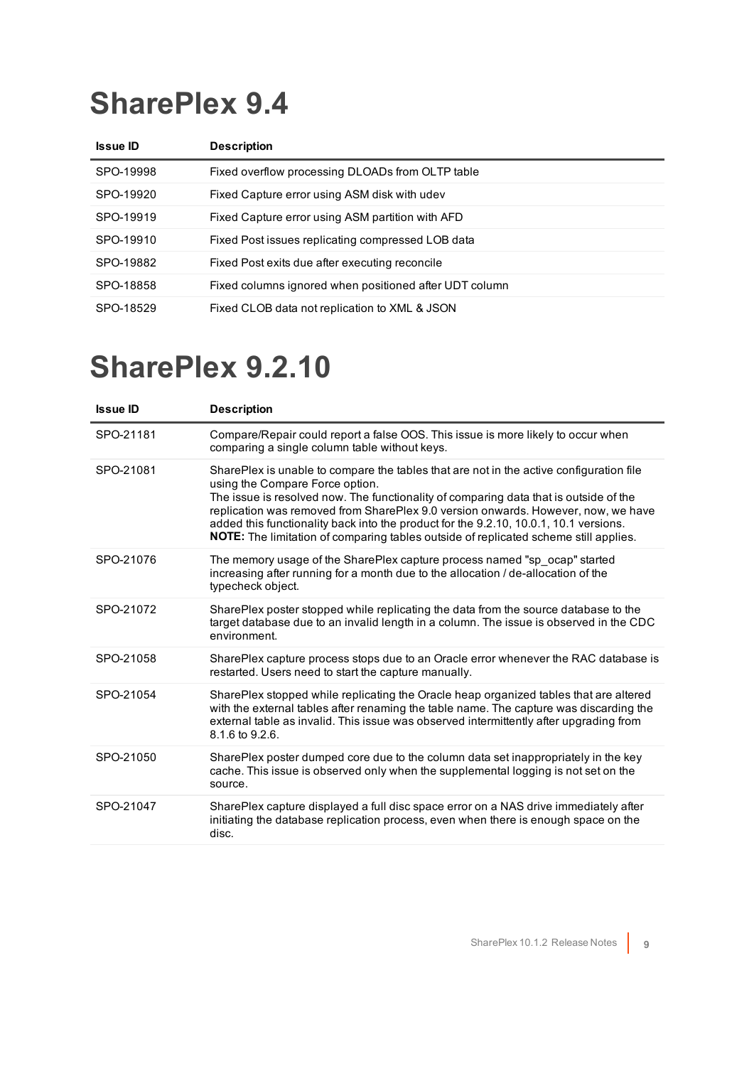# SharePlex 9.4

| Issue ID | Description |
|---|---|
| SPO-19998 | Fixed overflow processing DLOADs from OLTP table |
| SPO-19920 | Fixed Capture error using ASM disk with udev |
| SPO-19919 | Fixed Capture error using ASM partition with AFD |
| SPO-19910 | Fixed Post issues replicating compressed LOB data |
| SPO-19882 | Fixed Post exits due after executing reconcile |
| SPO-18858 | Fixed columns ignored when positioned after UDT column |
| SPO-18529 | Fixed CLOB data not replication to XML & JSON |

# SharePlex 9.2.10

| Issue ID | Description |
|---|---|
| SPO-21181 | Compare/Repair could report a false OOS. This issue is more likely to occur when comparing a single column table without keys. |
| SPO-21081 | SharePlex is unable to compare the tables that are not in the active configuration file using the Compare Force option.<br>The issue is resolved now. The functionality of comparing data that is outside of the replication was removed from SharePlex 9.0 version onwards. However, now, we have added this functionality back into the product for the 9.2.10, 10.0.1, 10.1 versions.<br>**NOTE:** The limitation of comparing tables outside of replicated scheme still applies. |
| SPO-21076 | The memory usage of the SharePlex capture process named "sp_ocap" started increasing after running for a month due to the allocation / de-allocation of the typecheck object. |
| SPO-21072 | SharePlex poster stopped while replicating the data from the source database to the target database due to an invalid length in a column. The issue is observed in the CDC environment. |
| SPO-21058 | SharePlex capture process stops due to an Oracle error whenever the RAC database is restarted. Users need to start the capture manually. |
| SPO-21054 | SharePlex stopped while replicating the Oracle heap organized tables that are altered with the external tables after renaming the table name. The capture was discarding the external table as invalid. This issue was observed intermittently after upgrading from 8.1.6 to 9.2.6. |
| SPO-21050 | SharePlex poster dumped core due to the column data set inappropriately in the key cache. This issue is observed only when the supplemental logging is not set on the source. |
| SPO-21047 | SharePlex capture displayed a full disc space error on a NAS drive immediately after initiating the database replication process, even when there is enough space on the disc. |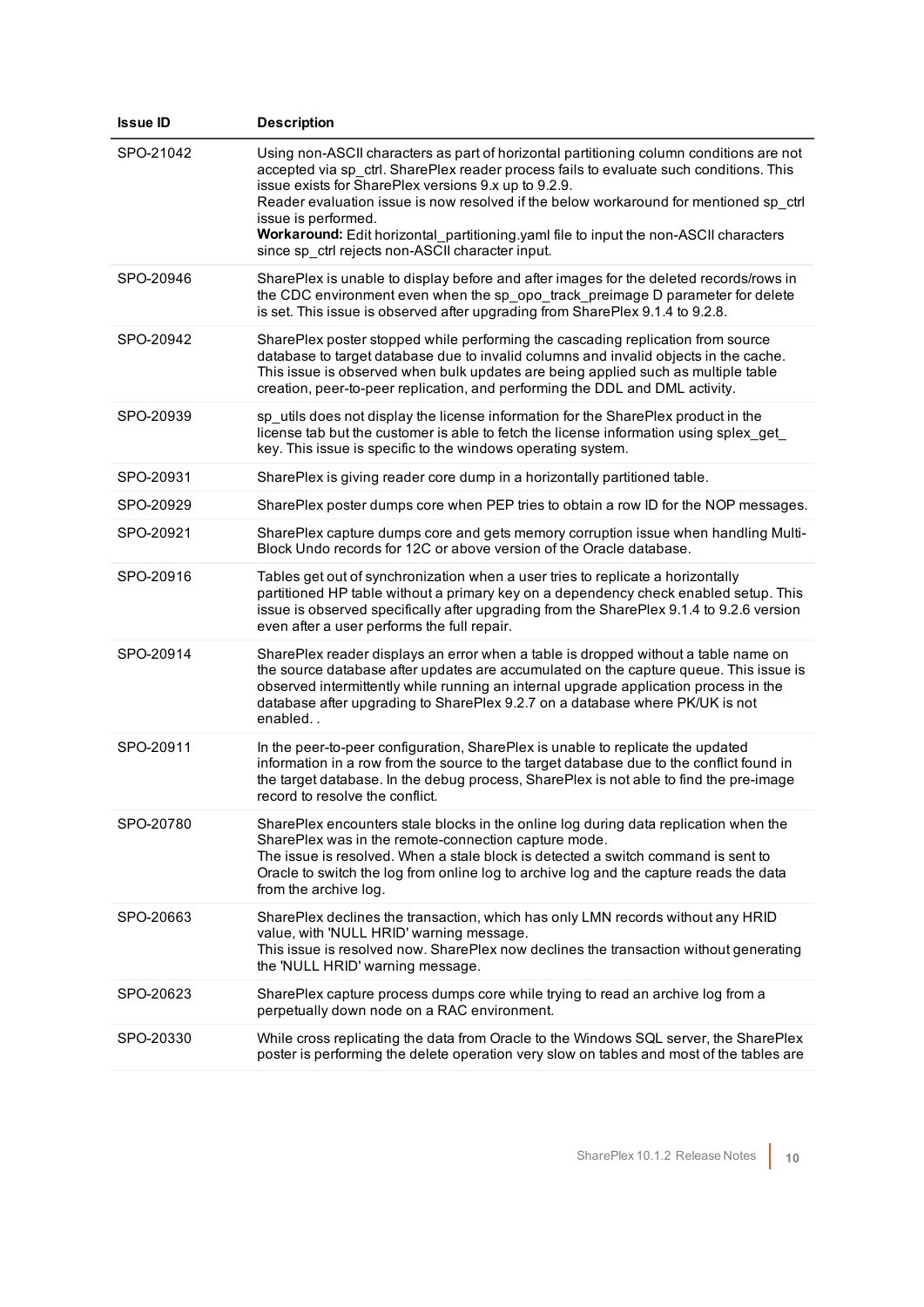| Issue ID | Description |
|---|---|
| SPO-21042 | Using non-ASCII characters as part of horizontal partitioning column conditions are not accepted via sp_ctrl. SharePlex reader process fails to evaluate such conditions. This issue exists for SharePlex versions 9.x up to 9.2.9.<br>Reader evaluation issue is now resolved if the below workaround for mentioned sp_ctrl issue is performed.<br>**Workaround:** Edit horizontal_partitioning.yaml file to input the non-ASCII characters since sp_ctrl rejects non-ASCII character input. |
| SPO-20946 | SharePlex is unable to display before and after images for the deleted records/rows in the CDC environment even when the sp_opo_track_preimage D parameter for delete is set. This issue is observed after upgrading from SharePlex 9.1.4 to 9.2.8. |
| SPO-20942 | SharePlex poster stopped while performing the cascading replication from source database to target database due to invalid columns and invalid objects in the cache. This issue is observed when bulk updates are being applied such as multiple table creation, peer-to-peer replication, and performing the DDL and DML activity. |
| SPO-20939 | sp_utils does not display the license information for the SharePlex product in the license tab but the customer is able to fetch the license information using splex_get_key. This issue is specific to the windows operating system. |
| SPO-20931 | SharePlex is giving reader core dump in a horizontally partitioned table. |
| SPO-20929 | SharePlex poster dumps core when PEP tries to obtain a row ID for the NOP messages. |
| SPO-20921 | SharePlex capture dumps core and gets memory corruption issue when handling Multi-Block Undo records for 12C or above version of the Oracle database. |
| SPO-20916 | Tables get out of synchronization when a user tries to replicate a horizontally partitioned HP table without a primary key on a dependency check enabled setup. This issue is observed specifically after upgrading from the SharePlex 9.1.4 to 9.2.6 version even after a user performs the full repair. |
| SPO-20914 | SharePlex reader displays an error when a table is dropped without a table name on the source database after updates are accumulated on the capture queue. This issue is observed intermittently while running an internal upgrade application process in the database after upgrading to SharePlex 9.2.7 on a database where PK/UK is not enabled. . |
| SPO-20911 | In the peer-to-peer configuration, SharePlex is unable to replicate the updated information in a row from the source to the target database due to the conflict found in the target database. In the debug process, SharePlex is not able to find the pre-image record to resolve the conflict. |
| SPO-20780 | SharePlex encounters stale blocks in the online log during data replication when the SharePlex was in the remote-connection capture mode.<br>The issue is resolved. When a stale block is detected a switch command is sent to Oracle to switch the log from online log to archive log and the capture reads the data from the archive log. |
| SPO-20663 | SharePlex declines the transaction, which has only LMN records without any HRID value, with 'NULL HRID' warning message.<br>This issue is resolved now. SharePlex now declines the transaction without generating the 'NULL HRID' warning message. |
| SPO-20623 | SharePlex capture process dumps core while trying to read an archive log from a perpetually down node on a RAC environment. |
| SPO-20330 | While cross replicating the data from Oracle to the Windows SQL server, the SharePlex poster is performing the delete operation very slow on tables and most of the tables are |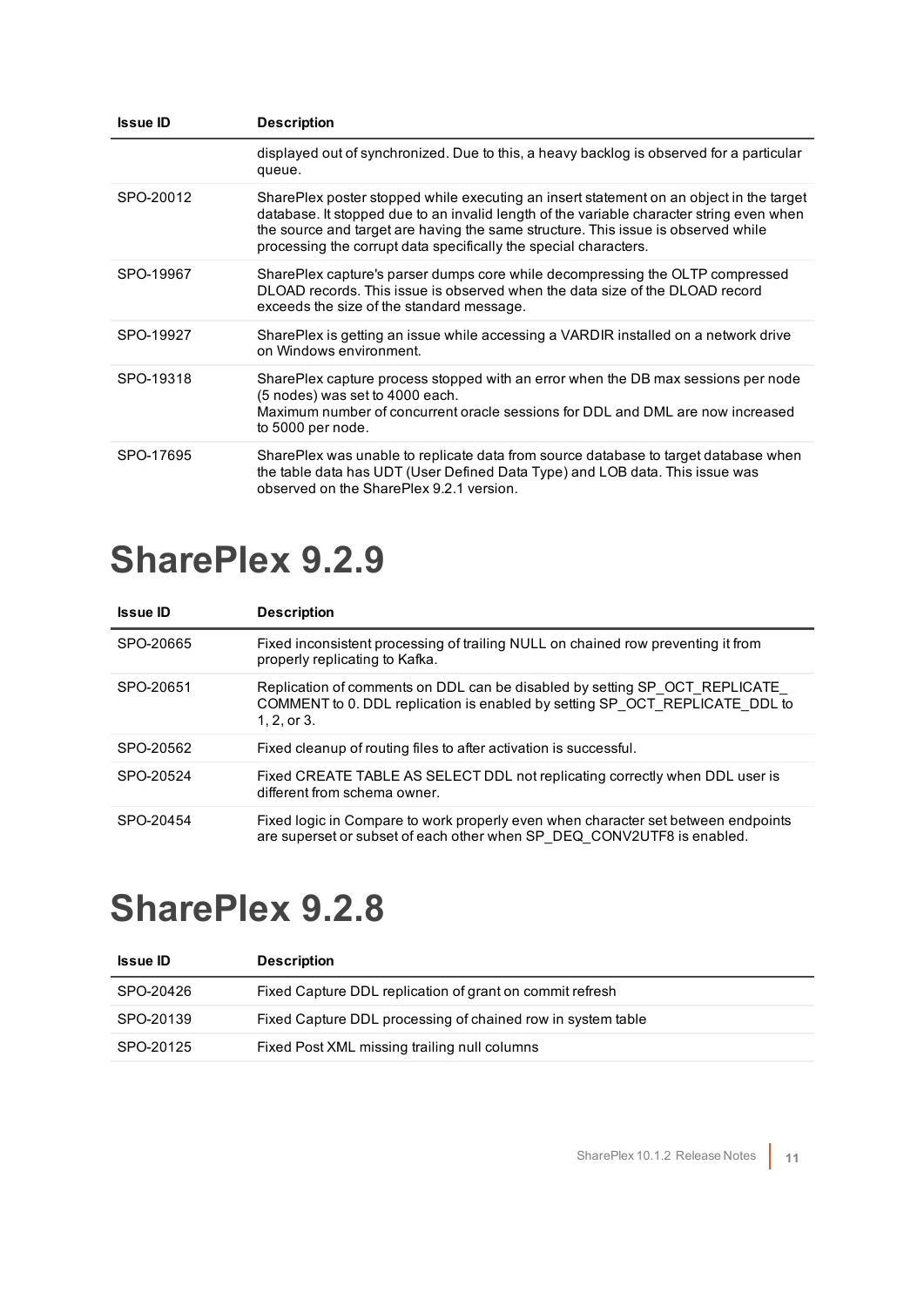| Issue ID | Description |
|---|---|
| | displayed out of synchronized. Due to this, a heavy backlog is observed for a particular queue. |
| SPO-20012 | SharePlex poster stopped while executing an insert statement on an object in the target database. It stopped due to an invalid length of the variable character string even when the source and target are having the same structure. This issue is observed while processing the corrupt data specifically the special characters. |
| SPO-19967 | SharePlex capture's parser dumps core while decompressing the OLTP compressed DLOAD records. This issue is observed when the data size of the DLOAD record exceeds the size of the standard message. |
| SPO-19927 | SharePlex is getting an issue while accessing a VARDIR installed on a network drive on Windows environment. |
| SPO-19318 | SharePlex capture process stopped with an error when the DB max sessions per node (5 nodes) was set to 4000 each.<br>Maximum number of concurrent oracle sessions for DDL and DML are now increased to 5000 per node. |
| SPO-17695 | SharePlex was unable to replicate data from source database to target database when the table data has UDT (User Defined Data Type) and LOB data. This issue was observed on the SharePlex 9.2.1 version. |

# SharePlex 9.2.9

| Issue ID | Description |
|---|---|
| SPO-20665 | Fixed inconsistent processing of trailing NULL on chained row preventing it from properly replicating to Kafka. |
| SPO-20651 | Replication of comments on DDL can be disabled by setting SP_OCT_REPLICATE_COMMENT to 0. DDL replication is enabled by setting SP_OCT_REPLICATE_DDL to 1, 2, or 3. |
| SPO-20562 | Fixed cleanup of routing files to after activation is successful. |
| SPO-20524 | Fixed CREATE TABLE AS SELECT DDL not replicating correctly when DDL user is different from schema owner. |
| SPO-20454 | Fixed logic in Compare to work properly even when character set between endpoints are superset or subset of each other when SP_DEQ_CONV2UTF8 is enabled. |

# SharePlex 9.2.8

| Issue ID | Description |
|---|---|
| SPO-20426 | Fixed Capture DDL replication of grant on commit refresh |
| SPO-20139 | Fixed Capture DDL processing of chained row in system table |
| SPO-20125 | Fixed Post XML missing trailing null columns |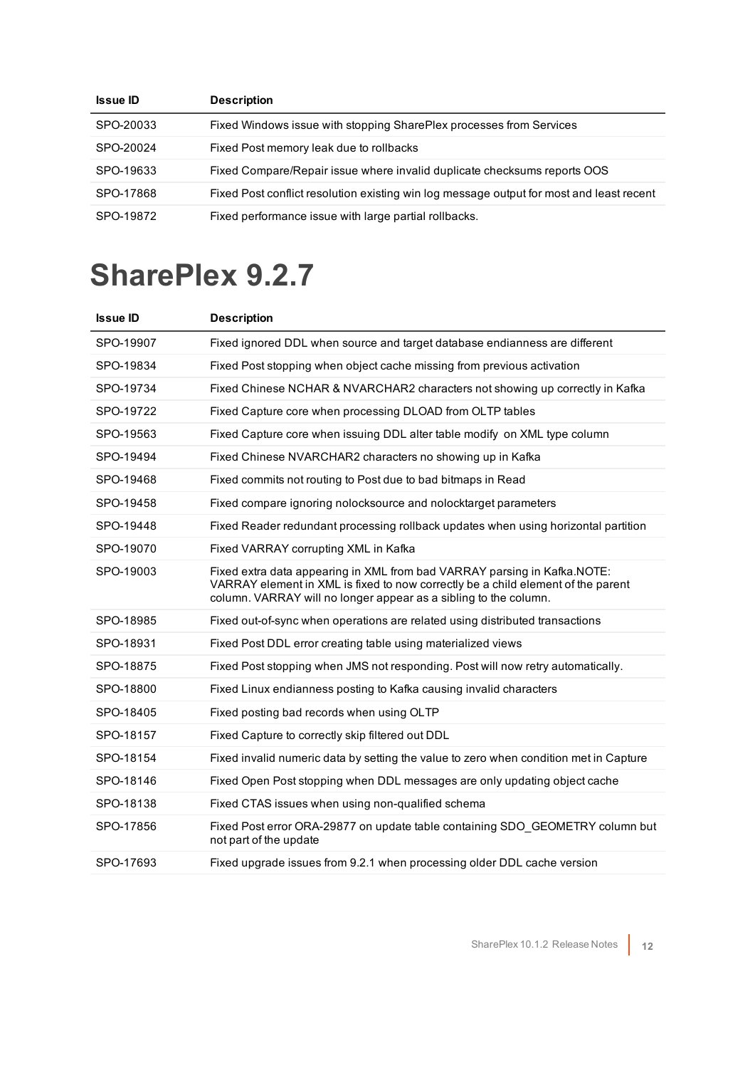| Issue ID | Description |
|---|---|
| SPO-20033 | Fixed Windows issue with stopping SharePlex processes from Services |
| SPO-20024 | Fixed Post memory leak due to rollbacks |
| SPO-19633 | Fixed Compare/Repair issue where invalid duplicate checksums reports OOS |
| SPO-17868 | Fixed Post conflict resolution existing win log message output for most and least recent |
| SPO-19872 | Fixed performance issue with large partial rollbacks. |

# SharePlex 9.2.7

| Issue ID | Description |
|---|---|
| SPO-19907 | Fixed ignored DDL when source and target database endianness are different |
| SPO-19834 | Fixed Post stopping when object cache missing from previous activation |
| SPO-19734 | Fixed Chinese NCHAR & NVARCHAR2 characters not showing up correctly in Kafka |
| SPO-19722 | Fixed Capture core when processing DLOAD from OLTP tables |
| SPO-19563 | Fixed Capture core when issuing DDL alter table modify on XML type column |
| SPO-19494 | Fixed Chinese NVARCHAR2 characters no showing up in Kafka |
| SPO-19468 | Fixed commits not routing to Post due to bad bitmaps in Read |
| SPO-19458 | Fixed compare ignoring nolocksource and nolocktarget parameters |
| SPO-19448 | Fixed Reader redundant processing rollback updates when using horizontal partition |
| SPO-19070 | Fixed VARRAY corrupting XML in Kafka |
| SPO-19003 | Fixed extra data appearing in XML from bad VARRAY parsing in Kafka.NOTE: VARRAY element in XML is fixed to now correctly be a child element of the parent column. VARRAY will no longer appear as a sibling to the column. |
| SPO-18985 | Fixed out-of-sync when operations are related using distributed transactions |
| SPO-18931 | Fixed Post DDL error creating table using materialized views |
| SPO-18875 | Fixed Post stopping when JMS not responding. Post will now retry automatically. |
| SPO-18800 | Fixed Linux endianness posting to Kafka causing invalid characters |
| SPO-18405 | Fixed posting bad records when using OLTP |
| SPO-18157 | Fixed Capture to correctly skip filtered out DDL |
| SPO-18154 | Fixed invalid numeric data by setting the value to zero when condition met in Capture |
| SPO-18146 | Fixed Open Post stopping when DDL messages are only updating object cache |
| SPO-18138 | Fixed CTAS issues when using non-qualified schema |
| SPO-17856 | Fixed Post error ORA-29877 on update table containing SDO_GEOMETRY column but not part of the update |
| SPO-17693 | Fixed upgrade issues from 9.2.1 when processing older DDL cache version |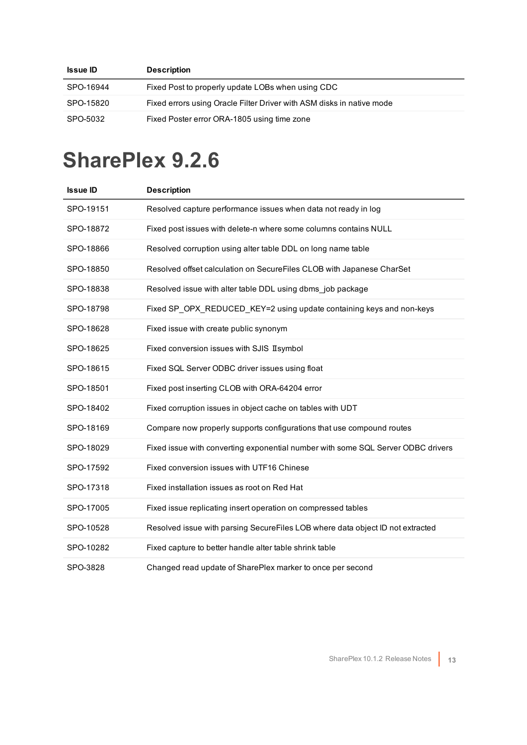| Issue ID | Description |
|---|---|
| SPO-16944 | Fixed Post to properly update LOBs when using CDC |
| SPO-15820 | Fixed errors using Oracle Filter Driver with ASM disks in native mode |
| SPO-5032 | Fixed Poster error ORA-1805 using time zone |

# SharePlex 9.2.6

| Issue ID | Description |
|---|---|
| SPO-19151 | Resolved capture performance issues when data not ready in log |
| SPO-18872 | Fixed post issues with delete-n where some columns contains NULL |
| SPO-18866 | Resolved corruption using alter table DDL on long name table |
| SPO-18850 | Resolved offset calculation on SecureFiles CLOB with Japanese CharSet |
| SPO-18838 | Resolved issue with alter table DDL using dbms_job package |
| SPO-18798 | Fixed SP_OPX_REDUCED_KEY=2 using update containing keys and non-keys |
| SPO-18628 | Fixed issue with create public synonym |
| SPO-18625 | Fixed conversion issues with SJIS Ⅱsymbol |
| SPO-18615 | Fixed SQL Server ODBC driver issues using float |
| SPO-18501 | Fixed post inserting CLOB with ORA-64204 error |
| SPO-18402 | Fixed corruption issues in object cache on tables with UDT |
| SPO-18169 | Compare now properly supports configurations that use compound routes |
| SPO-18029 | Fixed issue with converting exponential number with some SQL Server ODBC drivers |
| SPO-17592 | Fixed conversion issues with UTF16 Chinese |
| SPO-17318 | Fixed installation issues as root on Red Hat |
| SPO-17005 | Fixed issue replicating insert operation on compressed tables |
| SPO-10528 | Resolved issue with parsing SecureFiles LOB where data object ID not extracted |
| SPO-10282 | Fixed capture to better handle alter table shrink table |
| SPO-3828 | Changed read update of SharePlex marker to once per second |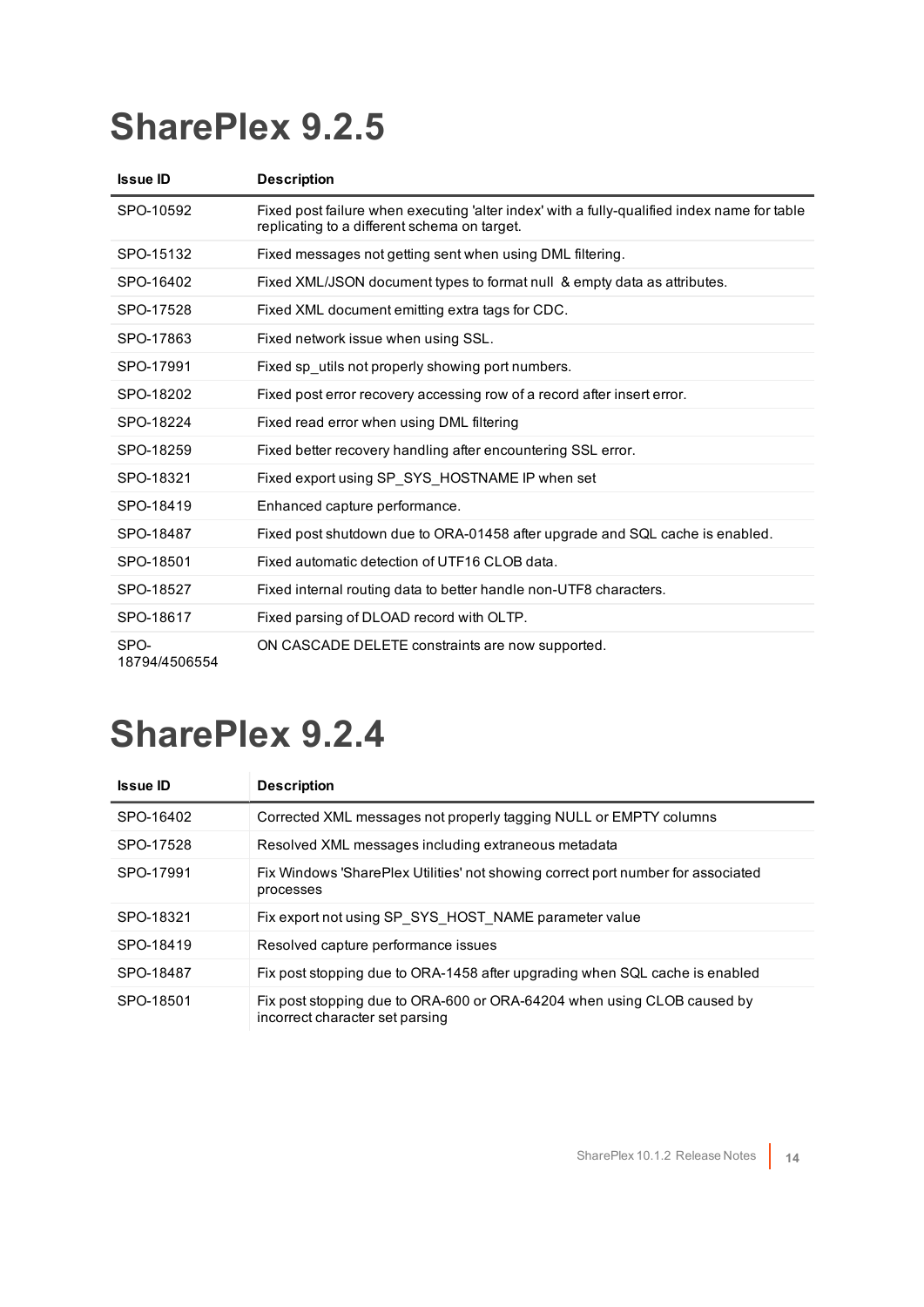# SharePlex 9.2.5

| Issue ID | Description |
|---|---|
| SPO-10592 | Fixed post failure when executing 'alter index' with a fully-qualified index name for table replicating to a different schema on target. |
| SPO-15132 | Fixed messages not getting sent when using DML filtering. |
| SPO-16402 | Fixed XML/JSON document types to format null & empty data as attributes. |
| SPO-17528 | Fixed XML document emitting extra tags for CDC. |
| SPO-17863 | Fixed network issue when using SSL. |
| SPO-17991 | Fixed sp_utils not properly showing port numbers. |
| SPO-18202 | Fixed post error recovery accessing row of a record after insert error. |
| SPO-18224 | Fixed read error when using DML filtering |
| SPO-18259 | Fixed better recovery handling after encountering SSL error. |
| SPO-18321 | Fixed export using SP_SYS_HOSTNAME IP when set |
| SPO-18419 | Enhanced capture performance. |
| SPO-18487 | Fixed post shutdown due to ORA-01458 after upgrade and SQL cache is enabled. |
| SPO-18501 | Fixed automatic detection of UTF16 CLOB data. |
| SPO-18527 | Fixed internal routing data to better handle non-UTF8 characters. |
| SPO-18617 | Fixed parsing of DLOAD record with OLTP. |
| SPO-18794/4506554 | ON CASCADE DELETE constraints are now supported. |

# SharePlex 9.2.4

| Issue ID | Description |
|---|---|
| SPO-16402 | Corrected XML messages not properly tagging NULL or EMPTY columns |
| SPO-17528 | Resolved XML messages including extraneous metadata |
| SPO-17991 | Fix Windows 'SharePlex Utilities' not showing correct port number for associated processes |
| SPO-18321 | Fix export not using SP_SYS_HOST_NAME parameter value |
| SPO-18419 | Resolved capture performance issues |
| SPO-18487 | Fix post stopping due to ORA-1458 after upgrading when SQL cache is enabled |
| SPO-18501 | Fix post stopping due to ORA-600 or ORA-64204 when using CLOB caused by incorrect character set parsing |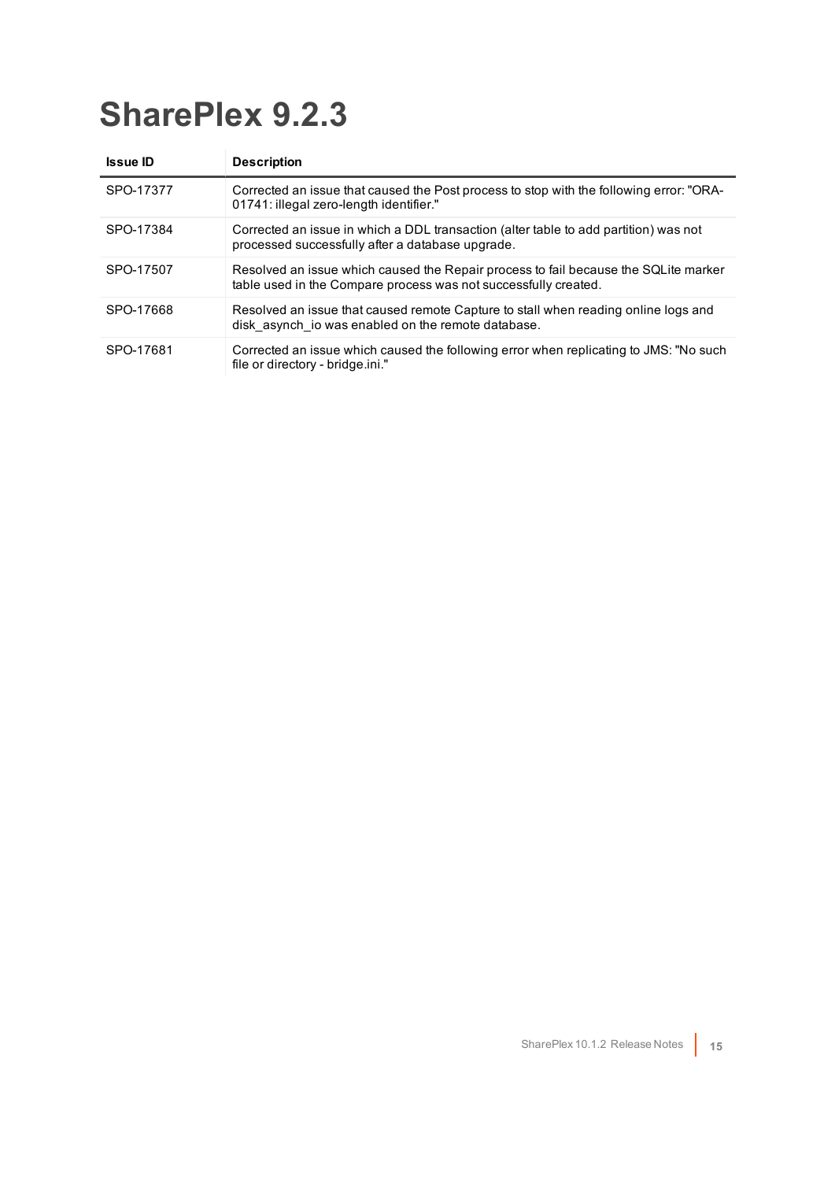# SharePlex 9.2.3

| Issue ID | Description |
| --- | --- |
| SPO-17377 | Corrected an issue that caused the Post process to stop with the following error: "ORA-01741: illegal zero-length identifier." |
| SPO-17384 | Corrected an issue in which a DDL transaction (alter table to add partition) was not processed successfully after a database upgrade. |
| SPO-17507 | Resolved an issue which caused the Repair process to fail because the SQLite marker table used in the Compare process was not successfully created. |
| SPO-17668 | Resolved an issue that caused remote Capture to stall when reading online logs and disk_asynch_io was enabled on the remote database. |
| SPO-17681 | Corrected an issue which caused the following error when replicating to JMS: "No such file or directory - bridge.ini." |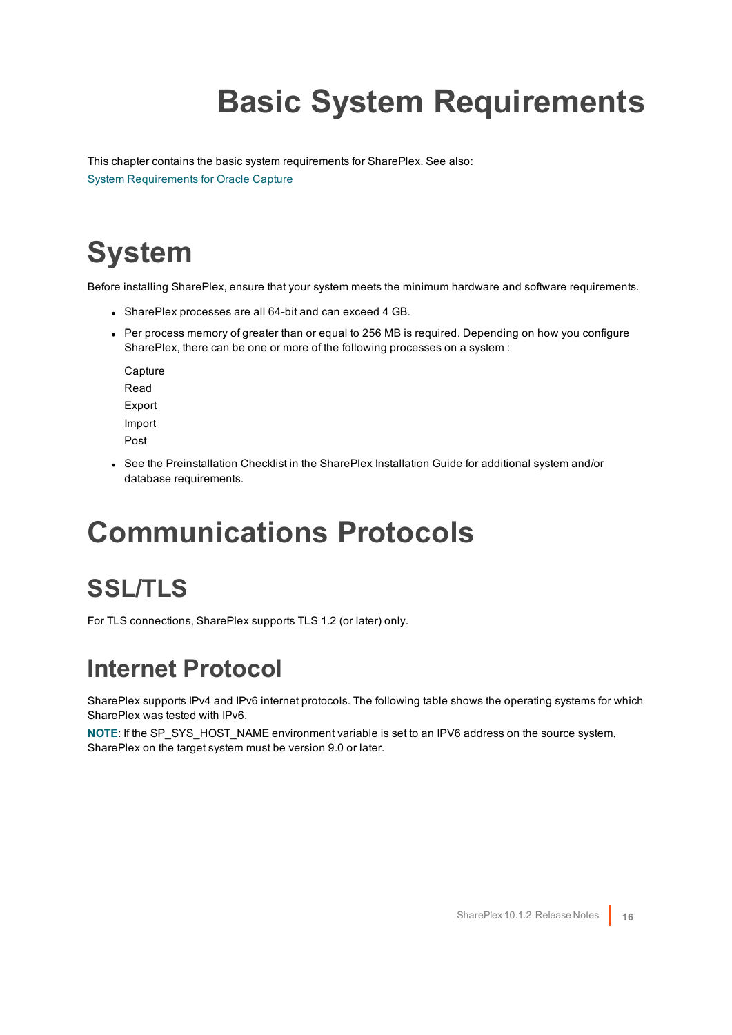# Basic System Requirements

This chapter contains the basic system requirements for SharePlex. See also:

System Requirements for Oracle Capture

# System

Before installing SharePlex, ensure that your system meets the minimum hardware and software requirements.

- SharePlex processes are all 64-bit and can exceed 4 GB.
- Per process memory of greater than or equal to 256 MB is required. Depending on how you configure SharePlex, there can be one or more of the following processes on a system :

  Capture
  Read
  Export
  Import
  Post

- See the Preinstallation Checklist in the SharePlex Installation Guide for additional system and/or database requirements.

# Communications Protocols

## SSL/TLS

For TLS connections, SharePlex supports TLS 1.2 (or later) only.

## Internet Protocol

SharePlex supports IPv4 and IPv6 internet protocols. The following table shows the operating systems for which SharePlex was tested with IPv6.

**NOTE**: If the SP_SYS_HOST_NAME environment variable is set to an IPV6 address on the source system, SharePlex on the target system must be version 9.0 or later.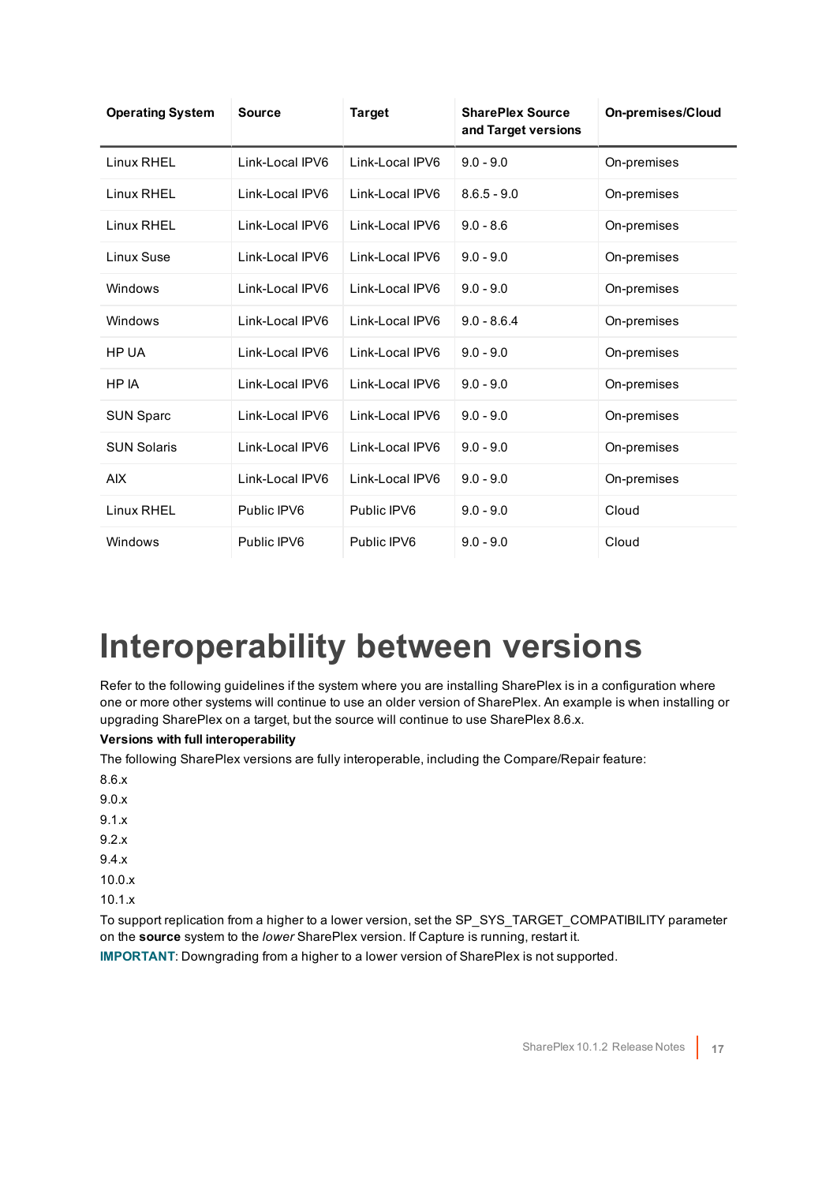| Operating System | Source | Target | SharePlex Source and Target versions | On-premises/Cloud |
|---|---|---|---|---|
| Linux RHEL | Link-Local IPV6 | Link-Local IPV6 | 9.0 - 9.0 | On-premises |
| Linux RHEL | Link-Local IPV6 | Link-Local IPV6 | 8.6.5 - 9.0 | On-premises |
| Linux RHEL | Link-Local IPV6 | Link-Local IPV6 | 9.0 - 8.6 | On-premises |
| Linux Suse | Link-Local IPV6 | Link-Local IPV6 | 9.0 - 9.0 | On-premises |
| Windows | Link-Local IPV6 | Link-Local IPV6 | 9.0 - 9.0 | On-premises |
| Windows | Link-Local IPV6 | Link-Local IPV6 | 9.0 - 8.6.4 | On-premises |
| HP UA | Link-Local IPV6 | Link-Local IPV6 | 9.0 - 9.0 | On-premises |
| HP IA | Link-Local IPV6 | Link-Local IPV6 | 9.0 - 9.0 | On-premises |
| SUN Sparc | Link-Local IPV6 | Link-Local IPV6 | 9.0 - 9.0 | On-premises |
| SUN Solaris | Link-Local IPV6 | Link-Local IPV6 | 9.0 - 9.0 | On-premises |
| AIX | Link-Local IPV6 | Link-Local IPV6 | 9.0 - 9.0 | On-premises |
| Linux RHEL | Public IPV6 | Public IPV6 | 9.0 - 9.0 | Cloud |
| Windows | Public IPV6 | Public IPV6 | 9.0 - 9.0 | Cloud |

# Interoperability between versions

Refer to the following guidelines if the system where you are installing SharePlex is in a configuration where one or more other systems will continue to use an older version of SharePlex. An example is when installing or upgrading SharePlex on a target, but the source will continue to use SharePlex 8.6.x.

**Versions with full interoperability**

The following SharePlex versions are fully interoperable, including the Compare/Repair feature:

8.6.x

9.0.x

9.1.x

9.2.x

9.4.x

10.0.x

10.1.x

To support replication from a higher to a lower version, set the SP_SYS_TARGET_COMPATIBILITY parameter on the **source** system to the *lower* SharePlex version. If Capture is running, restart it.

**IMPORTANT**: Downgrading from a higher to a lower version of SharePlex is not supported.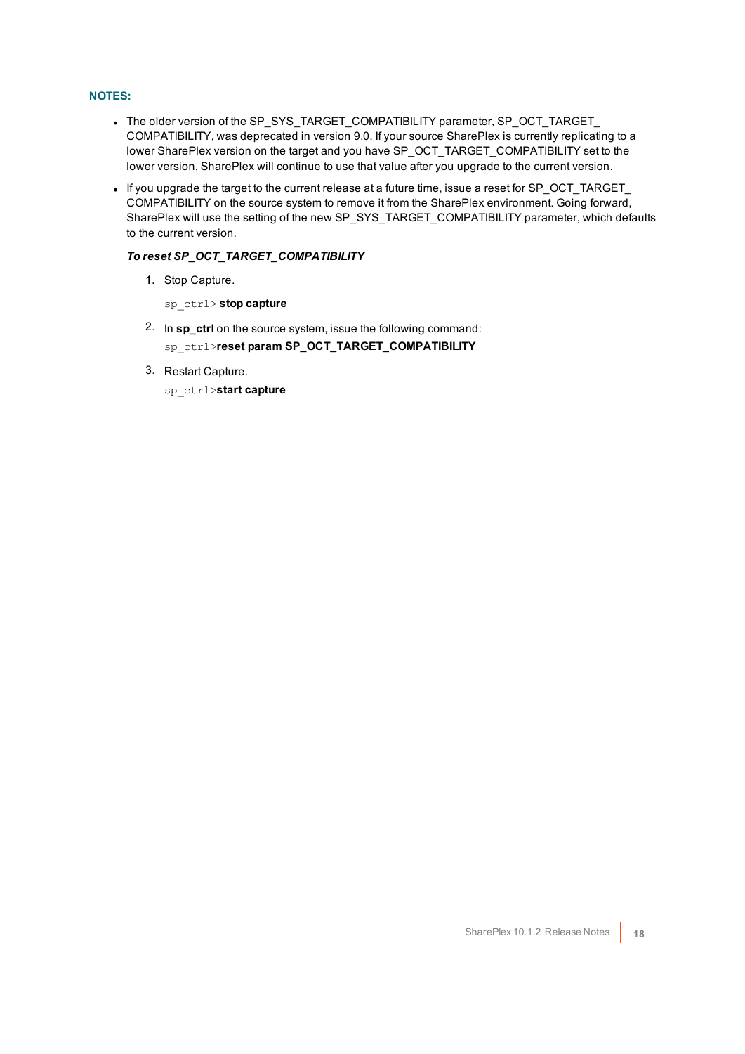**NOTES:**

- The older version of the SP_SYS_TARGET_COMPATIBILITY parameter, SP_OCT_TARGET_COMPATIBILITY, was deprecated in version 9.0. If your source SharePlex is currently replicating to a lower SharePlex version on the target and you have SP_OCT_TARGET_COMPATIBILITY set to the lower version, SharePlex will continue to use that value after you upgrade to the current version.
- If you upgrade the target to the current release at a future time, issue a reset for SP_OCT_TARGET_COMPATIBILITY on the source system to remove it from the SharePlex environment. Going forward, SharePlex will use the setting of the new SP_SYS_TARGET_COMPATIBILITY parameter, which defaults to the current version.

***To reset SP_OCT_TARGET_COMPATIBILITY***

1. Stop Capture.

   `sp_ctrl>` **stop capture**

2. In **sp_ctrl** on the source system, issue the following command:

   `sp_ctrl>`**reset param SP_OCT_TARGET_COMPATIBILITY**

3. Restart Capture.

   `sp_ctrl>`**start capture**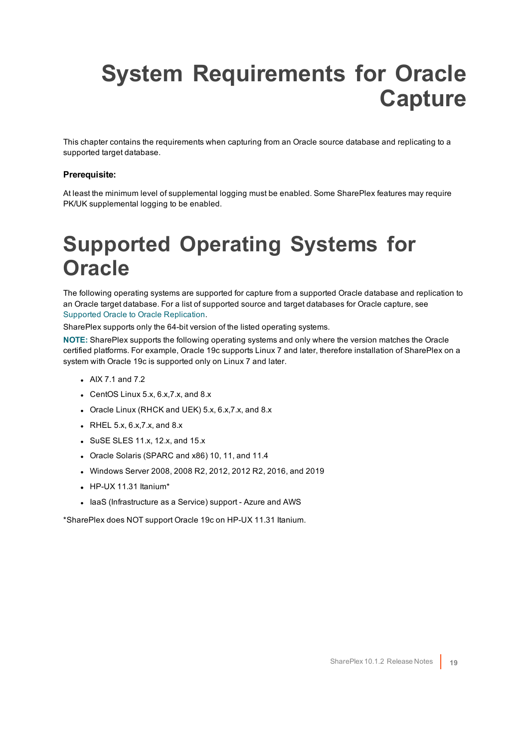# System Requirements for Oracle Capture

This chapter contains the requirements when capturing from an Oracle source database and replicating to a supported target database.

**Prerequisite:**

At least the minimum level of supplemental logging must be enabled. Some SharePlex features may require PK/UK supplemental logging to be enabled.

# Supported Operating Systems for Oracle

The following operating systems are supported for capture from a supported Oracle database and replication to an Oracle target database. For a list of supported source and target databases for Oracle capture, see Supported Oracle to Oracle Replication.

SharePlex supports only the 64-bit version of the listed operating systems.

**NOTE:** SharePlex supports the following operating systems and only where the version matches the Oracle certified platforms. For example, Oracle 19c supports Linux 7 and later, therefore installation of SharePlex on a system with Oracle 19c is supported only on Linux 7 and later.

- AIX 7.1 and 7.2
- CentOS Linux 5.x, 6.x,7.x, and 8.x
- Oracle Linux (RHCK and UEK) 5.x, 6.x,7.x, and 8.x
- RHEL 5.x, 6.x,7.x, and 8.x
- SuSE SLES 11.x, 12.x, and 15.x
- Oracle Solaris (SPARC and x86) 10, 11, and 11.4
- Windows Server 2008, 2008 R2, 2012, 2012 R2, 2016, and 2019
- HP-UX 11.31 Itanium*
- IaaS (Infrastructure as a Service) support - Azure and AWS

*SharePlex does NOT support Oracle 19c on HP-UX 11.31 Itanium.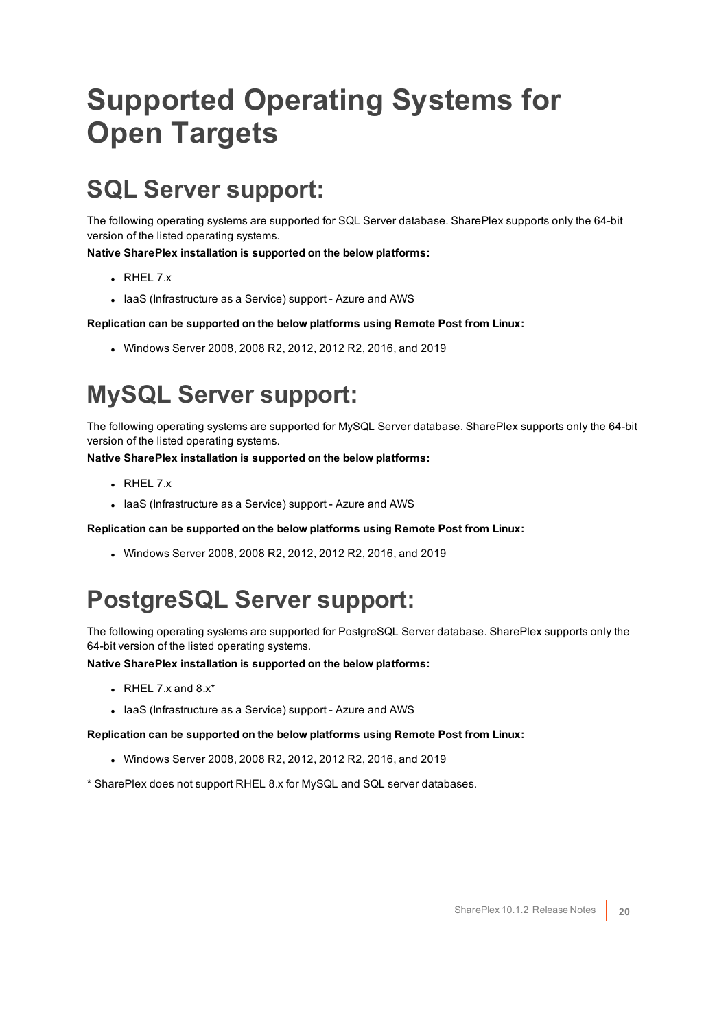# Supported Operating Systems for Open Targets

## SQL Server support:

The following operating systems are supported for SQL Server database. SharePlex supports only the 64-bit version of the listed operating systems.

**Native SharePlex installation is supported on the below platforms:**

- RHEL 7.x
- IaaS (Infrastructure as a Service) support - Azure and AWS

**Replication can be supported on the below platforms using Remote Post from Linux:**

- Windows Server 2008, 2008 R2, 2012, 2012 R2, 2016, and 2019

## MySQL Server support:

The following operating systems are supported for MySQL Server database. SharePlex supports only the 64-bit version of the listed operating systems.

**Native SharePlex installation is supported on the below platforms:**

- RHEL 7.x
- IaaS (Infrastructure as a Service) support - Azure and AWS

**Replication can be supported on the below platforms using Remote Post from Linux:**

- Windows Server 2008, 2008 R2, 2012, 2012 R2, 2016, and 2019

## PostgreSQL Server support:

The following operating systems are supported for PostgreSQL Server database. SharePlex supports only the 64-bit version of the listed operating systems.

**Native SharePlex installation is supported on the below platforms:**

- RHEL 7.x and 8.x*
- IaaS (Infrastructure as a Service) support - Azure and AWS

**Replication can be supported on the below platforms using Remote Post from Linux:**

- Windows Server 2008, 2008 R2, 2012, 2012 R2, 2016, and 2019

* SharePlex does not support RHEL 8.x for MySQL and SQL server databases.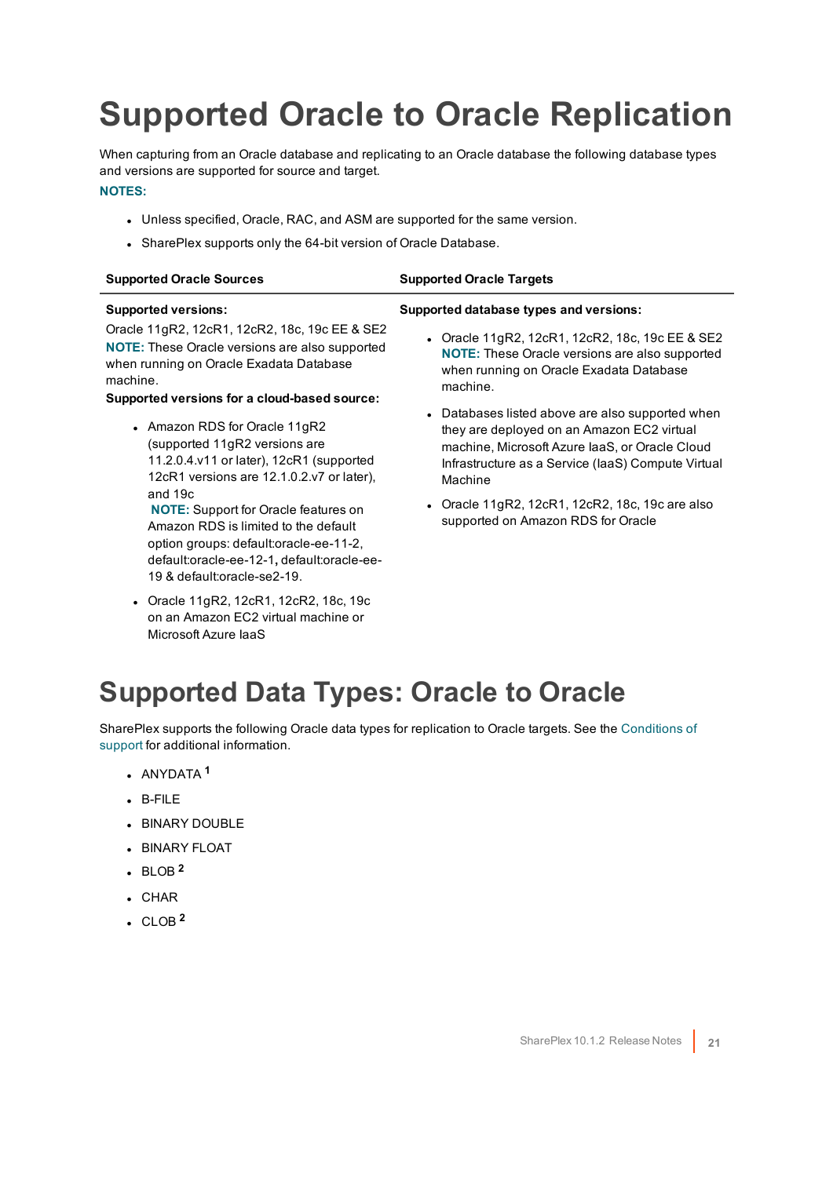# Supported Oracle to Oracle Replication

When capturing from an Oracle database and replicating to an Oracle database the following database types and versions are supported for source and target.

**NOTES:**

- Unless specified, Oracle, RAC, and ASM are supported for the same version.
- SharePlex supports only the 64-bit version of Oracle Database.

| Supported Oracle Sources | Supported Oracle Targets |
| --- | --- |
| **Supported versions:**<br>Oracle 11gR2, 12cR1, 12cR2, 18c, 19c EE & SE2<br>**NOTE:** These Oracle versions are also supported when running on Oracle Exadata Database machine.<br>**Supported versions for a cloud-based source:**<br>• Amazon RDS for Oracle 11gR2 (supported 11gR2 versions are 11.2.0.4.v11 or later), 12cR1 (supported 12cR1 versions are 12.1.0.2.v7 or later), and 19c<br>**NOTE:** Support for Oracle features on Amazon RDS is limited to the default option groups: default:oracle-ee-11-2, default:oracle-ee-12-1, default:oracle-ee-19 & default:oracle-se2-19.<br>• Oracle 11gR2, 12cR1, 12cR2, 18c, 19c on an Amazon EC2 virtual machine or Microsoft Azure IaaS | **Supported database types and versions:**<br>• Oracle 11gR2, 12cR1, 12cR2, 18c, 19c EE & SE2<br>**NOTE:** These Oracle versions are also supported when running on Oracle Exadata Database machine.<br>• Databases listed above are also supported when they are deployed on an Amazon EC2 virtual machine, Microsoft Azure IaaS, or Oracle Cloud Infrastructure as a Service (IaaS) Compute Virtual Machine<br>• Oracle 11gR2, 12cR1, 12cR2, 18c, 19c are also supported on Amazon RDS for Oracle |

# Supported Data Types: Oracle to Oracle

SharePlex supports the following Oracle data types for replication to Oracle targets. See the Conditions of support for additional information.

- ANYDATA [1]
- B-FILE
- BINARY DOUBLE
- BINARY FLOAT
- BLOB [2]
- CHAR
- CLOB [2]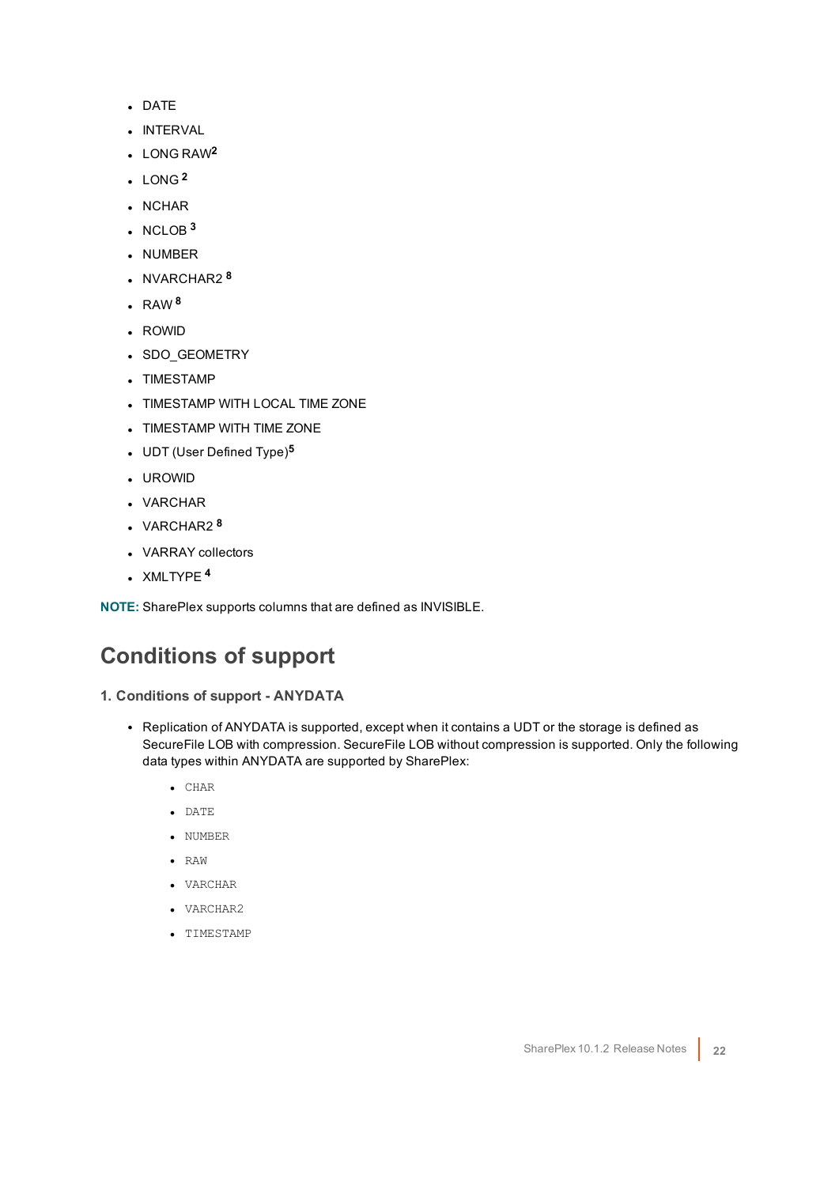- DATE
- INTERVAL
- LONG RAW[2]
- LONG [2]
- NCHAR
- NCLOB [3]
- NUMBER
- NVARCHAR2 [8]
- RAW [8]
- ROWID
- SDO_GEOMETRY
- TIMESTAMP
- TIMESTAMP WITH LOCAL TIME ZONE
- TIMESTAMP WITH TIME ZONE
- UDT (User Defined Type)[5]
- UROWID
- VARCHAR
- VARCHAR2 [8]
- VARRAY collectors
- XMLTYPE [4]

**NOTE:** SharePlex supports columns that are defined as INVISIBLE.

## Conditions of support

### 1. Conditions of support - ANYDATA

- Replication of ANYDATA is supported, except when it contains a UDT or the storage is defined as SecureFile LOB with compression. SecureFile LOB without compression is supported. Only the following data types within ANYDATA are supported by SharePlex:
  - `CHAR`
  - `DATE`
  - `NUMBER`
  - `RAW`
  - `VARCHAR`
  - `VARCHAR2`
  - `TIMESTAMP`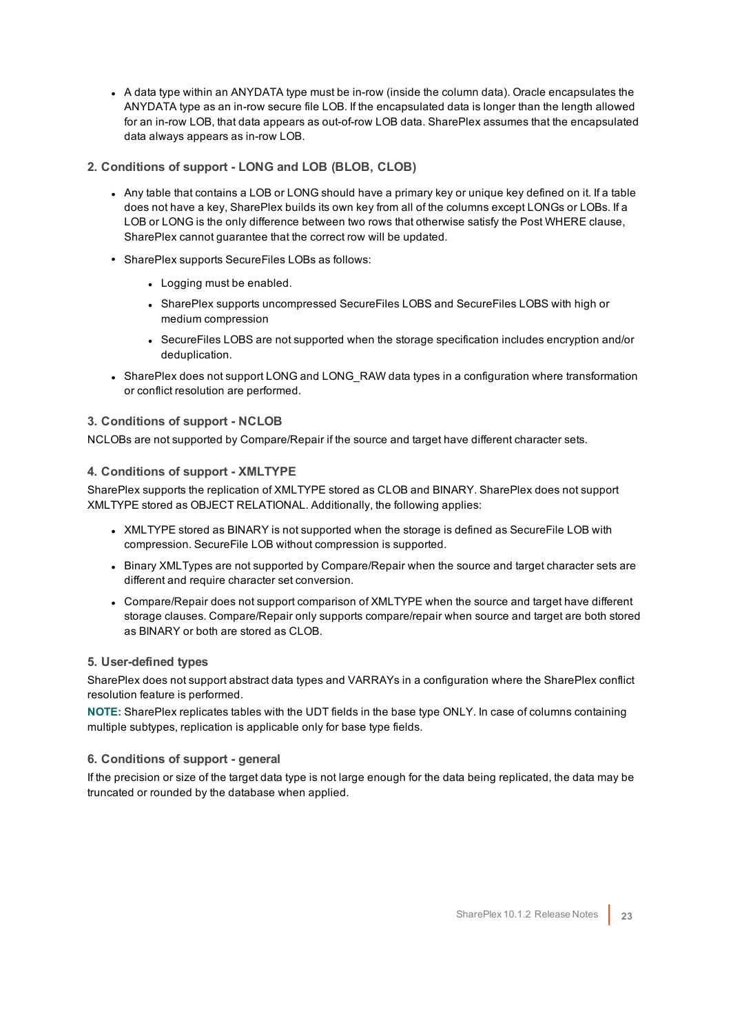- A data type within an ANYDATA type must be in-row (inside the column data). Oracle encapsulates the ANYDATA type as an in-row secure file LOB. If the encapsulated data is longer than the length allowed for an in-row LOB, that data appears as out-of-row LOB data. SharePlex assumes that the encapsulated data always appears as in-row LOB.

### 2. Conditions of support - LONG and LOB (BLOB, CLOB)

- Any table that contains a LOB or LONG should have a primary key or unique key defined on it. If a table does not have a key, SharePlex builds its own key from all of the columns except LONGs or LOBs. If a LOB or LONG is the only difference between two rows that otherwise satisfy the Post WHERE clause, SharePlex cannot guarantee that the correct row will be updated.
- SharePlex supports SecureFiles LOBs as follows:
  - Logging must be enabled.
  - SharePlex supports uncompressed SecureFiles LOBS and SecureFiles LOBS with high or medium compression
  - SecureFiles LOBS are not supported when the storage specification includes encryption and/or deduplication.
- SharePlex does not support LONG and LONG_RAW data types in a configuration where transformation or conflict resolution are performed.

### 3. Conditions of support - NCLOB

NCLOBs are not supported by Compare/Repair if the source and target have different character sets.

### 4. Conditions of support - XMLTYPE

SharePlex supports the replication of XMLTYPE stored as CLOB and BINARY. SharePlex does not support XMLTYPE stored as OBJECT RELATIONAL. Additionally, the following applies:

- XMLTYPE stored as BINARY is not supported when the storage is defined as SecureFile LOB with compression. SecureFile LOB without compression is supported.
- Binary XMLTypes are not supported by Compare/Repair when the source and target character sets are different and require character set conversion.
- Compare/Repair does not support comparison of XMLTYPE when the source and target have different storage clauses. Compare/Repair only supports compare/repair when source and target are both stored as BINARY or both are stored as CLOB.

### 5. User-defined types

SharePlex does not support abstract data types and VARRAYs in a configuration where the SharePlex conflict resolution feature is performed.

**NOTE:** SharePlex replicates tables with the UDT fields in the base type ONLY. In case of columns containing multiple subtypes, replication is applicable only for base type fields.

### 6. Conditions of support - general

If the precision or size of the target data type is not large enough for the data being replicated, the data may be truncated or rounded by the database when applied.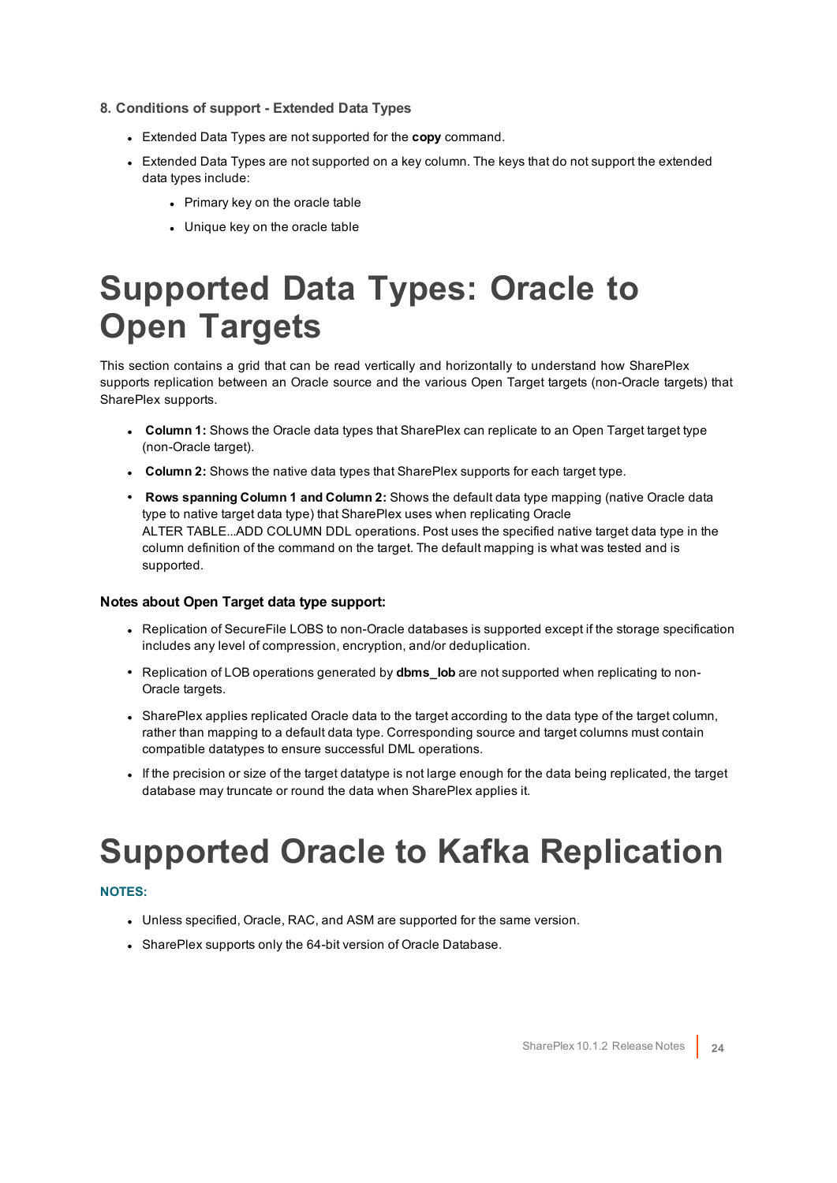**8. Conditions of support - Extended Data Types**

- Extended Data Types are not supported for the **copy** command.
- Extended Data Types are not supported on a key column. The keys that do not support the extended data types include:
  - Primary key on the oracle table
  - Unique key on the oracle table

# Supported Data Types: Oracle to Open Targets

This section contains a grid that can be read vertically and horizontally to understand how SharePlex supports replication between an Oracle source and the various Open Target targets (non-Oracle targets) that SharePlex supports.

- **Column 1:** Shows the Oracle data types that SharePlex can replicate to an Open Target target type (non-Oracle target).
- **Column 2:** Shows the native data types that SharePlex supports for each target type.
- **Rows spanning Column 1 and Column 2:** Shows the default data type mapping (native Oracle data type to native target data type) that SharePlex uses when replicating Oracle ALTER TABLE...ADD COLUMN DDL operations. Post uses the specified native target data type in the column definition of the command on the target. The default mapping is what was tested and is supported.

**Notes about Open Target data type support:**

- Replication of SecureFile LOBS to non-Oracle databases is supported except if the storage specification includes any level of compression, encryption, and/or deduplication.
- Replication of LOB operations generated by **dbms_lob** are not supported when replicating to non-Oracle targets.
- SharePlex applies replicated Oracle data to the target according to the data type of the target column, rather than mapping to a default data type. Corresponding source and target columns must contain compatible datatypes to ensure successful DML operations.
- If the precision or size of the target datatype is not large enough for the data being replicated, the target database may truncate or round the data when SharePlex applies it.

# Supported Oracle to Kafka Replication

**NOTES:**

- Unless specified, Oracle, RAC, and ASM are supported for the same version.
- SharePlex supports only the 64-bit version of Oracle Database.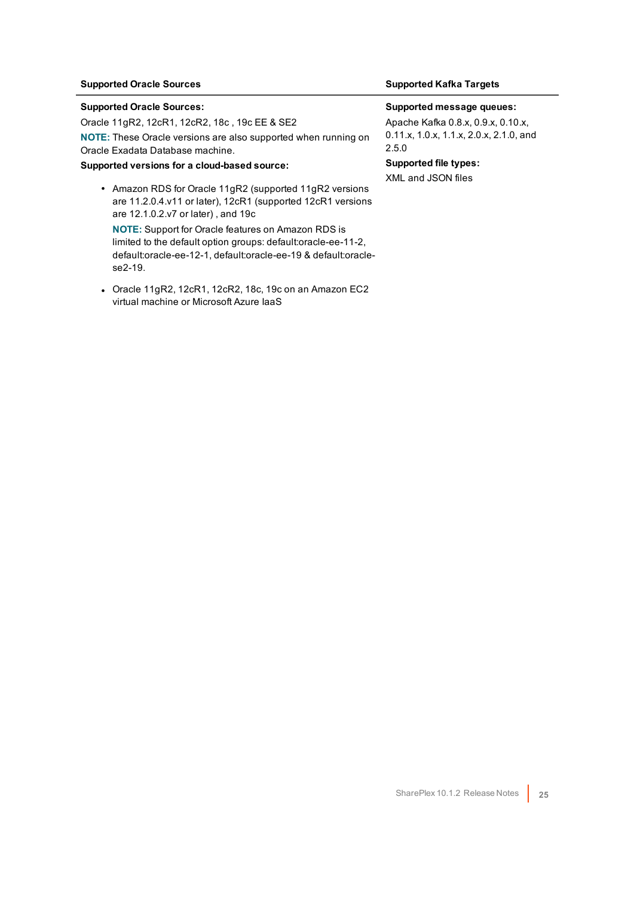| Supported Oracle Sources | Supported Kafka Targets |
| --- | --- |
| **Supported Oracle Sources:**<br>Oracle 11gR2, 12cR1, 12cR2, 18c , 19c EE & SE2<br>**NOTE:** These Oracle versions are also supported when running on Oracle Exadata Database machine.<br>**Supported versions for a cloud-based source:**<br>• Amazon RDS for Oracle 11gR2 (supported 11gR2 versions are 11.2.0.4.v11 or later), 12cR1 (supported 12cR1 versions are 12.1.0.2.v7 or later) , and 19c<br>**NOTE:** Support for Oracle features on Amazon RDS is limited to the default option groups: default:oracle-ee-11-2, default:oracle-ee-12-1, default:oracle-ee-19 & default:oracle-se2-19.<br>• Oracle 11gR2, 12cR1, 12cR2, 18c, 19c on an Amazon EC2 virtual machine or Microsoft Azure IaaS | **Supported message queues:**<br>Apache Kafka 0.8.x, 0.9.x, 0.10.x, 0.11.x, 1.0.x, 1.1.x, 2.0.x, 2.1.0, and 2.5.0<br>**Supported file types:**<br>XML and JSON files |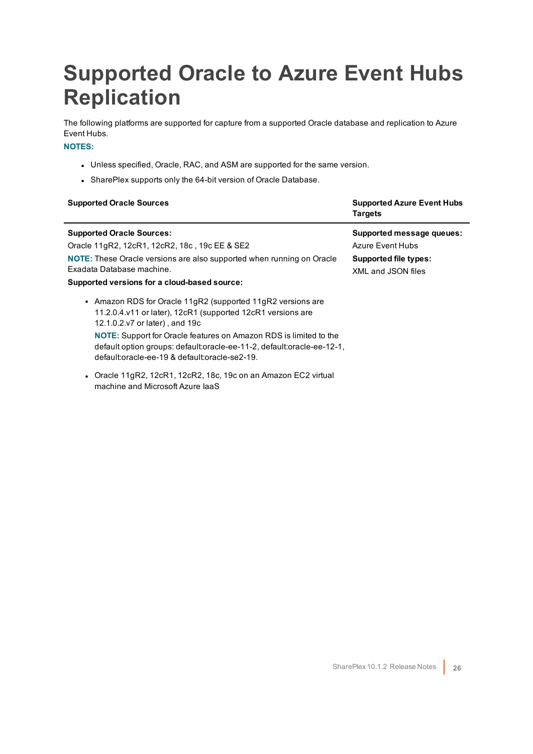# Supported Oracle to Azure Event Hubs Replication

The following platforms are supported for capture from a supported Oracle database and replication to Azure Event Hubs.

**NOTES:**

- Unless specified, Oracle, RAC, and ASM are supported for the same version.
- SharePlex supports only the 64-bit version of Oracle Database.

| Supported Oracle Sources | Supported Azure Event Hubs Targets |
|---|---|
| **Supported Oracle Sources:**<br>Oracle 11gR2, 12cR1, 12cR2, 18c , 19c EE & SE2<br>**NOTE:** These Oracle versions are also supported when running on Oracle Exadata Database machine.<br>**Supported versions for a cloud-based source:**<br>• Amazon RDS for Oracle 11gR2 (supported 11gR2 versions are 11.2.0.4.v11 or later), 12cR1 (supported 12cR1 versions are 12.1.0.2.v7 or later) , and 19c<br>**NOTE:** Support for Oracle features on Amazon RDS is limited to the default option groups: default:oracle-ee-11-2, default:oracle-ee-12-1, default:oracle-ee-19 & default:oracle-se2-19.<br>• Oracle 11gR2, 12cR1, 12cR2, 18c, 19c on an Amazon EC2 virtual machine and Microsoft Azure IaaS | **Supported message queues:**<br>Azure Event Hubs<br>**Supported file types:**<br>XML and JSON files |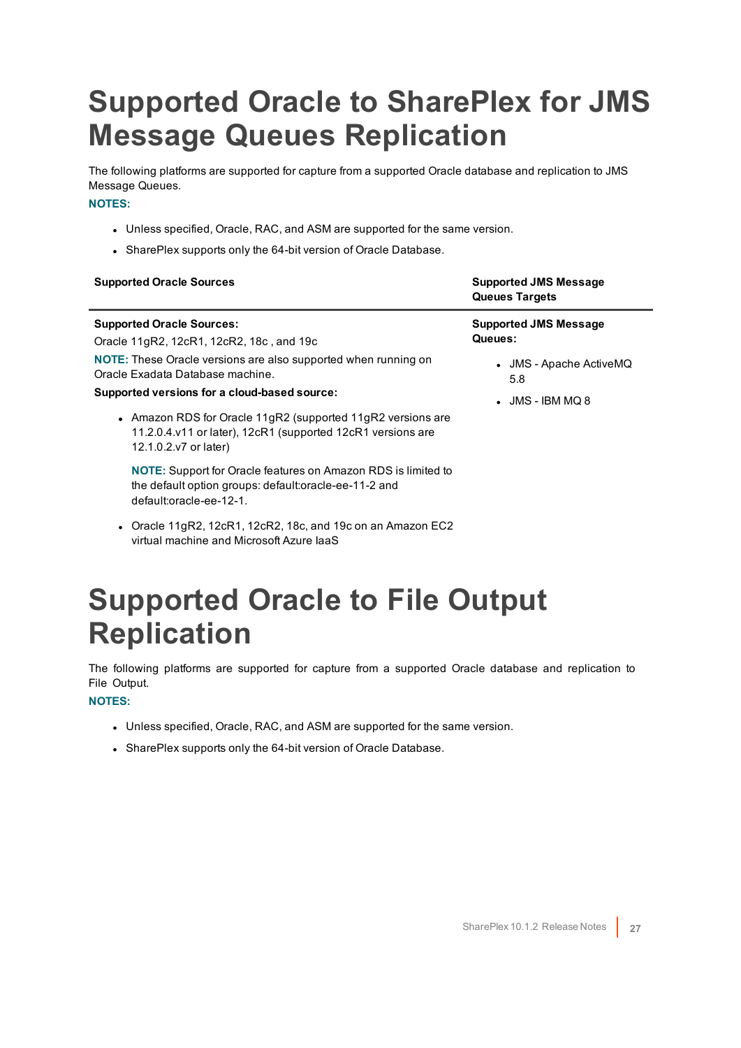# Supported Oracle to SharePlex for JMS Message Queues Replication

The following platforms are supported for capture from a supported Oracle database and replication to JMS Message Queues.

**NOTES:**

- Unless specified, Oracle, RAC, and ASM are supported for the same version.
- SharePlex supports only the 64-bit version of Oracle Database.

| Supported Oracle Sources | Supported JMS Message Queues Targets |
|---|---|
| **Supported Oracle Sources:**<br>Oracle 11gR2, 12cR1, 12cR2, 18c , and 19c<br>**NOTE:** These Oracle versions are also supported when running on Oracle Exadata Database machine.<br>**Supported versions for a cloud-based source:**<br>• Amazon RDS for Oracle 11gR2 (supported 11gR2 versions are 11.2.0.4.v11 or later), 12cR1 (supported 12cR1 versions are 12.1.0.2.v7 or later)<br>**NOTE:** Support for Oracle features on Amazon RDS is limited to the default option groups: default:oracle-ee-11-2 and default:oracle-ee-12-1.<br>• Oracle 11gR2, 12cR1, 12cR2, 18c, and 19c on an Amazon EC2 virtual machine and Microsoft Azure IaaS | **Supported JMS Message Queues:**<br>• JMS - Apache ActiveMQ 5.8<br>• JMS - IBM MQ 8 |

# Supported Oracle to File Output Replication

The following platforms are supported for capture from a supported Oracle database and replication to File Output.

**NOTES:**

- Unless specified, Oracle, RAC, and ASM are supported for the same version.
- SharePlex supports only the 64-bit version of Oracle Database.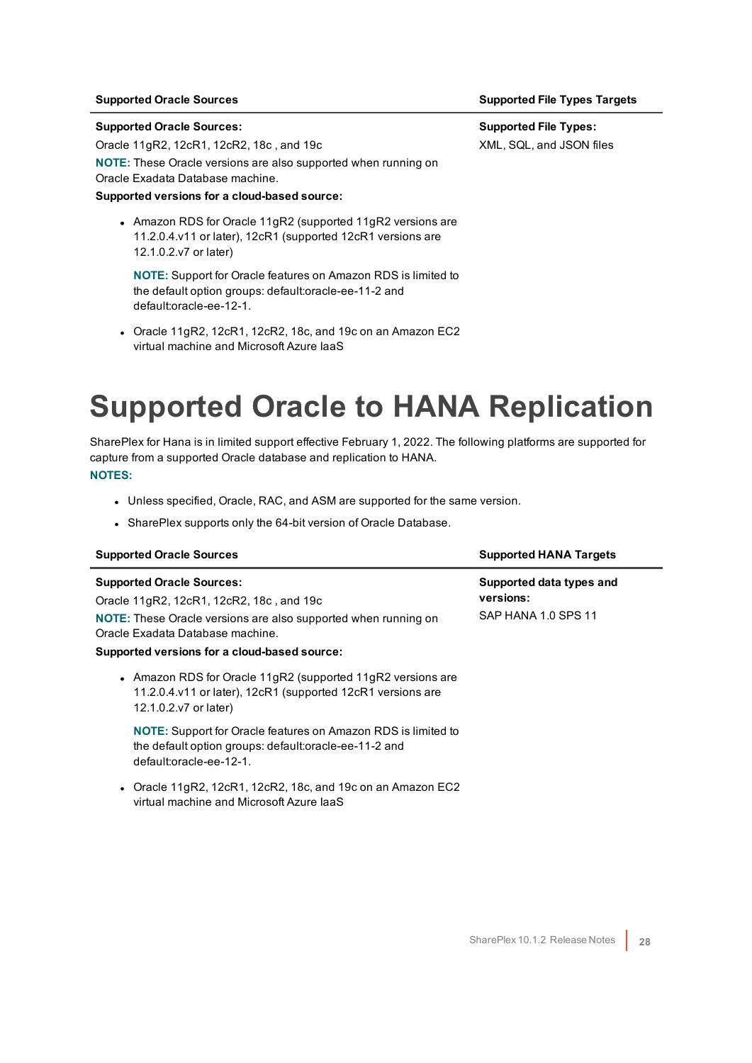| Supported Oracle Sources | Supported File Types Targets |
|---|---|
| **Supported Oracle Sources:**<br>Oracle 11gR2, 12cR1, 12cR2, 18c , and 19c<br>**NOTE:** These Oracle versions are also supported when running on Oracle Exadata Database machine.<br>**Supported versions for a cloud-based source:**<br>• Amazon RDS for Oracle 11gR2 (supported 11gR2 versions are 11.2.0.4.v11 or later), 12cR1 (supported 12cR1 versions are 12.1.0.2.v7 or later)<br>**NOTE:** Support for Oracle features on Amazon RDS is limited to the default option groups: default:oracle-ee-11-2 and default:oracle-ee-12-1.<br>• Oracle 11gR2, 12cR1, 12cR2, 18c, and 19c on an Amazon EC2 virtual machine and Microsoft Azure IaaS | **Supported File Types:**<br>XML, SQL, and JSON files |

# Supported Oracle to HANA Replication

SharePlex for Hana is in limited support effective February 1, 2022. The following platforms are supported for capture from a supported Oracle database and replication to HANA.

**NOTES:**

- Unless specified, Oracle, RAC, and ASM are supported for the same version.
- SharePlex supports only the 64-bit version of Oracle Database.

| Supported Oracle Sources | Supported HANA Targets |
|---|---|
| **Supported Oracle Sources:**<br>Oracle 11gR2, 12cR1, 12cR2, 18c , and 19c<br>**NOTE:** These Oracle versions are also supported when running on Oracle Exadata Database machine.<br>**Supported versions for a cloud-based source:**<br>• Amazon RDS for Oracle 11gR2 (supported 11gR2 versions are 11.2.0.4.v11 or later), 12cR1 (supported 12cR1 versions are 12.1.0.2.v7 or later)<br>**NOTE:** Support for Oracle features on Amazon RDS is limited to the default option groups: default:oracle-ee-11-2 and default:oracle-ee-12-1.<br>• Oracle 11gR2, 12cR1, 12cR2, 18c, and 19c on an Amazon EC2 virtual machine and Microsoft Azure IaaS | **Supported data types and versions:**<br>SAP HANA 1.0 SPS 11 |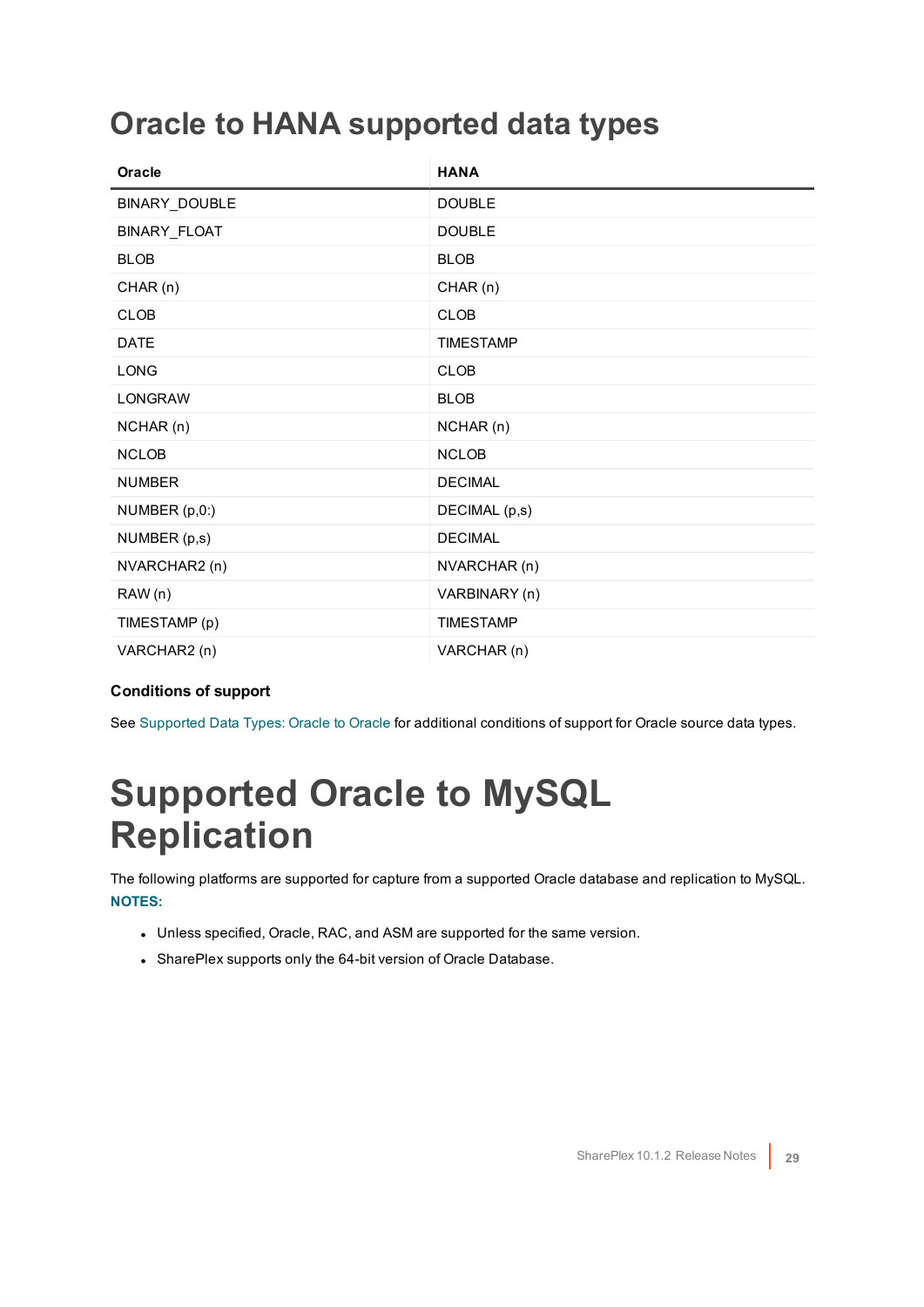# Oracle to HANA supported data types

| Oracle | HANA |
| --- | --- |
| BINARY_DOUBLE | DOUBLE |
| BINARY_FLOAT | DOUBLE |
| BLOB | BLOB |
| CHAR (n) | CHAR (n) |
| CLOB | CLOB |
| DATE | TIMESTAMP |
| LONG | CLOB |
| LONGRAW | BLOB |
| NCHAR (n) | NCHAR (n) |
| NCLOB | NCLOB |
| NUMBER | DECIMAL |
| NUMBER (p,0:) | DECIMAL (p,s) |
| NUMBER (p,s) | DECIMAL |
| NVARCHAR2 (n) | NVARCHAR (n) |
| RAW (n) | VARBINARY (n) |
| TIMESTAMP (p) | TIMESTAMP |
| VARCHAR2 (n) | VARCHAR (n) |

### Conditions of support

See Supported Data Types: Oracle to Oracle for additional conditions of support for Oracle source data types.

# Supported Oracle to MySQL Replication

The following platforms are supported for capture from a supported Oracle database and replication to MySQL.

**NOTES:**

- Unless specified, Oracle, RAC, and ASM are supported for the same version.
- SharePlex supports only the 64-bit version of Oracle Database.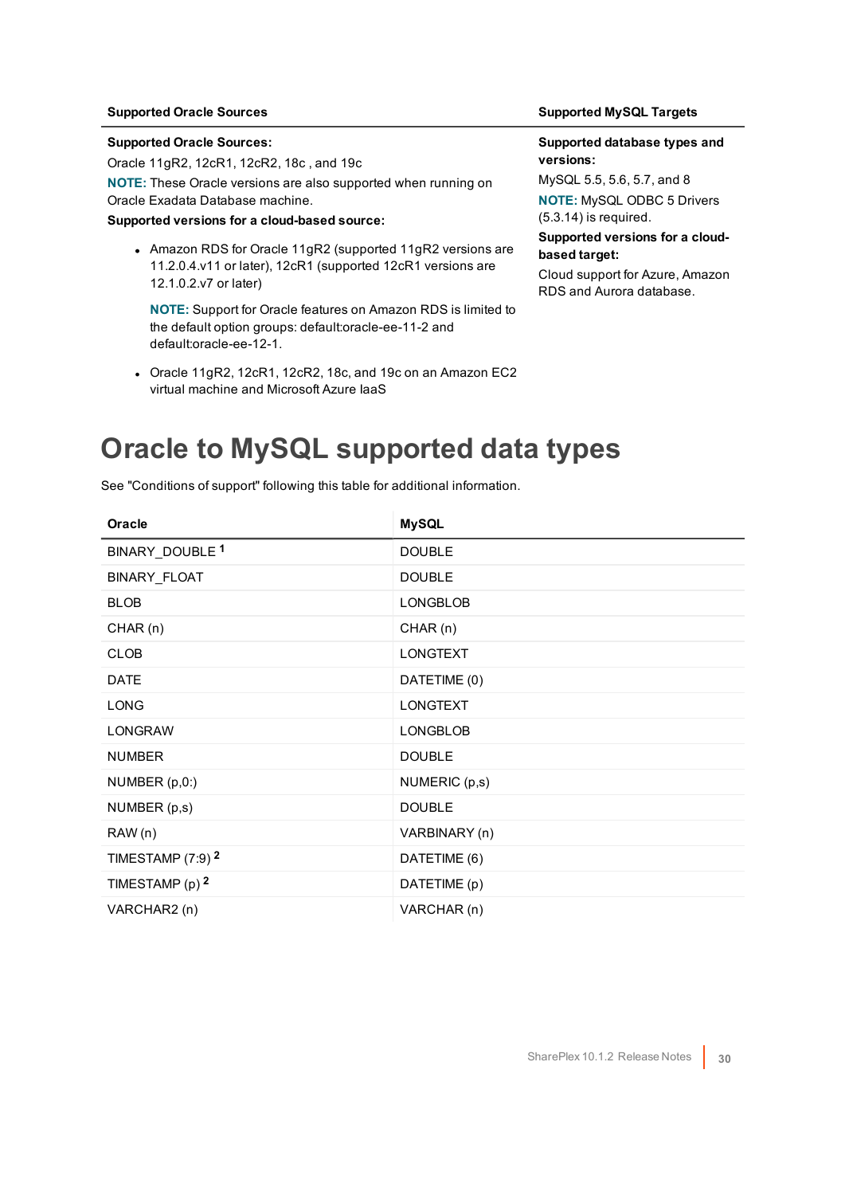| Supported Oracle Sources | Supported MySQL Targets |
| --- | --- |
| **Supported Oracle Sources:**<br>Oracle 11gR2, 12cR1, 12cR2, 18c , and 19c<br>**NOTE:** These Oracle versions are also supported when running on Oracle Exadata Database machine.<br>**Supported versions for a cloud-based source:**<br>• Amazon RDS for Oracle 11gR2 (supported 11gR2 versions are 11.2.0.4.v11 or later), 12cR1 (supported 12cR1 versions are 12.1.0.2.v7 or later)<br>**NOTE:** Support for Oracle features on Amazon RDS is limited to the default option groups: default:oracle-ee-11-2 and default:oracle-ee-12-1.<br>• Oracle 11gR2, 12cR1, 12cR2, 18c, and 19c on an Amazon EC2 virtual machine and Microsoft Azure IaaS | **Supported database types and versions:**<br>MySQL 5.5, 5.6, 5.7, and 8<br>**NOTE:** MySQL ODBC 5 Drivers (5.3.14) is required.<br>**Supported versions for a cloud-based target:**<br>Cloud support for Azure, Amazon RDS and Aurora database. |

# Oracle to MySQL supported data types

See "Conditions of support" following this table for additional information.

| Oracle | MySQL |
| --- | --- |
| BINARY_DOUBLE [1] | DOUBLE |
| BINARY_FLOAT | DOUBLE |
| BLOB | LONGBLOB |
| CHAR (n) | CHAR (n) |
| CLOB | LONGTEXT |
| DATE | DATETIME (0) |
| LONG | LONGTEXT |
| LONGRAW | LONGBLOB |
| NUMBER | DOUBLE |
| NUMBER (p,0:) | NUMERIC (p,s) |
| NUMBER (p,s) | DOUBLE |
| RAW (n) | VARBINARY (n) |
| TIMESTAMP (7:9) [2] | DATETIME (6) |
| TIMESTAMP (p) [2] | DATETIME (p) |
| VARCHAR2 (n) | VARCHAR (n) |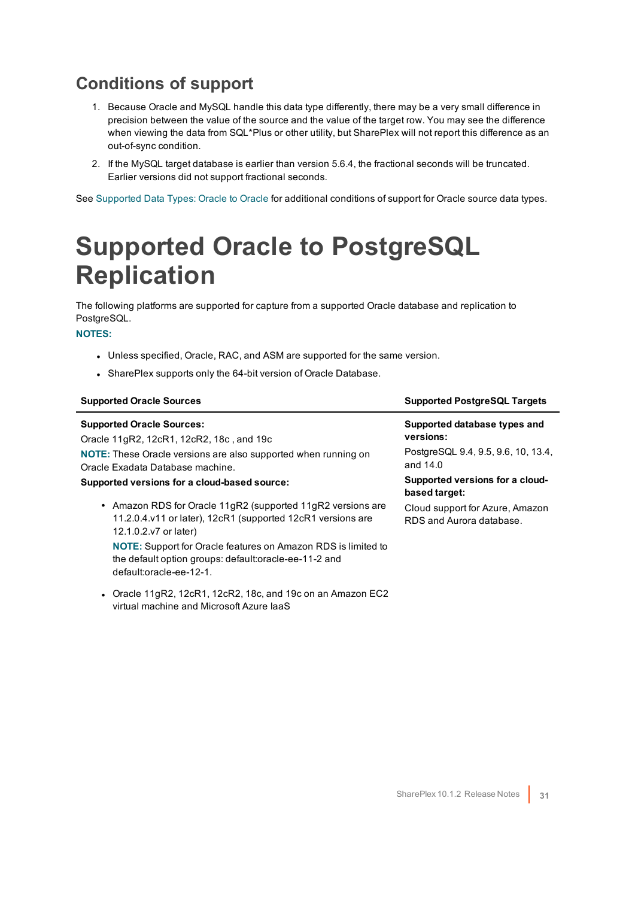## Conditions of support

1. Because Oracle and MySQL handle this data type differently, there may be a very small difference in precision between the value of the source and the value of the target row. You may see the difference when viewing the data from SQL*Plus or other utility, but SharePlex will not report this difference as an out-of-sync condition.
2. If the MySQL target database is earlier than version 5.6.4, the fractional seconds will be truncated. Earlier versions did not support fractional seconds.

See Supported Data Types: Oracle to Oracle for additional conditions of support for Oracle source data types.

# Supported Oracle to PostgreSQL Replication

The following platforms are supported for capture from a supported Oracle database and replication to PostgreSQL.

**NOTES:**

- Unless specified, Oracle, RAC, and ASM are supported for the same version.
- SharePlex supports only the 64-bit version of Oracle Database.

| Supported Oracle Sources | Supported PostgreSQL Targets |
| --- | --- |
| **Supported Oracle Sources:**<br>Oracle 11gR2, 12cR1, 12cR2, 18c , and 19c<br>**NOTE:** These Oracle versions are also supported when running on Oracle Exadata Database machine.<br>**Supported versions for a cloud-based source:**<br>• Amazon RDS for Oracle 11gR2 (supported 11gR2 versions are 11.2.0.4.v11 or later), 12cR1 (supported 12cR1 versions are 12.1.0.2.v7 or later)<br>**NOTE:** Support for Oracle features on Amazon RDS is limited to the default option groups: default:oracle-ee-11-2 and default:oracle-ee-12-1.<br>• Oracle 11gR2, 12cR1, 12cR2, 18c, and 19c on an Amazon EC2 virtual machine and Microsoft Azure IaaS | **Supported database types and versions:**<br>PostgreSQL 9.4, 9.5, 9.6, 10, 13.4, and 14.0<br>**Supported versions for a cloud-based target:**<br>Cloud support for Azure, Amazon RDS and Aurora database. |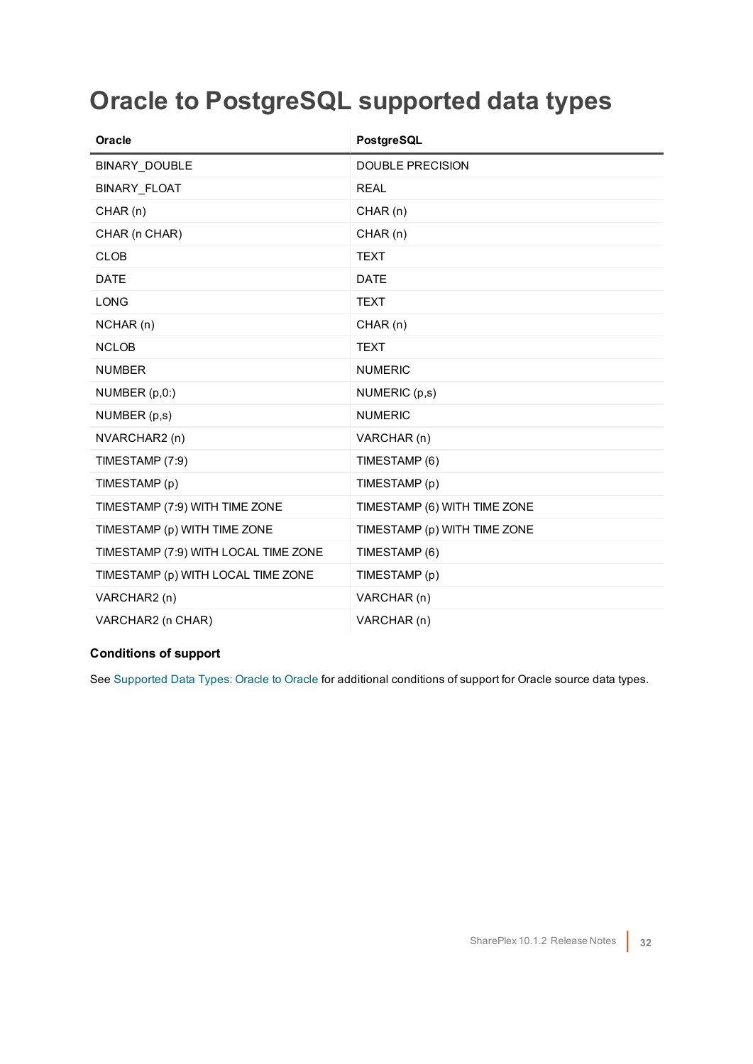# Oracle to PostgreSQL supported data types

| Oracle | PostgreSQL |
| --- | --- |
| BINARY_DOUBLE | DOUBLE PRECISION |
| BINARY_FLOAT | REAL |
| CHAR (n) | CHAR (n) |
| CHAR (n CHAR) | CHAR (n) |
| CLOB | TEXT |
| DATE | DATE |
| LONG | TEXT |
| NCHAR (n) | CHAR (n) |
| NCLOB | TEXT |
| NUMBER | NUMERIC |
| NUMBER (p,0:) | NUMERIC (p,s) |
| NUMBER (p,s) | NUMERIC |
| NVARCHAR2 (n) | VARCHAR (n) |
| TIMESTAMP (7:9) | TIMESTAMP (6) |
| TIMESTAMP (p) | TIMESTAMP (p) |
| TIMESTAMP (7:9) WITH TIME ZONE | TIMESTAMP (6) WITH TIME ZONE |
| TIMESTAMP (p) WITH TIME ZONE | TIMESTAMP (p) WITH TIME ZONE |
| TIMESTAMP (7:9) WITH LOCAL TIME ZONE | TIMESTAMP (6) |
| TIMESTAMP (p) WITH LOCAL TIME ZONE | TIMESTAMP (p) |
| VARCHAR2 (n) | VARCHAR (n) |
| VARCHAR2 (n CHAR) | VARCHAR (n) |

**Conditions of support**

See Supported Data Types: Oracle to Oracle for additional conditions of support for Oracle source data types.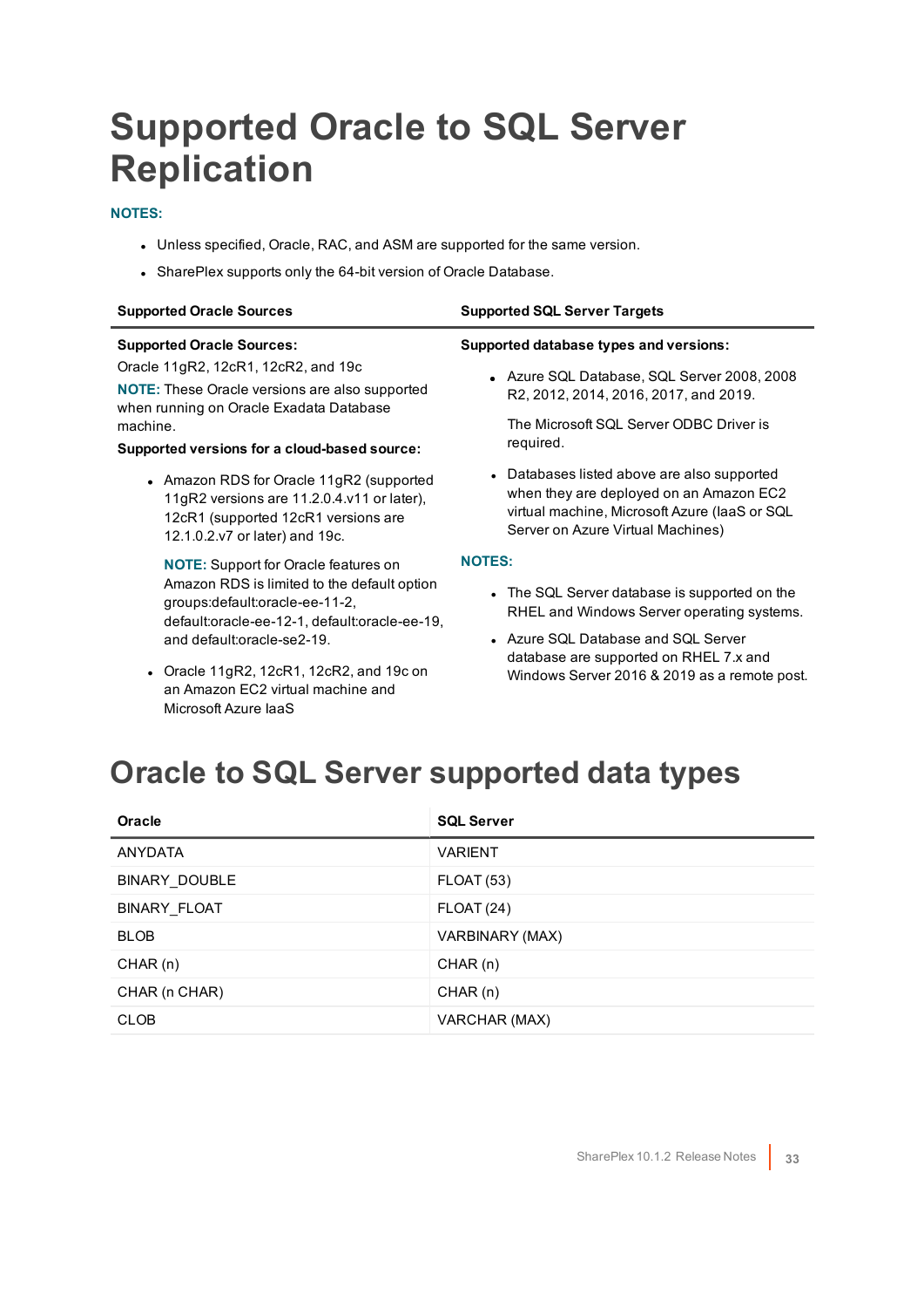# Supported Oracle to SQL Server Replication

**NOTES:**

- Unless specified, Oracle, RAC, and ASM are supported for the same version.
- SharePlex supports only the 64-bit version of Oracle Database.

| Supported Oracle Sources | Supported SQL Server Targets |
|---|---|
| **Supported Oracle Sources:**<br>Oracle 11gR2, 12cR1, 12cR2, and 19c<br>**NOTE:** These Oracle versions are also supported when running on Oracle Exadata Database machine.<br>**Supported versions for a cloud-based source:**<br>• Amazon RDS for Oracle 11gR2 (supported 11gR2 versions are 11.2.0.4.v11 or later), 12cR1 (supported 12cR1 versions are 12.1.0.2.v7 or later) and 19c.<br>**NOTE:** Support for Oracle features on Amazon RDS is limited to the default option groups:default:oracle-ee-11-2, default:oracle-ee-12-1, default:oracle-ee-19, and default:oracle-se2-19.<br>• Oracle 11gR2, 12cR1, 12cR2, and 19c on an Amazon EC2 virtual machine and Microsoft Azure IaaS | **Supported database types and versions:**<br>• Azure SQL Database, SQL Server 2008, 2008 R2, 2012, 2014, 2016, 2017, and 2019.<br>The Microsoft SQL Server ODBC Driver is required.<br>• Databases listed above are also supported when they are deployed on an Amazon EC2 virtual machine, Microsoft Azure (IaaS or SQL Server on Azure Virtual Machines)<br>**NOTES:**<br>• The SQL Server database is supported on the RHEL and Windows Server operating systems.<br>• Azure SQL Database and SQL Server database are supported on RHEL 7.x and Windows Server 2016 & 2019 as a remote post. |

# Oracle to SQL Server supported data types

| Oracle | SQL Server |
|---|---|
| ANYDATA | VARIENT |
| BINARY_DOUBLE | FLOAT (53) |
| BINARY_FLOAT | FLOAT (24) |
| BLOB | VARBINARY (MAX) |
| CHAR (n) | CHAR (n) |
| CHAR (n CHAR) | CHAR (n) |
| CLOB | VARCHAR (MAX) |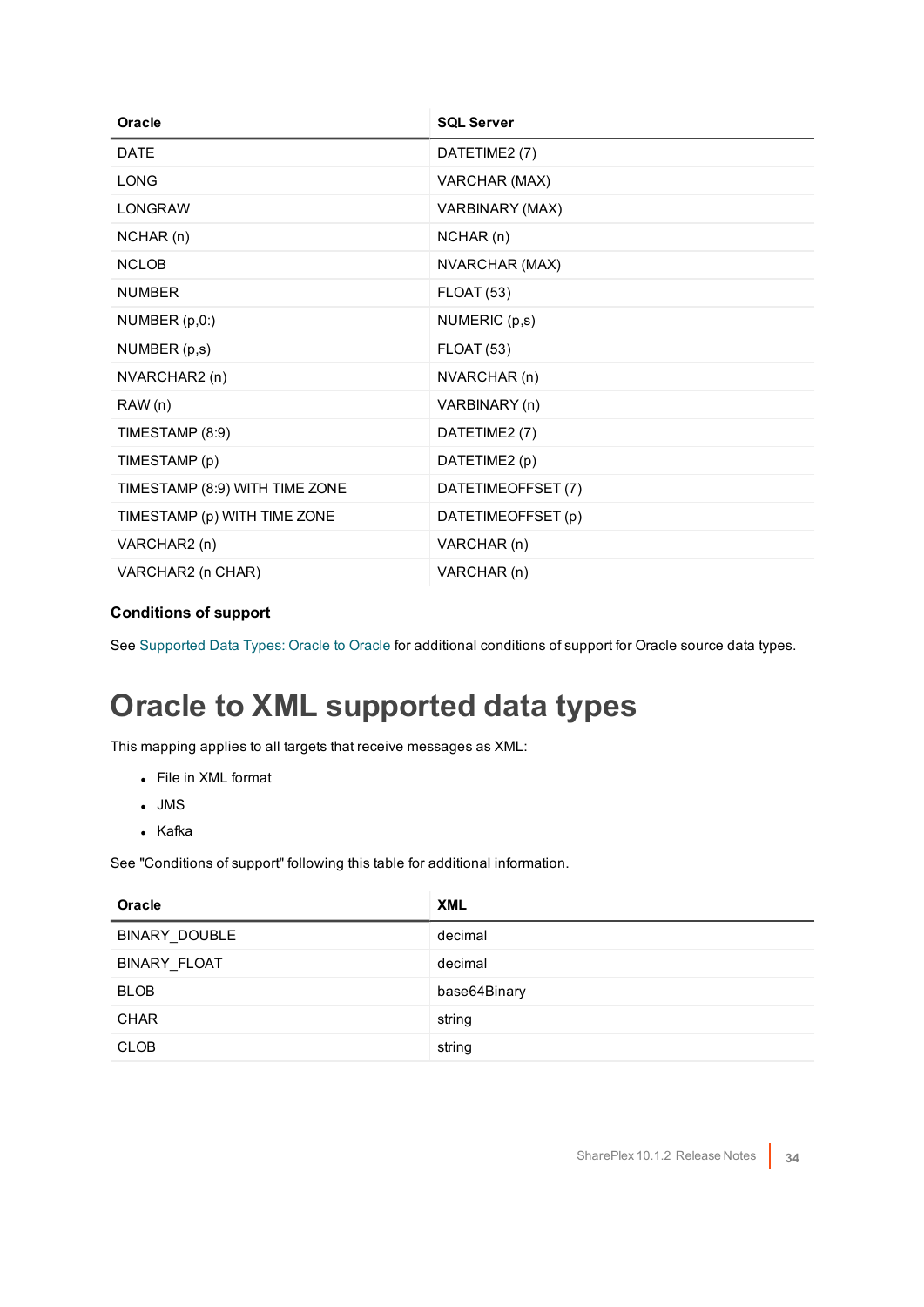| Oracle | SQL Server |
| --- | --- |
| DATE | DATETIME2 (7) |
| LONG | VARCHAR (MAX) |
| LONGRAW | VARBINARY (MAX) |
| NCHAR (n) | NCHAR (n) |
| NCLOB | NVARCHAR (MAX) |
| NUMBER | FLOAT (53) |
| NUMBER (p,0:) | NUMERIC (p,s) |
| NUMBER (p,s) | FLOAT (53) |
| NVARCHAR2 (n) | NVARCHAR (n) |
| RAW (n) | VARBINARY (n) |
| TIMESTAMP (8:9) | DATETIME2 (7) |
| TIMESTAMP (p) | DATETIME2 (p) |
| TIMESTAMP (8:9) WITH TIME ZONE | DATETIMEOFFSET (7) |
| TIMESTAMP (p) WITH TIME ZONE | DATETIMEOFFSET (p) |
| VARCHAR2 (n) | VARCHAR (n) |
| VARCHAR2 (n CHAR) | VARCHAR (n) |

### Conditions of support

See Supported Data Types: Oracle to Oracle for additional conditions of support for Oracle source data types.

# Oracle to XML supported data types

This mapping applies to all targets that receive messages as XML:

- File in XML format
- JMS
- Kafka

See "Conditions of support" following this table for additional information.

| Oracle | XML |
| --- | --- |
| BINARY_DOUBLE | decimal |
| BINARY_FLOAT | decimal |
| BLOB | base64Binary |
| CHAR | string |
| CLOB | string |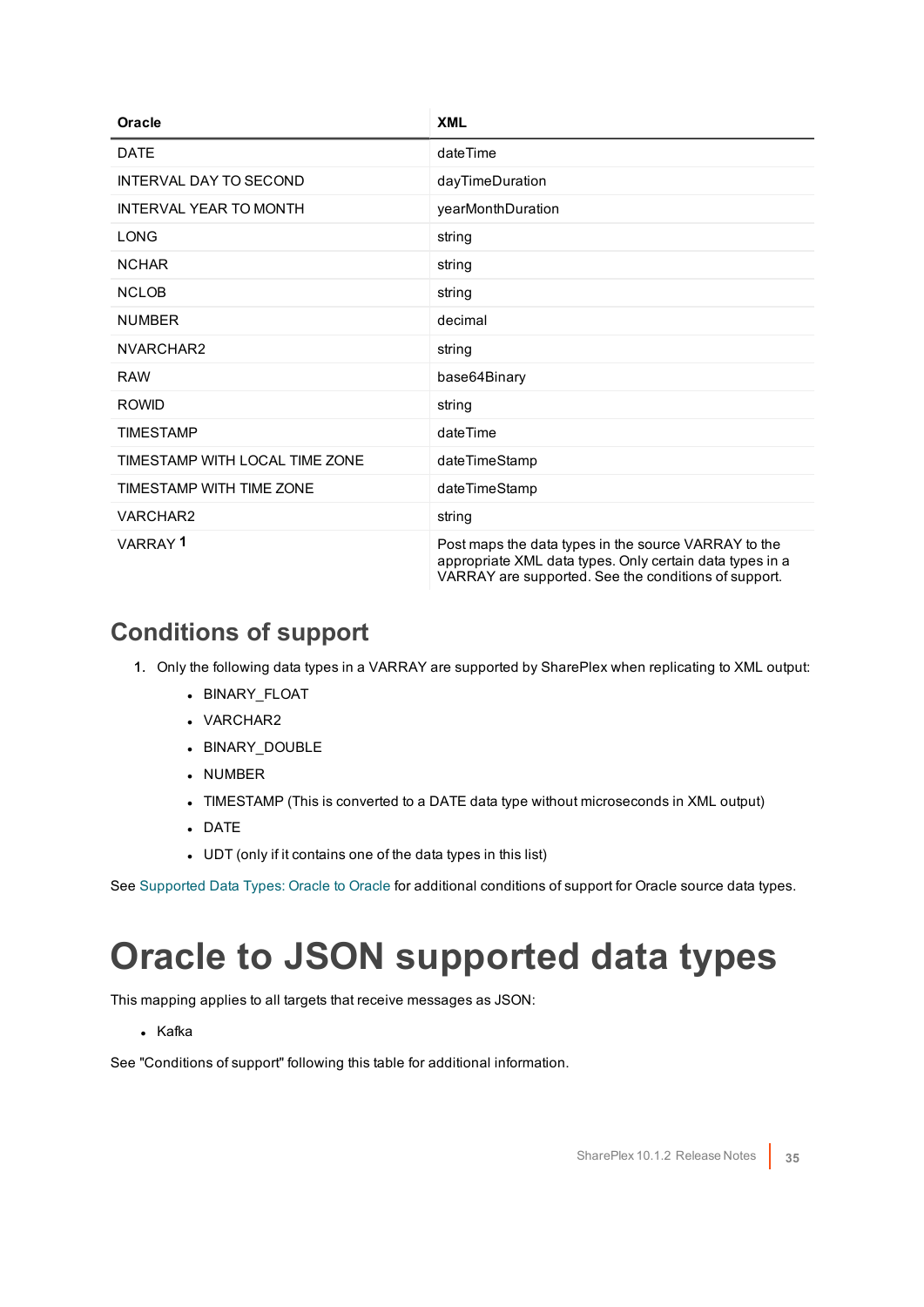| Oracle | XML |
| --- | --- |
| DATE | dateTime |
| INTERVAL DAY TO SECOND | dayTimeDuration |
| INTERVAL YEAR TO MONTH | yearMonthDuration |
| LONG | string |
| NCHAR | string |
| NCLOB | string |
| NUMBER | decimal |
| NVARCHAR2 | string |
| RAW | base64Binary |
| ROWID | string |
| TIMESTAMP | dateTime |
| TIMESTAMP WITH LOCAL TIME ZONE | dateTimeStamp |
| TIMESTAMP WITH TIME ZONE | dateTimeStamp |
| VARCHAR2 | string |
| VARRAY [1] | Post maps the data types in the source VARRAY to the appropriate XML data types. Only certain data types in a VARRAY are supported. See the conditions of support. |

## Conditions of support

1. Only the following data types in a VARRAY are supported by SharePlex when replicating to XML output:
   - BINARY_FLOAT
   - VARCHAR2
   - BINARY_DOUBLE
   - NUMBER
   - TIMESTAMP (This is converted to a DATE data type without microseconds in XML output)
   - DATE
   - UDT (only if it contains one of the data types in this list)

See Supported Data Types: Oracle to Oracle for additional conditions of support for Oracle source data types.

# Oracle to JSON supported data types

This mapping applies to all targets that receive messages as JSON:

- Kafka

See "Conditions of support" following this table for additional information.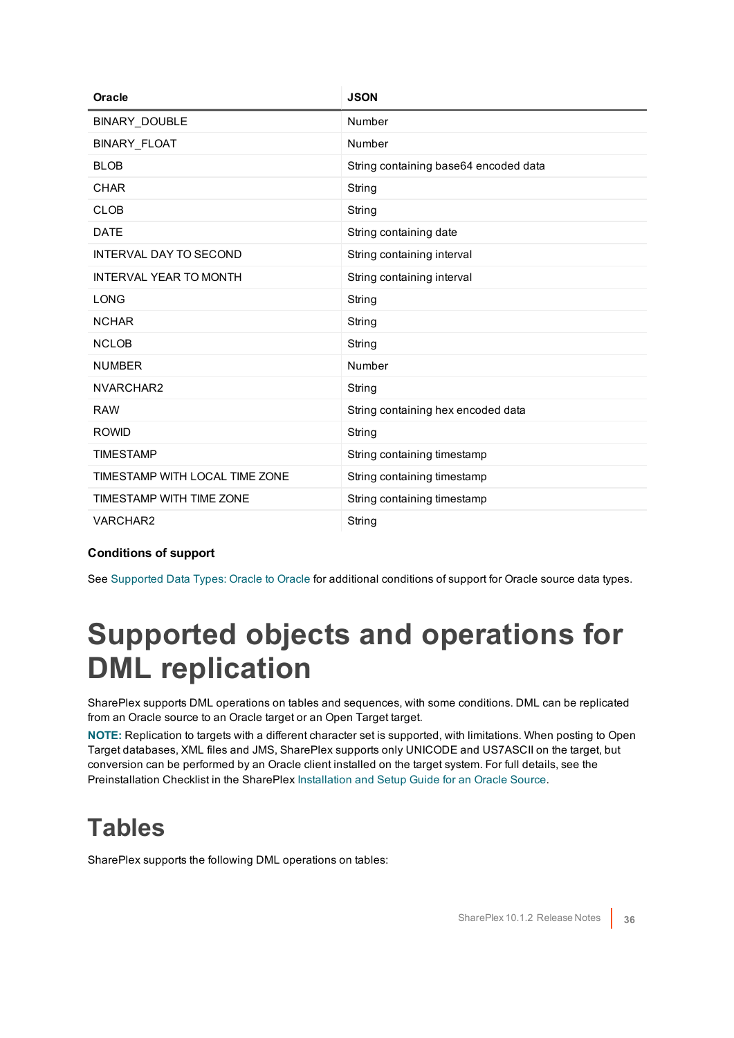| Oracle | JSON |
|---|---|
| BINARY_DOUBLE | Number |
| BINARY_FLOAT | Number |
| BLOB | String containing base64 encoded data |
| CHAR | String |
| CLOB | String |
| DATE | String containing date |
| INTERVAL DAY TO SECOND | String containing interval |
| INTERVAL YEAR TO MONTH | String containing interval |
| LONG | String |
| NCHAR | String |
| NCLOB | String |
| NUMBER | Number |
| NVARCHAR2 | String |
| RAW | String containing hex encoded data |
| ROWID | String |
| TIMESTAMP | String containing timestamp |
| TIMESTAMP WITH LOCAL TIME ZONE | String containing timestamp |
| TIMESTAMP WITH TIME ZONE | String containing timestamp |
| VARCHAR2 | String |

**Conditions of support**

See Supported Data Types: Oracle to Oracle for additional conditions of support for Oracle source data types.

# Supported objects and operations for DML replication

SharePlex supports DML operations on tables and sequences, with some conditions. DML can be replicated from an Oracle source to an Oracle target or an Open Target target.

**NOTE:** Replication to targets with a different character set is supported, with limitations. When posting to Open Target databases, XML files and JMS, SharePlex supports only UNICODE and US7ASCII on the target, but conversion can be performed by an Oracle client installed on the target system. For full details, see the Preinstallation Checklist in the SharePlex Installation and Setup Guide for an Oracle Source.

## Tables

SharePlex supports the following DML operations on tables: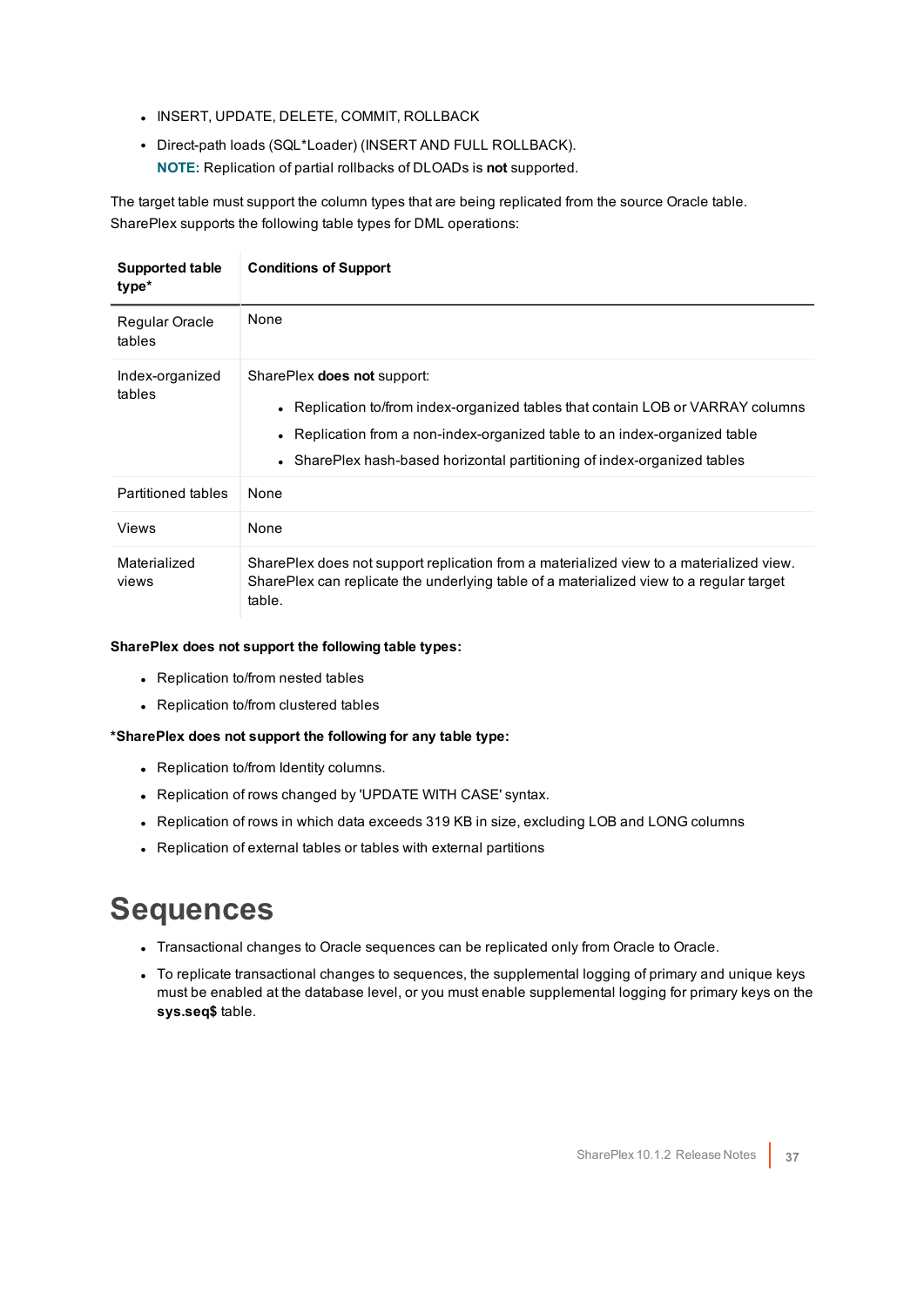- INSERT, UPDATE, DELETE, COMMIT, ROLLBACK
- Direct-path loads (SQL*Loader) (INSERT AND FULL ROLLBACK).
  **NOTE:** Replication of partial rollbacks of DLOADs is **not** supported.

The target table must support the column types that are being replicated from the source Oracle table. SharePlex supports the following table types for DML operations:

| Supported table type* | Conditions of Support |
|---|---|
| Regular Oracle tables | None |
| Index-organized tables | SharePlex **does not** support: <br>• Replication to/from index-organized tables that contain LOB or VARRAY columns <br>• Replication from a non-index-organized table to an index-organized table <br>• SharePlex hash-based horizontal partitioning of index-organized tables |
| Partitioned tables | None |
| Views | None |
| Materialized views | SharePlex does not support replication from a materialized view to a materialized view. SharePlex can replicate the underlying table of a materialized view to a regular target table. |

**SharePlex does not support the following table types:**

- Replication to/from nested tables
- Replication to/from clustered tables

***SharePlex does not support the following for any table type:**

- Replication to/from Identity columns.
- Replication of rows changed by 'UPDATE WITH CASE' syntax.
- Replication of rows in which data exceeds 319 KB in size, excluding LOB and LONG columns
- Replication of external tables or tables with external partitions

# Sequences

- Transactional changes to Oracle sequences can be replicated only from Oracle to Oracle.
- To replicate transactional changes to sequences, the supplemental logging of primary and unique keys must be enabled at the database level, or you must enable supplemental logging for primary keys on the **sys.seq$** table.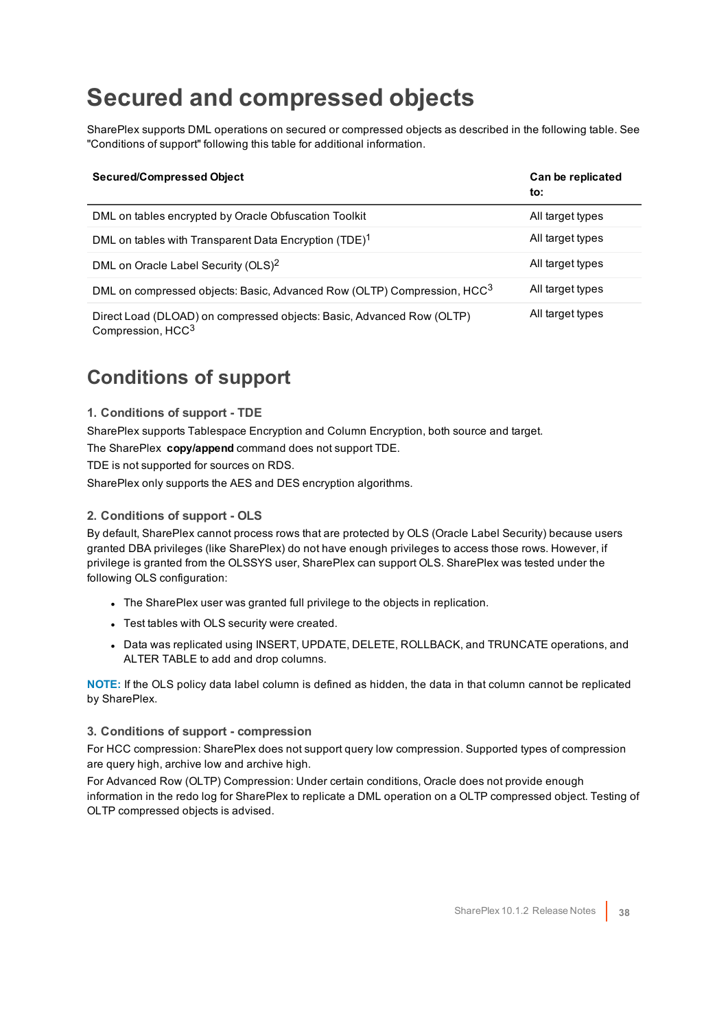# Secured and compressed objects

SharePlex supports DML operations on secured or compressed objects as described in the following table. See "Conditions of support" following this table for additional information.

| Secured/Compressed Object | Can be replicated to: |
|---|---|
| DML on tables encrypted by Oracle Obfuscation Toolkit | All target types |
| DML on tables with Transparent Data Encryption (TDE)[1] | All target types |
| DML on Oracle Label Security (OLS)[2] | All target types |
| DML on compressed objects: Basic, Advanced Row (OLTP) Compression, HCC[3] | All target types |
| Direct Load (DLOAD) on compressed objects: Basic, Advanced Row (OLTP) Compression, HCC[3] | All target types |

## Conditions of support

### 1. Conditions of support - TDE

SharePlex supports Tablespace Encryption and Column Encryption, both source and target.

The SharePlex **copy/append** command does not support TDE.

TDE is not supported for sources on RDS.

SharePlex only supports the AES and DES encryption algorithms.

### 2. Conditions of support - OLS

By default, SharePlex cannot process rows that are protected by OLS (Oracle Label Security) because users granted DBA privileges (like SharePlex) do not have enough privileges to access those rows. However, if privilege is granted from the OLSSYS user, SharePlex can support OLS. SharePlex was tested under the following OLS configuration:

- The SharePlex user was granted full privilege to the objects in replication.
- Test tables with OLS security were created.
- Data was replicated using INSERT, UPDATE, DELETE, ROLLBACK, and TRUNCATE operations, and ALTER TABLE to add and drop columns.

**NOTE:** If the OLS policy data label column is defined as hidden, the data in that column cannot be replicated by SharePlex.

### 3. Conditions of support - compression

For HCC compression: SharePlex does not support query low compression. Supported types of compression are query high, archive low and archive high.

For Advanced Row (OLTP) Compression: Under certain conditions, Oracle does not provide enough information in the redo log for SharePlex to replicate a DML operation on a OLTP compressed object. Testing of OLTP compressed objects is advised.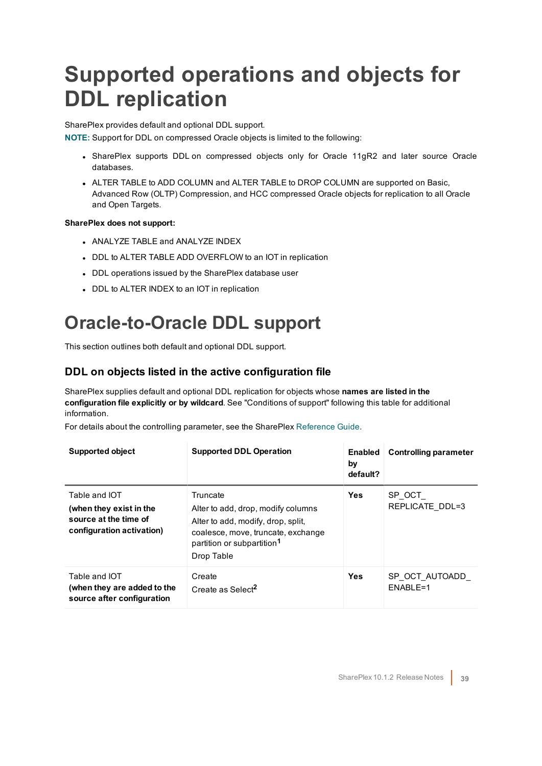# Supported operations and objects for DDL replication

SharePlex provides default and optional DDL support.

**NOTE:** Support for DDL on compressed Oracle objects is limited to the following:

- SharePlex supports DDL on compressed objects only for Oracle 11gR2 and later source Oracle databases.
- ALTER TABLE to ADD COLUMN and ALTER TABLE to DROP COLUMN are supported on Basic, Advanced Row (OLTP) Compression, and HCC compressed Oracle objects for replication to all Oracle and Open Targets.

**SharePlex does not support:**

- ANALYZE TABLE and ANALYZE INDEX
- DDL to ALTER TABLE ADD OVERFLOW to an IOT in replication
- DDL operations issued by the SharePlex database user
- DDL to ALTER INDEX to an IOT in replication

# Oracle-to-Oracle DDL support

This section outlines both default and optional DDL support.

## DDL on objects listed in the active configuration file

SharePlex supplies default and optional DDL replication for objects whose **names are listed in the configuration file explicitly or by wildcard**. See "Conditions of support" following this table for additional information.

For details about the controlling parameter, see the SharePlex Reference Guide.

| Supported object | Supported DDL Operation | Enabled by default? | Controlling parameter |
|---|---|---|---|
| Table and IOT<br>**(when they exist in the source at the time of configuration activation)** | Truncate<br>Alter to add, drop, modify columns<br>Alter to add, modify, drop, split, coalesce, move, truncate, exchange partition or subpartition[1]<br>Drop Table | **Yes** | SP_OCT_REPLICATE_DDL=3 |
| Table and IOT<br>**(when they are added to the source after configuration** | Create<br>Create as Select[2] | **Yes** | SP_OCT_AUTOADD_ENABLE=1 |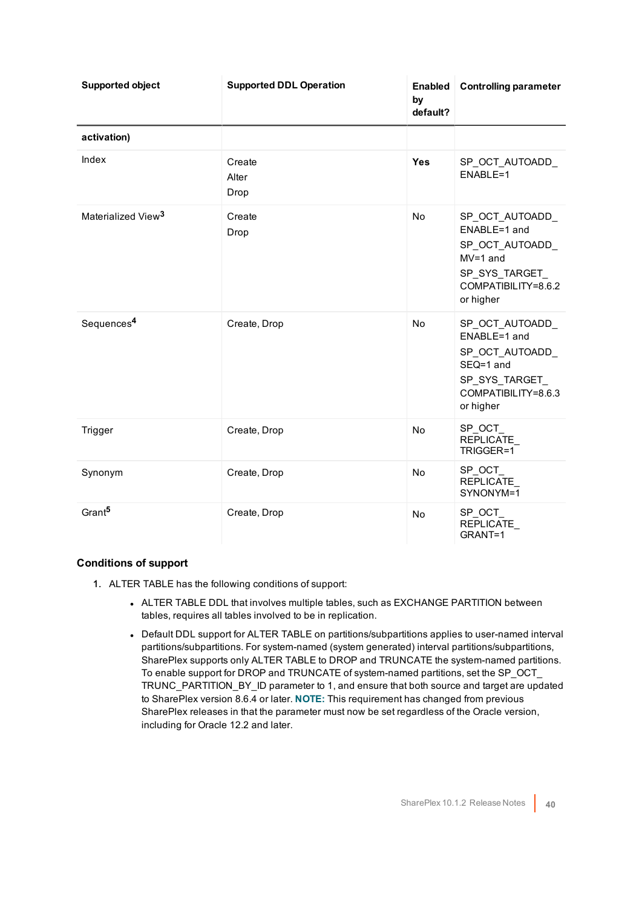| Supported object | Supported DDL Operation | Enabled by default? | Controlling parameter |
|---|---|---|---|
| **activation)** | | | |
| Index | Create<br>Alter<br>Drop | **Yes** | SP_OCT_AUTOADD_ENABLE=1 |
| Materialized View[3] | Create<br>Drop | No | SP_OCT_AUTOADD_ENABLE=1 and<br>SP_OCT_AUTOADD_MV=1 and<br>SP_SYS_TARGET_COMPATIBILITY=8.6.2 or higher |
| Sequences[4] | Create, Drop | No | SP_OCT_AUTOADD_ENABLE=1 and<br>SP_OCT_AUTOADD_SEQ=1 and<br>SP_SYS_TARGET_COMPATIBILITY=8.6.3 or higher |
| Trigger | Create, Drop | No | SP_OCT_REPLICATE_TRIGGER=1 |
| Synonym | Create, Drop | No | SP_OCT_REPLICATE_SYNONYM=1 |
| Grant[5] | Create, Drop | No | SP_OCT_REPLICATE_GRANT=1 |

### Conditions of support

1. ALTER TABLE has the following conditions of support:
   - ALTER TABLE DDL that involves multiple tables, such as EXCHANGE PARTITION between tables, requires all tables involved to be in replication.
   - Default DDL support for ALTER TABLE on partitions/subpartitions applies to user-named interval partitions/subpartitions. For system-named (system generated) interval partitions/subpartitions, SharePlex supports only ALTER TABLE to DROP and TRUNCATE the system-named partitions. To enable support for DROP and TRUNCATE of system-named partitions, set the SP_OCT_TRUNC_PARTITION_BY_ID parameter to 1, and ensure that both source and target are updated to SharePlex version 8.6.4 or later. **NOTE:** This requirement has changed from previous SharePlex releases in that the parameter must now be set regardless of the Oracle version, including for Oracle 12.2 and later.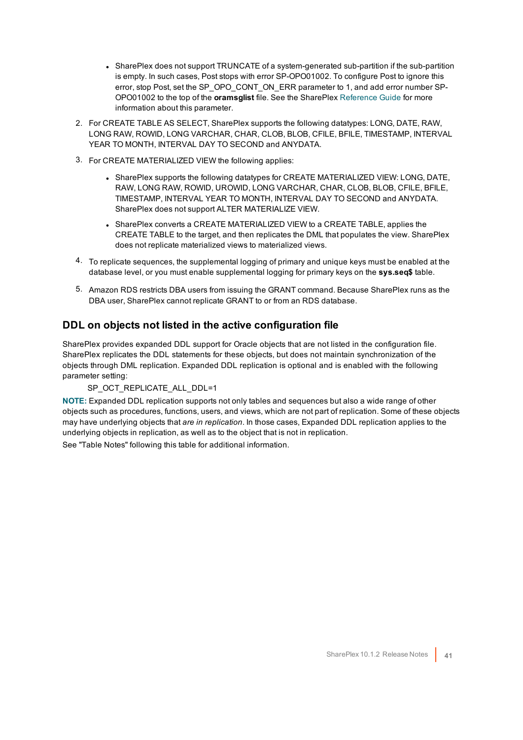- SharePlex does not support TRUNCATE of a system-generated sub-partition if the sub-partition is empty. In such cases, Post stops with error SP-OPO01002. To configure Post to ignore this error, stop Post, set the SP_OPO_CONT_ON_ERR parameter to 1, and add error number SP-OPO01002 to the top of the **oramsglist** file. See the SharePlex Reference Guide for more information about this parameter.

2. For CREATE TABLE AS SELECT, SharePlex supports the following datatypes: LONG, DATE, RAW, LONG RAW, ROWID, LONG VARCHAR, CHAR, CLOB, BLOB, CFILE, BFILE, TIMESTAMP, INTERVAL YEAR TO MONTH, INTERVAL DAY TO SECOND and ANYDATA.

3. For CREATE MATERIALIZED VIEW the following applies:

   - SharePlex supports the following datatypes for CREATE MATERIALIZED VIEW: LONG, DATE, RAW, LONG RAW, ROWID, UROWID, LONG VARCHAR, CHAR, CLOB, BLOB, CFILE, BFILE, TIMESTAMP, INTERVAL YEAR TO MONTH, INTERVAL DAY TO SECOND and ANYDATA. SharePlex does not support ALTER MATERIALIZE VIEW.

   - SharePlex converts a CREATE MATERIALIZED VIEW to a CREATE TABLE, applies the CREATE TABLE to the target, and then replicates the DML that populates the view. SharePlex does not replicate materialized views to materialized views.

4. To replicate sequences, the supplemental logging of primary and unique keys must be enabled at the database level, or you must enable supplemental logging for primary keys on the **sys.seq$** table.

5. Amazon RDS restricts DBA users from issuing the GRANT command. Because SharePlex runs as the DBA user, SharePlex cannot replicate GRANT to or from an RDS database.

## DDL on objects not listed in the active configuration file

SharePlex provides expanded DDL support for Oracle objects that are not listed in the configuration file. SharePlex replicates the DDL statements for these objects, but does not maintain synchronization of the objects through DML replication. Expanded DDL replication is optional and is enabled with the following parameter setting:

SP_OCT_REPLICATE_ALL_DDL=1

**NOTE:** Expanded DDL replication supports not only tables and sequences but also a wide range of other objects such as procedures, functions, users, and views, which are not part of replication. Some of these objects may have underlying objects that *are in replication*. In those cases, Expanded DDL replication applies to the underlying objects in replication, as well as to the object that is not in replication.

See "Table Notes" following this table for additional information.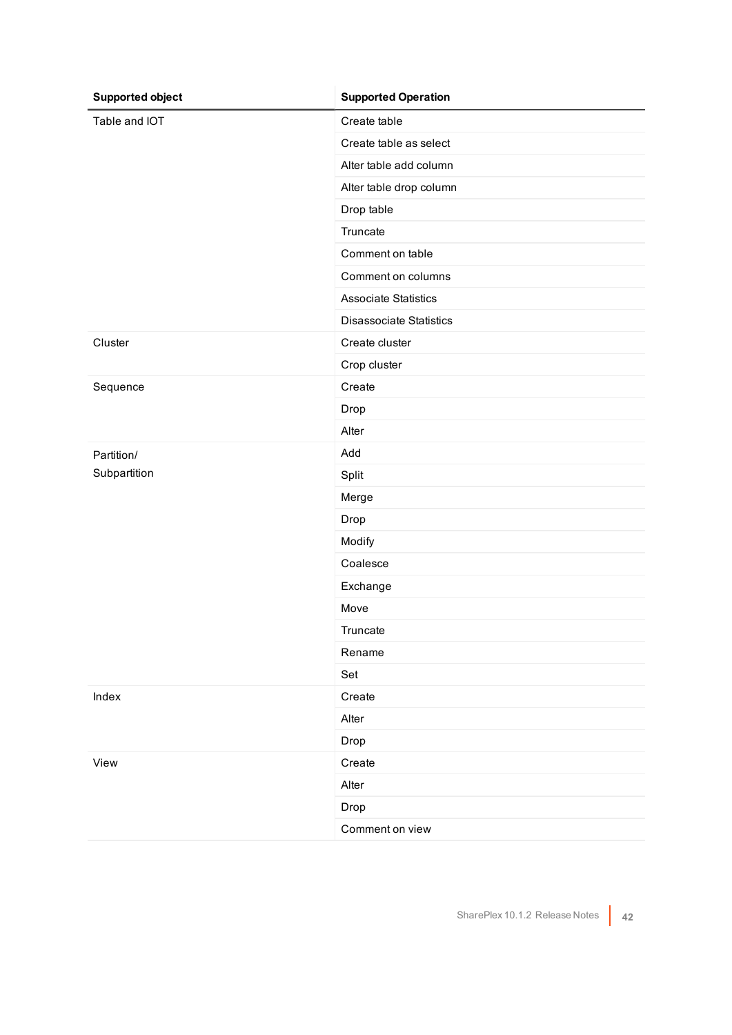| Supported object | Supported Operation |
| --- | --- |
| Table and IOT | Create table |
| | Create table as select |
| | Alter table add column |
| | Alter table drop column |
| | Drop table |
| | Truncate |
| | Comment on table |
| | Comment on columns |
| | Associate Statistics |
| | Disassociate Statistics |
| Cluster | Create cluster |
| | Crop cluster |
| Sequence | Create |
| | Drop |
| | Alter |
| Partition/ Subpartition | Add |
| | Split |
| | Merge |
| | Drop |
| | Modify |
| | Coalesce |
| | Exchange |
| | Move |
| | Truncate |
| | Rename |
| | Set |
| Index | Create |
| | Alter |
| | Drop |
| View | Create |
| | Alter |
| | Drop |
| | Comment on view |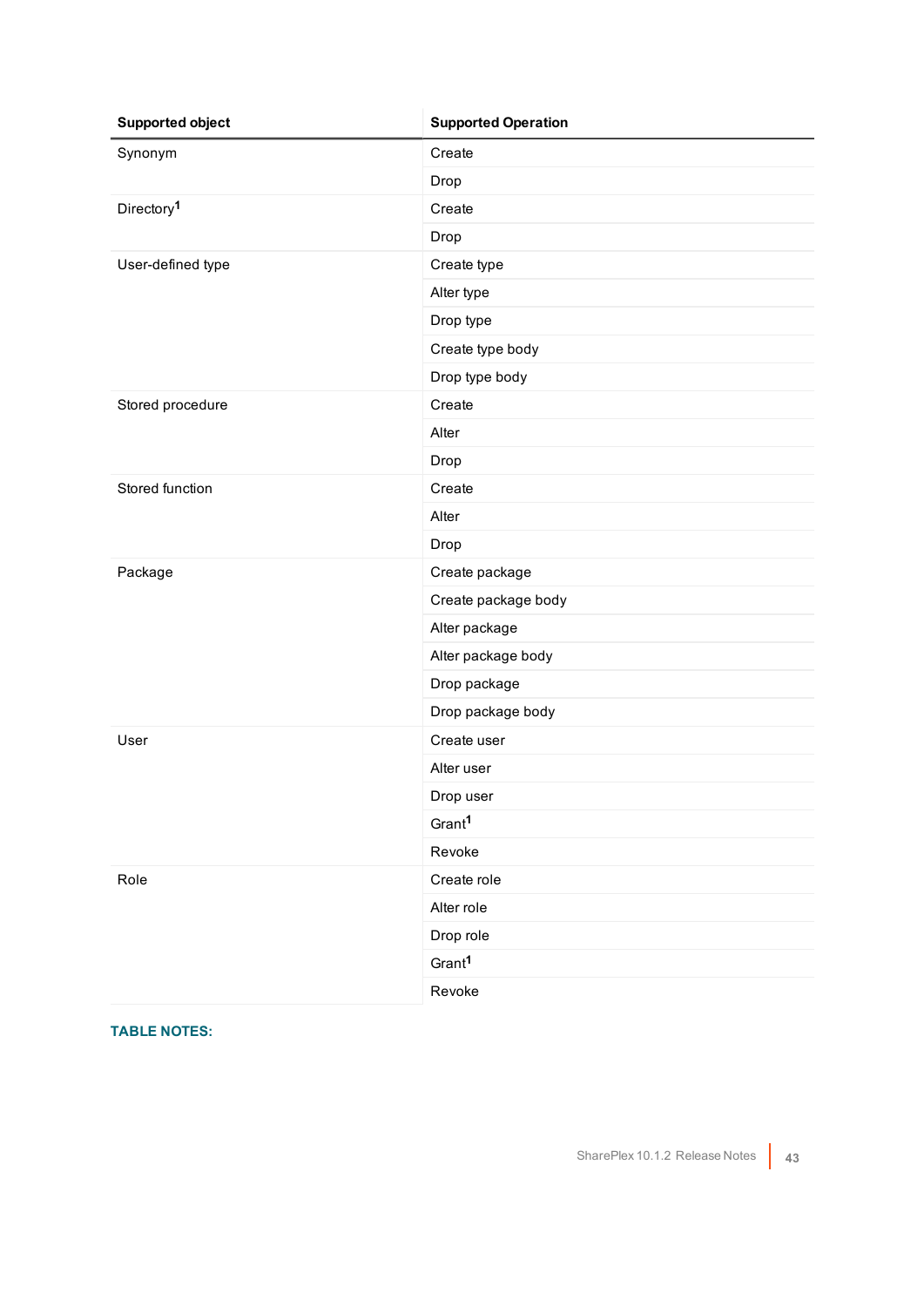| Supported object | Supported Operation |
| --- | --- |
| Synonym | Create |
| | Drop |
| Directory[1] | Create |
| | Drop |
| User-defined type | Create type |
| | Alter type |
| | Drop type |
| | Create type body |
| | Drop type body |
| Stored procedure | Create |
| | Alter |
| | Drop |
| Stored function | Create |
| | Alter |
| | Drop |
| Package | Create package |
| | Create package body |
| | Alter package |
| | Alter package body |
| | Drop package |
| | Drop package body |
| User | Create user |
| | Alter user |
| | Drop user |
| | Grant[1] |
| | Revoke |
| Role | Create role |
| | Alter role |
| | Drop role |
| | Grant[1] |
| | Revoke |

**TABLE NOTES:**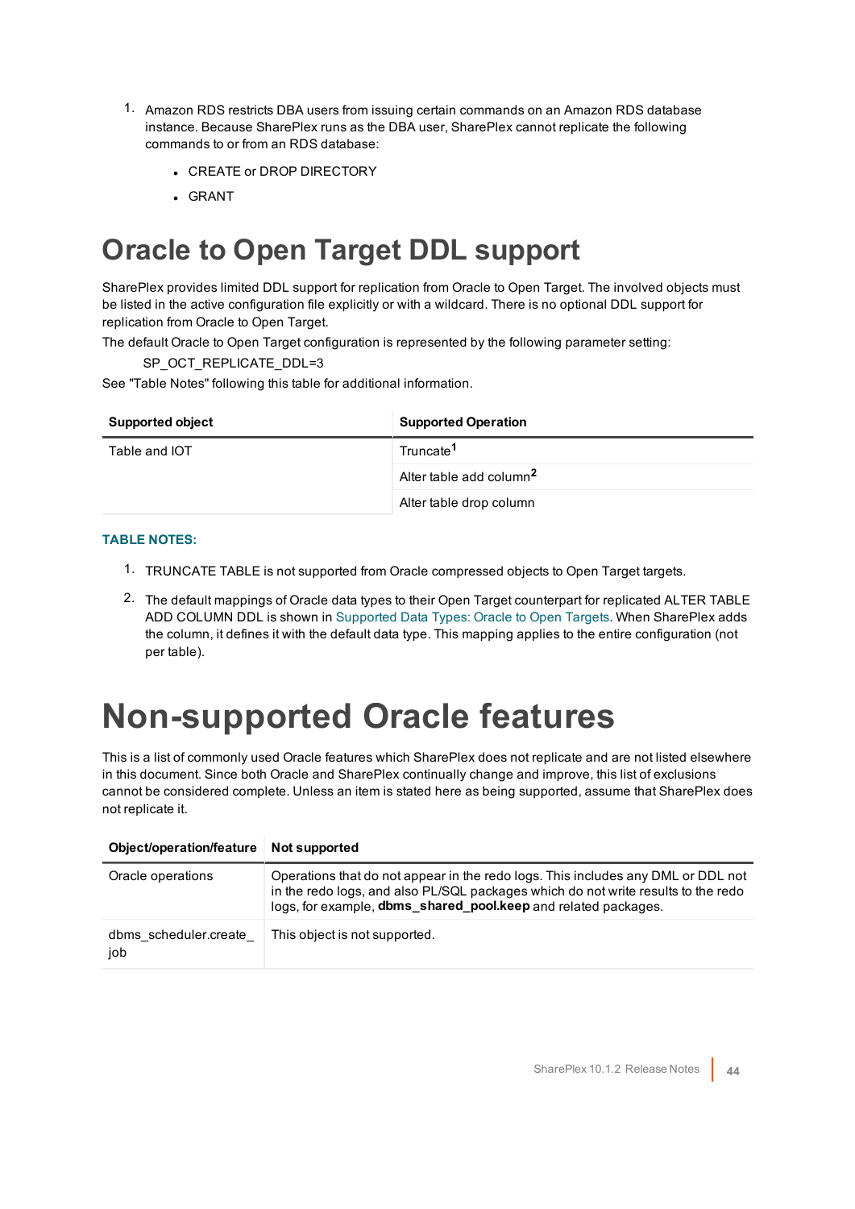1. Amazon RDS restricts DBA users from issuing certain commands on an Amazon RDS database instance. Because SharePlex runs as the DBA user, SharePlex cannot replicate the following commands to or from an RDS database:

   - CREATE or DROP DIRECTORY
   - GRANT

# Oracle to Open Target DDL support

SharePlex provides limited DDL support for replication from Oracle to Open Target. The involved objects must be listed in the active configuration file explicitly or with a wildcard. There is no optional DDL support for replication from Oracle to Open Target.

The default Oracle to Open Target configuration is represented by the following parameter setting:

SP_OCT_REPLICATE_DDL=3

See "Table Notes" following this table for additional information.

| Supported object | Supported Operation |
| --- | --- |
| Table and IOT | Truncate[1] |
| | Alter table add column[2] |
| | Alter table drop column |

**TABLE NOTES:**

1. TRUNCATE TABLE is not supported from Oracle compressed objects to Open Target targets.
2. The default mappings of Oracle data types to their Open Target counterpart for replicated ALTER TABLE ADD COLUMN DDL is shown in Supported Data Types: Oracle to Open Targets. When SharePlex adds the column, it defines it with the default data type. This mapping applies to the entire configuration (not per table).

# Non-supported Oracle features

This is a list of commonly used Oracle features which SharePlex does not replicate and are not listed elsewhere in this document. Since both Oracle and SharePlex continually change and improve, this list of exclusions cannot be considered complete. Unless an item is stated here as being supported, assume that SharePlex does not replicate it.

| Object/operation/feature | Not supported |
| --- | --- |
| Oracle operations | Operations that do not appear in the redo logs. This includes any DML or DDL not in the redo logs, and also PL/SQL packages which do not write results to the redo logs, for example, **dbms_shared_pool.keep** and related packages. |
| dbms_scheduler.create_job | This object is not supported. |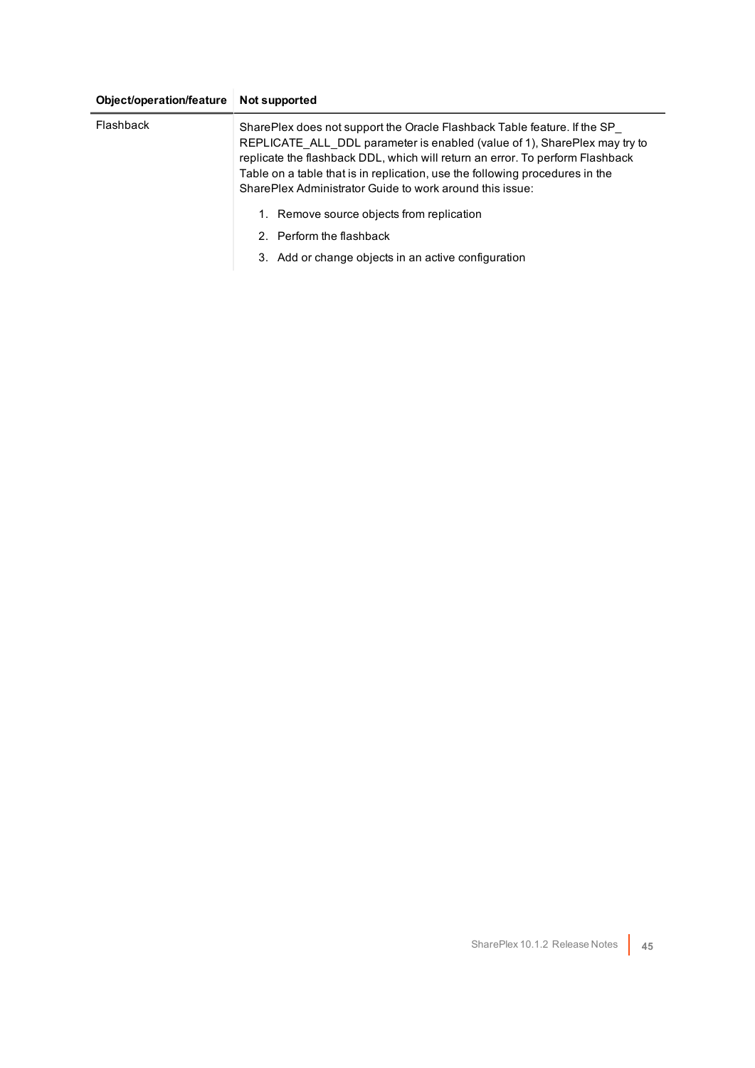| Object/operation/feature | Not supported |
| --- | --- |
| Flashback | SharePlex does not support the Oracle Flashback Table feature. If the SP_REPLICATE_ALL_DDL parameter is enabled (value of 1), SharePlex may try to replicate the flashback DDL, which will return an error. To perform Flashback Table on a table that is in replication, use the following procedures in the SharePlex Administrator Guide to work around this issue:<br><br>1. Remove source objects from replication<br>2. Perform the flashback<br>3. Add or change objects in an active configuration |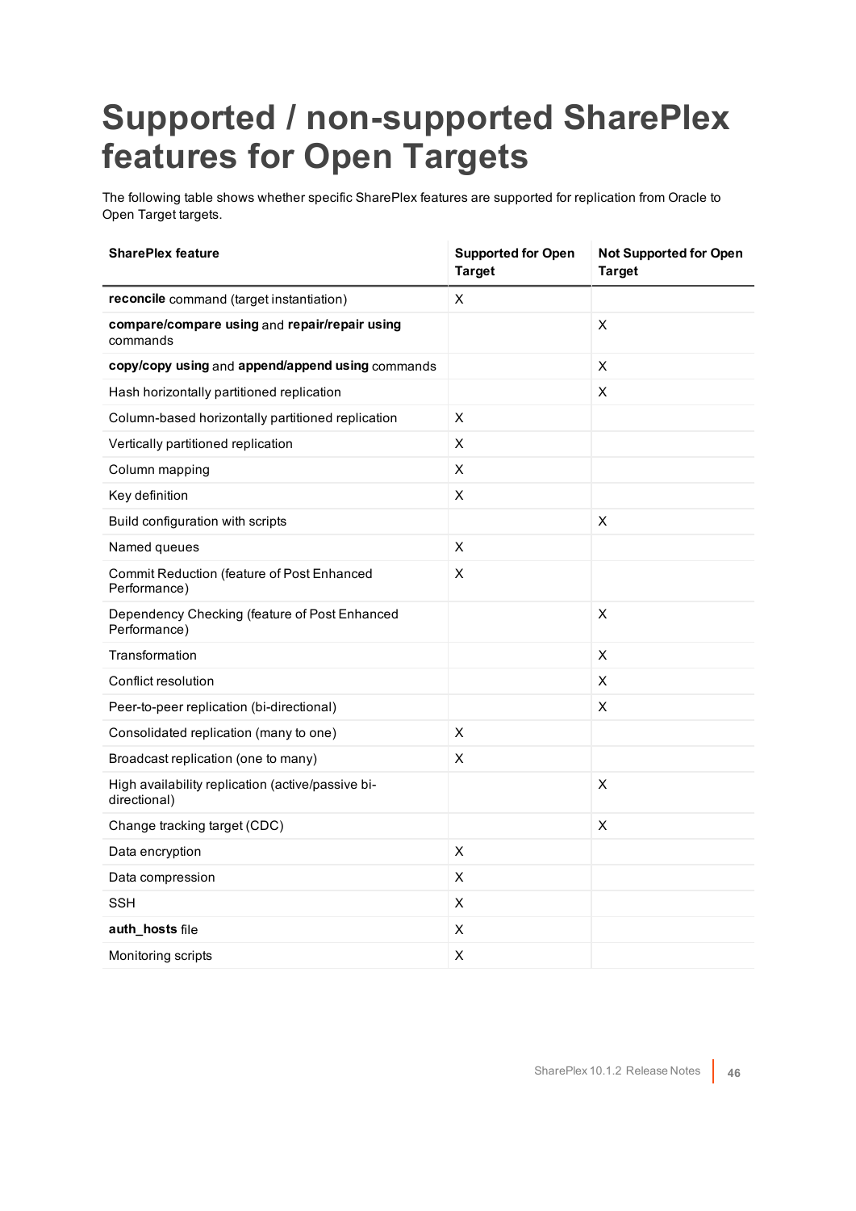# Supported / non-supported SharePlex features for Open Targets

The following table shows whether specific SharePlex features are supported for replication from Oracle to Open Target targets.

| SharePlex feature | Supported for Open Target | Not Supported for Open Target |
|---|---|---|
| **reconcile** command (target instantiation) | X | |
| **compare/compare using** and **repair/repair using** commands | | X |
| **copy/copy using** and **append/append using** commands | | X |
| Hash horizontally partitioned replication | | X |
| Column-based horizontally partitioned replication | X | |
| Vertically partitioned replication | X | |
| Column mapping | X | |
| Key definition | X | |
| Build configuration with scripts | | X |
| Named queues | X | |
| Commit Reduction (feature of Post Enhanced Performance) | X | |
| Dependency Checking (feature of Post Enhanced Performance) | | X |
| Transformation | | X |
| Conflict resolution | | X |
| Peer-to-peer replication (bi-directional) | | X |
| Consolidated replication (many to one) | X | |
| Broadcast replication (one to many) | X | |
| High availability replication (active/passive bi-directional) | | X |
| Change tracking target (CDC) | | X |
| Data encryption | X | |
| Data compression | X | |
| SSH | X | |
| **auth_hosts** file | X | |
| Monitoring scripts | X | |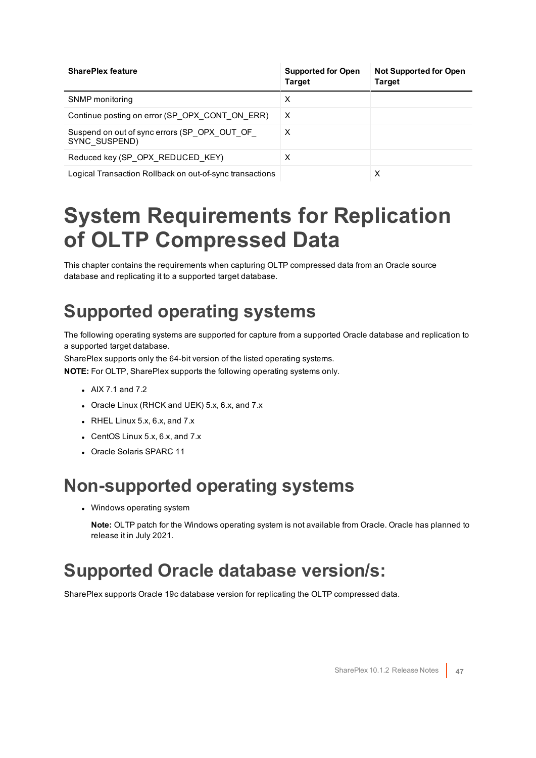| SharePlex feature | Supported for Open Target | Not Supported for Open Target |
|---|---|---|
| SNMP monitoring | X | |
| Continue posting on error (SP_OPX_CONT_ON_ERR) | X | |
| Suspend on out of sync errors (SP_OPX_OUT_OF_SYNC_SUSPEND) | X | |
| Reduced key (SP_OPX_REDUCED_KEY) | X | |
| Logical Transaction Rollback on out-of-sync transactions | | X |

# System Requirements for Replication of OLTP Compressed Data

This chapter contains the requirements when capturing OLTP compressed data from an Oracle source database and replicating it to a supported target database.

## Supported operating systems

The following operating systems are supported for capture from a supported Oracle database and replication to a supported target database.

SharePlex supports only the 64-bit version of the listed operating systems.

**NOTE:** For OLTP, SharePlex supports the following operating systems only.

- AIX 7.1 and 7.2
- Oracle Linux (RHCK and UEK) 5.x, 6.x, and 7.x
- RHEL Linux 5.x, 6.x, and 7.x
- CentOS Linux 5.x, 6.x, and 7.x
- Oracle Solaris SPARC 11

## Non-supported operating systems

- Windows operating system

  **Note:** OLTP patch for the Windows operating system is not available from Oracle. Oracle has planned to release it in July 2021.

## Supported Oracle database version/s:

SharePlex supports Oracle 19c database version for replicating the OLTP compressed data.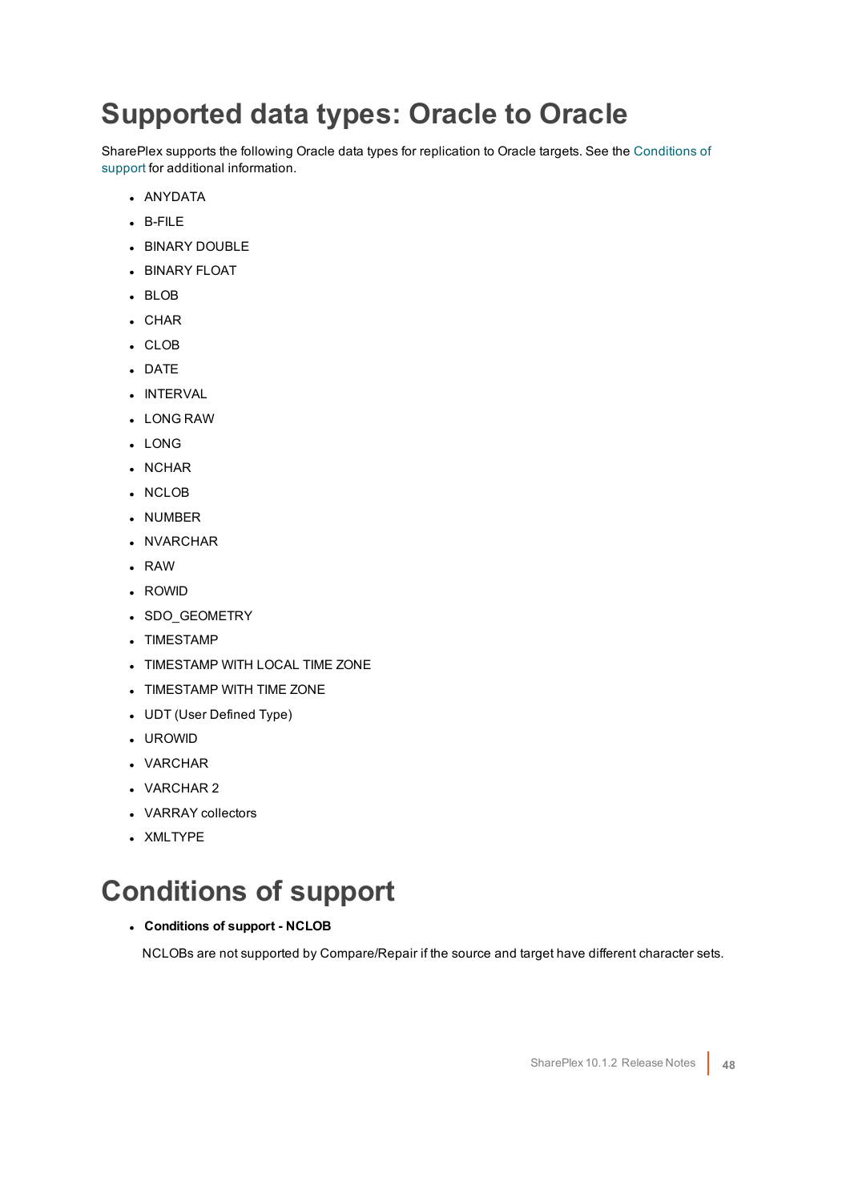# Supported data types: Oracle to Oracle

SharePlex supports the following Oracle data types for replication to Oracle targets. See the Conditions of support for additional information.

- ANYDATA
- B-FILE
- BINARY DOUBLE
- BINARY FLOAT
- BLOB
- CHAR
- CLOB
- DATE
- INTERVAL
- LONG RAW
- LONG
- NCHAR
- NCLOB
- NUMBER
- NVARCHAR
- RAW
- ROWID
- SDO_GEOMETRY
- TIMESTAMP
- TIMESTAMP WITH LOCAL TIME ZONE
- TIMESTAMP WITH TIME ZONE
- UDT (User Defined Type)
- UROWID
- VARCHAR
- VARCHAR 2
- VARRAY collectors
- XMLTYPE

# Conditions of support

- **Conditions of support - NCLOB**

  NCLOBs are not supported by Compare/Repair if the source and target have different character sets.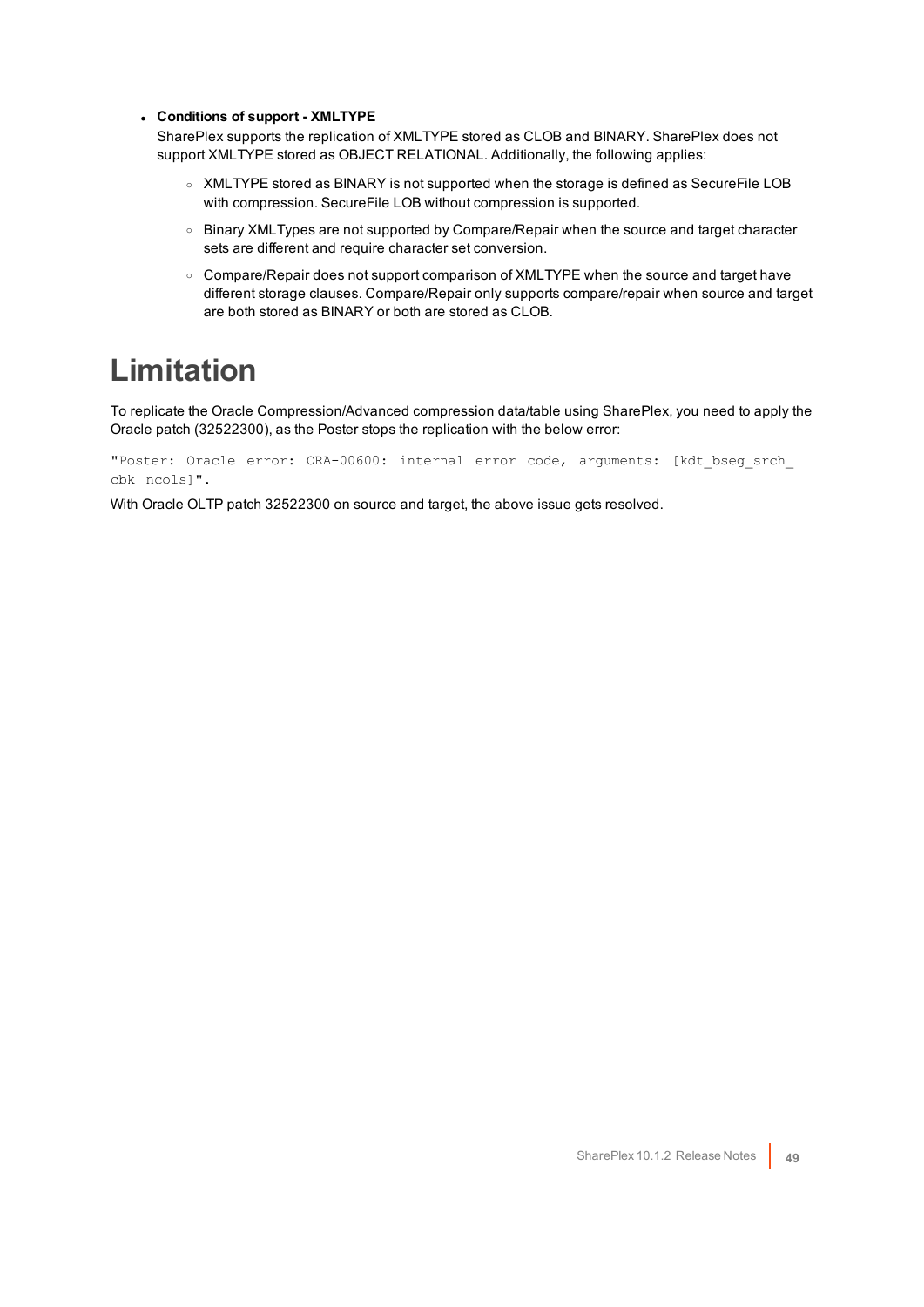- **Conditions of support - XMLTYPE**

  SharePlex supports the replication of XMLTYPE stored as CLOB and BINARY. SharePlex does not support XMLTYPE stored as OBJECT RELATIONAL. Additionally, the following applies:

  - XMLTYPE stored as BINARY is not supported when the storage is defined as SecureFile LOB with compression. SecureFile LOB without compression is supported.
  - Binary XMLTypes are not supported by Compare/Repair when the source and target character sets are different and require character set conversion.
  - Compare/Repair does not support comparison of XMLTYPE when the source and target have different storage clauses. Compare/Repair only supports compare/repair when source and target are both stored as BINARY or both are stored as CLOB.

# Limitation

To replicate the Oracle Compression/Advanced compression data/table using SharePlex, you need to apply the Oracle patch (32522300), as the Poster stops the replication with the below error:

```
"Poster: Oracle error: ORA-00600: internal error code, arguments: [kdt_bseg_srch_
cbk ncols]".
```

With Oracle OLTP patch 32522300 on source and target, the above issue gets resolved.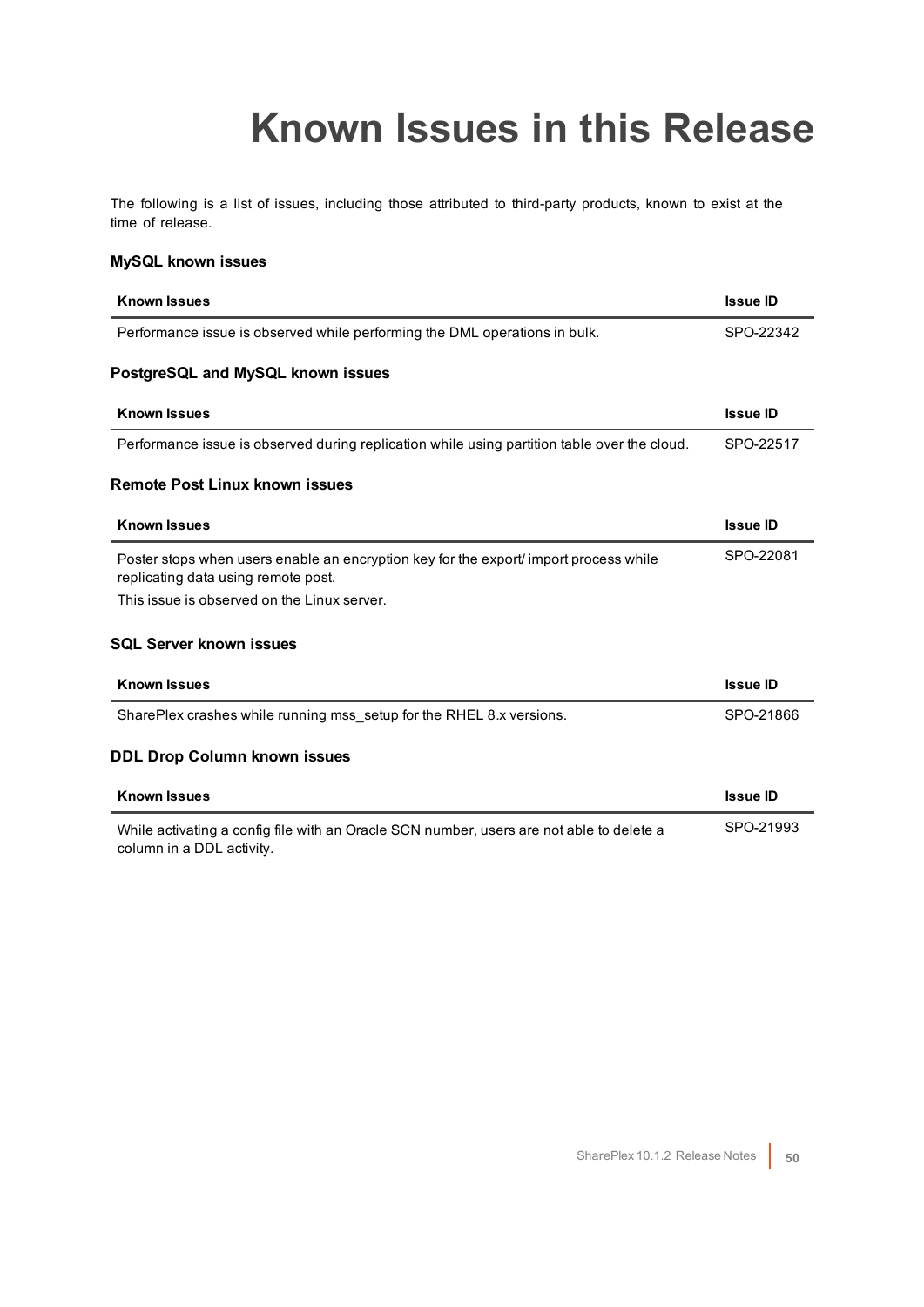# Known Issues in this Release

The following is a list of issues, including those attributed to third-party products, known to exist at the time of release.

### MySQL known issues

| Known Issues | Issue ID |
| --- | --- |
| Performance issue is observed while performing the DML operations in bulk. | SPO-22342 |

### PostgreSQL and MySQL known issues

| Known Issues | Issue ID |
| --- | --- |
| Performance issue is observed during replication while using partition table over the cloud. | SPO-22517 |

### Remote Post Linux known issues

| Known Issues | Issue ID |
| --- | --- |
| Poster stops when users enable an encryption key for the export/ import process while replicating data using remote post.<br>This issue is observed on the Linux server. | SPO-22081 |

### SQL Server known issues

| Known Issues | Issue ID |
| --- | --- |
| SharePlex crashes while running mss_setup for the RHEL 8.x versions. | SPO-21866 |

### DDL Drop Column known issues

| Known Issues | Issue ID |
| --- | --- |
| While activating a config file with an Oracle SCN number, users are not able to delete a column in a DDL activity. | SPO-21993 |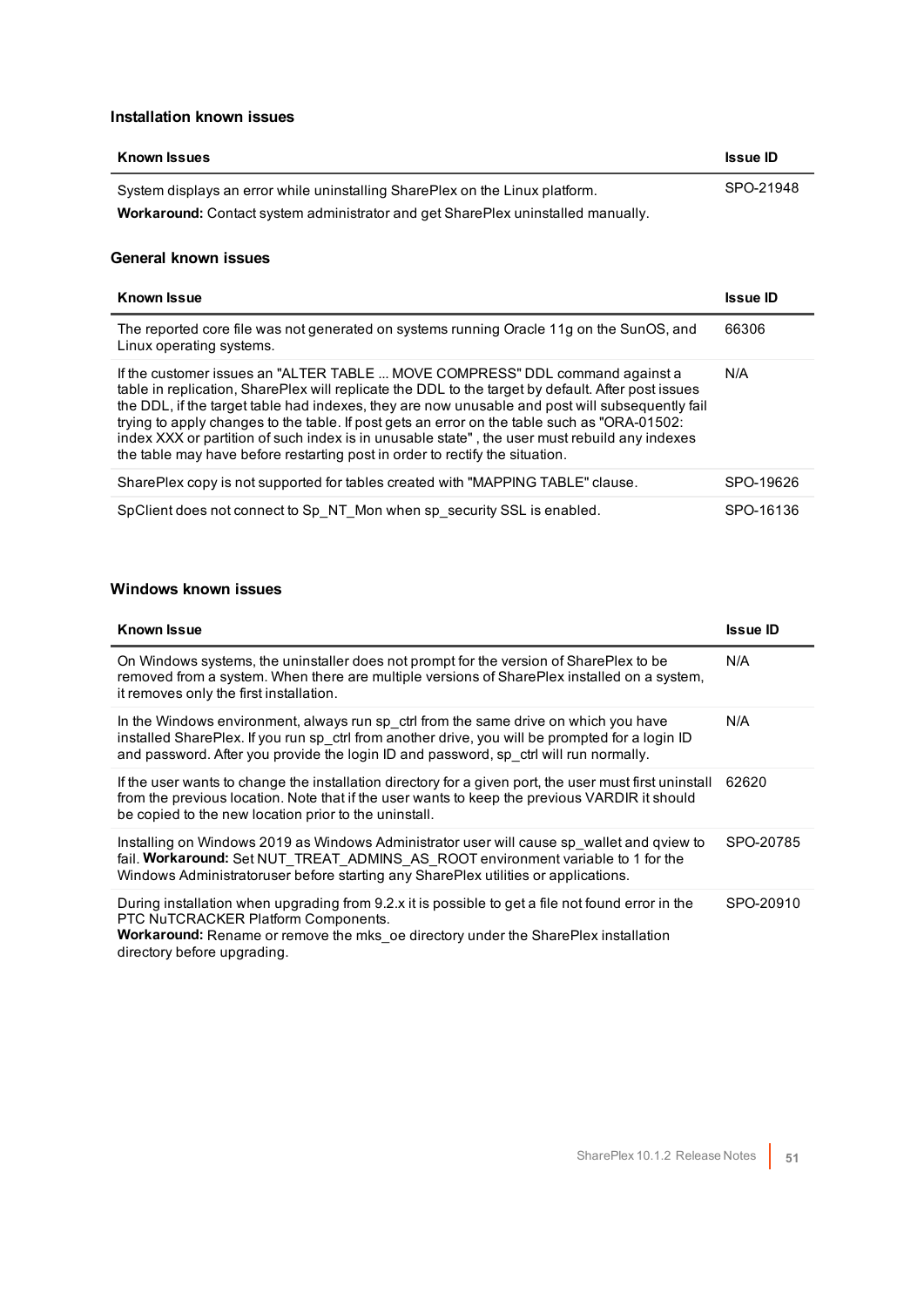### Installation known issues

| Known Issues | Issue ID |
| --- | --- |
| System displays an error while uninstalling SharePlex on the Linux platform.<br>**Workaround:** Contact system administrator and get SharePlex uninstalled manually. | SPO-21948 |

### General known issues

| Known Issue | Issue ID |
| --- | --- |
| The reported core file was not generated on systems running Oracle 11g on the SunOS, and Linux operating systems. | 66306 |
| If the customer issues an "ALTER TABLE ... MOVE COMPRESS" DDL command against a table in replication, SharePlex will replicate the DDL to the target by default. After post issues the DDL, if the target table had indexes, they are now unusable and post will subsequently fail trying to apply changes to the table. If post gets an error on the table such as "ORA-01502: index XXX or partition of such index is in unusable state" , the user must rebuild any indexes the table may have before restarting post in order to rectify the situation. | N/A |
| SharePlex copy is not supported for tables created with "MAPPING TABLE" clause. | SPO-19626 |
| SpClient does not connect to Sp_NT_Mon when sp_security SSL is enabled. | SPO-16136 |

### Windows known issues

| Known Issue | Issue ID |
| --- | --- |
| On Windows systems, the uninstaller does not prompt for the version of SharePlex to be removed from a system. When there are multiple versions of SharePlex installed on a system, it removes only the first installation. | N/A |
| In the Windows environment, always run sp_ctrl from the same drive on which you have installed SharePlex. If you run sp_ctrl from another drive, you will be prompted for a login ID and password. After you provide the login ID and password, sp_ctrl will run normally. | N/A |
| If the user wants to change the installation directory for a given port, the user must first uninstall from the previous location. Note that if the user wants to keep the previous VARDIR it should be copied to the new location prior to the uninstall. | 62620 |
| Installing on Windows 2019 as Windows Administrator user will cause sp_wallet and qview to fail. **Workaround:** Set NUT_TREAT_ADMINS_AS_ROOT environment variable to 1 for the Windows Administratoruser before starting any SharePlex utilities or applications. | SPO-20785 |
| During installation when upgrading from 9.2.x it is possible to get a file not found error in the PTC NuTCRACKER Platform Components.<br>**Workaround:** Rename or remove the mks_oe directory under the SharePlex installation directory before upgrading. | SPO-20910 |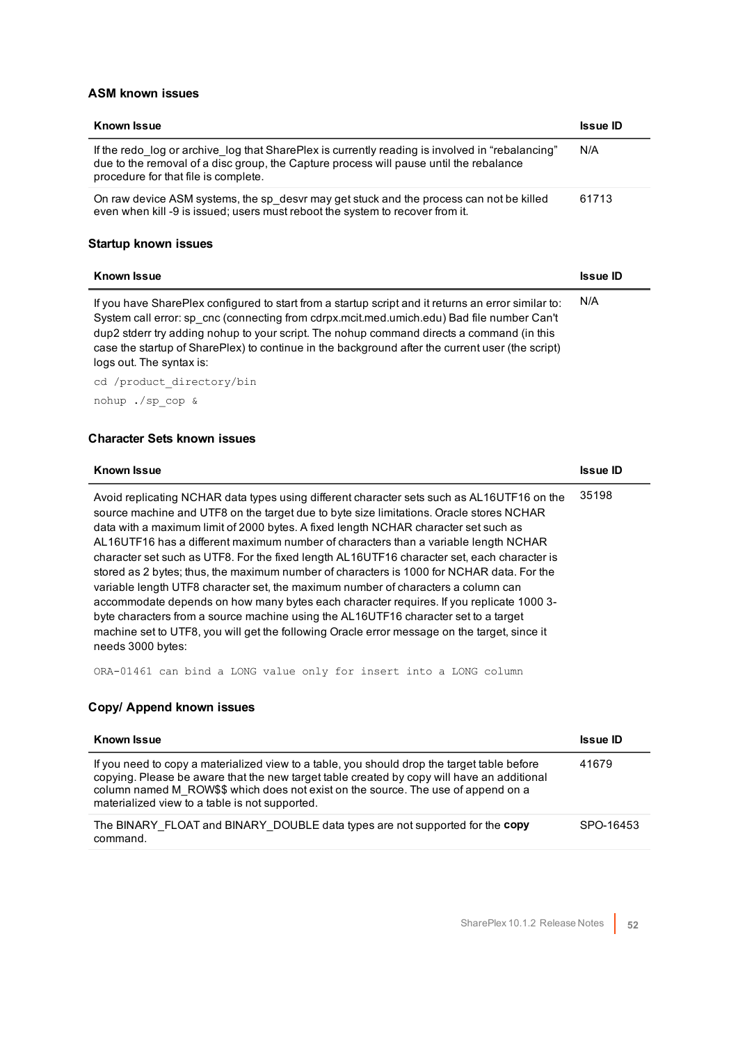### ASM known issues

| Known Issue | Issue ID |
|---|---|
| If the redo_log or archive_log that SharePlex is currently reading is involved in "rebalancing" due to the removal of a disc group, the Capture process will pause until the rebalance procedure for that file is complete. | N/A |
| On raw device ASM systems, the sp_desvr may get stuck and the process can not be killed even when kill -9 is issued; users must reboot the system to recover from it. | 61713 |

### Startup known issues

| Known Issue | Issue ID |
|---|---|
| If you have SharePlex configured to start from a startup script and it returns an error similar to: System call error: sp_cnc (connecting from cdrpx.mcit.med.umich.edu) Bad file number Can't dup2 stderr try adding nohup to your script. The nohup command directs a command (in this case the startup of SharePlex) to continue in the background after the current user (the script) logs out. The syntax is:<br>`cd /product_directory/bin`<br>`nohup ./sp_cop &` | N/A |

### Character Sets known issues

| Known Issue | Issue ID |
|---|---|
| Avoid replicating NCHAR data types using different character sets such as AL16UTF16 on the source machine and UTF8 on the target due to byte size limitations. Oracle stores NCHAR data with a maximum limit of 2000 bytes. A fixed length NCHAR character set such as AL16UTF16 has a different maximum number of characters than a variable length NCHAR character set such as UTF8. For the fixed length AL16UTF16 character set, each character is stored as 2 bytes; thus, the maximum number of characters is 1000 for NCHAR data. For the variable length UTF8 character set, the maximum number of characters a column can accommodate depends on how many bytes each character requires. If you replicate 1000 3-byte characters from a source machine using the AL16UTF16 character set to a target machine set to UTF8, you will get the following Oracle error message on the target, since it needs 3000 bytes:<br>`ORA-01461 can bind a LONG value only for insert into a LONG column` | 35198 |

### Copy/ Append known issues

| Known Issue | Issue ID |
|---|---|
| If you need to copy a materialized view to a table, you should drop the target table before copying. Please be aware that the new target table created by copy will have an additional column named M_ROW$$ which does not exist on the source. The use of append on a materialized view to a table is not supported. | 41679 |
| The BINARY_FLOAT and BINARY_DOUBLE data types are not supported for the **copy** command. | SPO-16453 |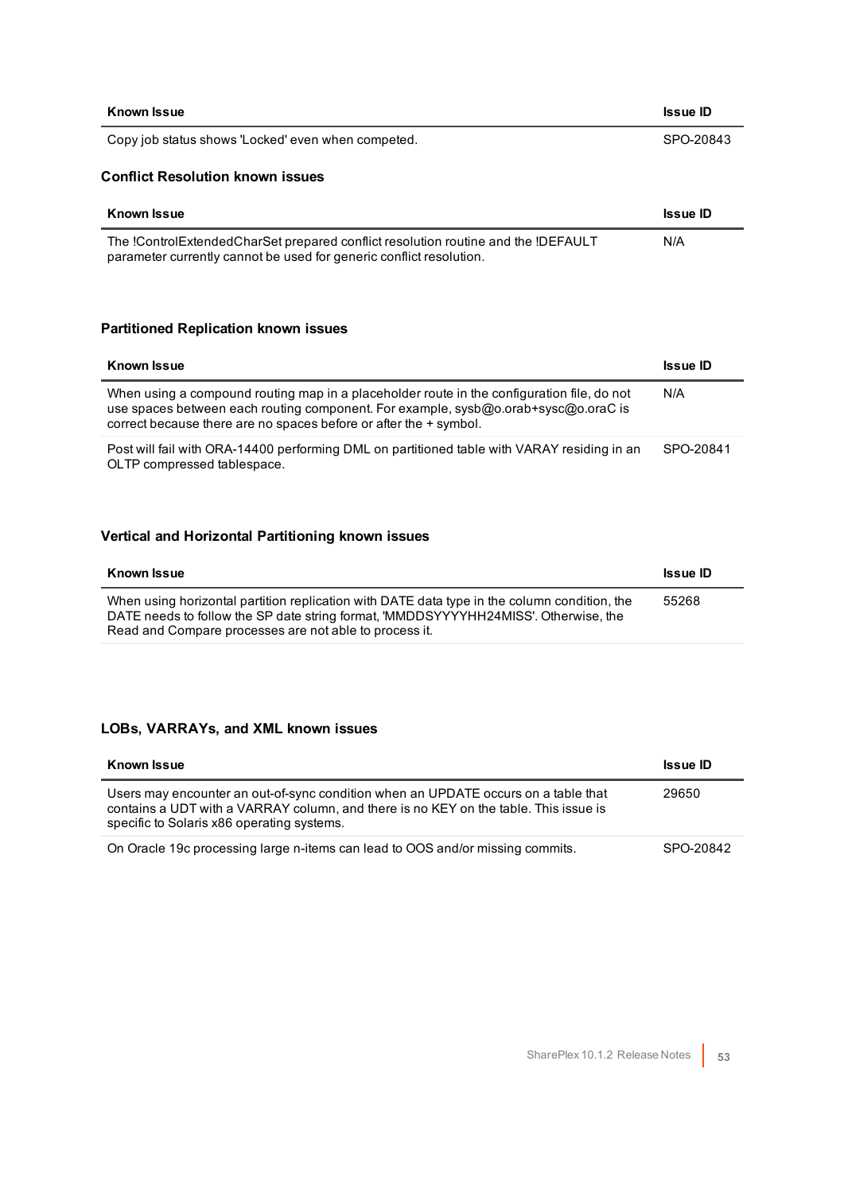| Known Issue | Issue ID |
| --- | --- |
| Copy job status shows 'Locked' even when competed. | SPO-20843 |

### Conflict Resolution known issues

| Known Issue | Issue ID |
| --- | --- |
| The !ControlExtendedCharSet prepared conflict resolution routine and the !DEFAULT parameter currently cannot be used for generic conflict resolution. | N/A |

### Partitioned Replication known issues

| Known Issue | Issue ID |
| --- | --- |
| When using a compound routing map in a placeholder route in the configuration file, do not use spaces between each routing component. For example, sysb@o.orab+sysc@o.oraC is correct because there are no spaces before or after the + symbol. | N/A |
| Post will fail with ORA-14400 performing DML on partitioned table with VARAY residing in an OLTP compressed tablespace. | SPO-20841 |

### Vertical and Horizontal Partitioning known issues

| Known Issue | Issue ID |
| --- | --- |
| When using horizontal partition replication with DATE data type in the column condition, the DATE needs to follow the SP date string format, 'MMDDSYYYYHH24MISS'. Otherwise, the Read and Compare processes are not able to process it. | 55268 |

### LOBs, VARRAYs, and XML known issues

| Known Issue | Issue ID |
| --- | --- |
| Users may encounter an out-of-sync condition when an UPDATE occurs on a table that contains a UDT with a VARRAY column, and there is no KEY on the table. This issue is specific to Solaris x86 operating systems. | 29650 |
| On Oracle 19c processing large n-items can lead to OOS and/or missing commits. | SPO-20842 |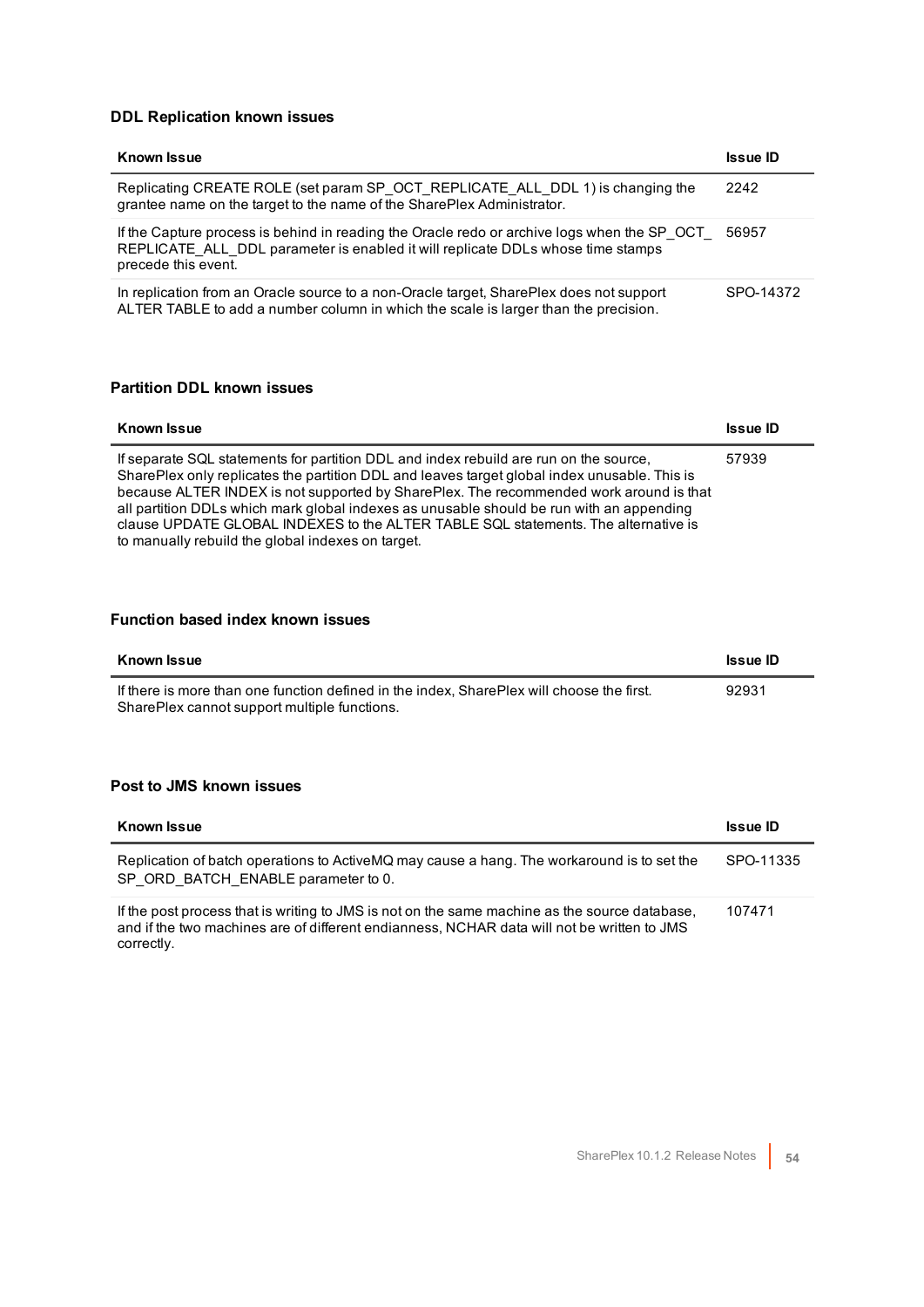### DDL Replication known issues

| Known Issue | Issue ID |
| --- | --- |
| Replicating CREATE ROLE (set param SP_OCT_REPLICATE_ALL_DDL 1) is changing the grantee name on the target to the name of the SharePlex Administrator. | 2242 |
| If the Capture process is behind in reading the Oracle redo or archive logs when the SP_OCT_REPLICATE_ALL_DDL parameter is enabled it will replicate DDLs whose time stamps precede this event. | 56957 |
| In replication from an Oracle source to a non-Oracle target, SharePlex does not support ALTER TABLE to add a number column in which the scale is larger than the precision. | SPO-14372 |

### Partition DDL known issues

| Known Issue | Issue ID |
| --- | --- |
| If separate SQL statements for partition DDL and index rebuild are run on the source, SharePlex only replicates the partition DDL and leaves target global index unusable. This is because ALTER INDEX is not supported by SharePlex. The recommended work around is that all partition DDLs which mark global indexes as unusable should be run with an appending clause UPDATE GLOBAL INDEXES to the ALTER TABLE SQL statements. The alternative is to manually rebuild the global indexes on target. | 57939 |

### Function based index known issues

| Known Issue | Issue ID |
| --- | --- |
| If there is more than one function defined in the index, SharePlex will choose the first. SharePlex cannot support multiple functions. | 92931 |

### Post to JMS known issues

| Known Issue | Issue ID |
| --- | --- |
| Replication of batch operations to ActiveMQ may cause a hang. The workaround is to set the SP_ORD_BATCH_ENABLE parameter to 0. | SPO-11335 |
| If the post process that is writing to JMS is not on the same machine as the source database, and if the two machines are of different endianness, NCHAR data will not be written to JMS correctly. | 107471 |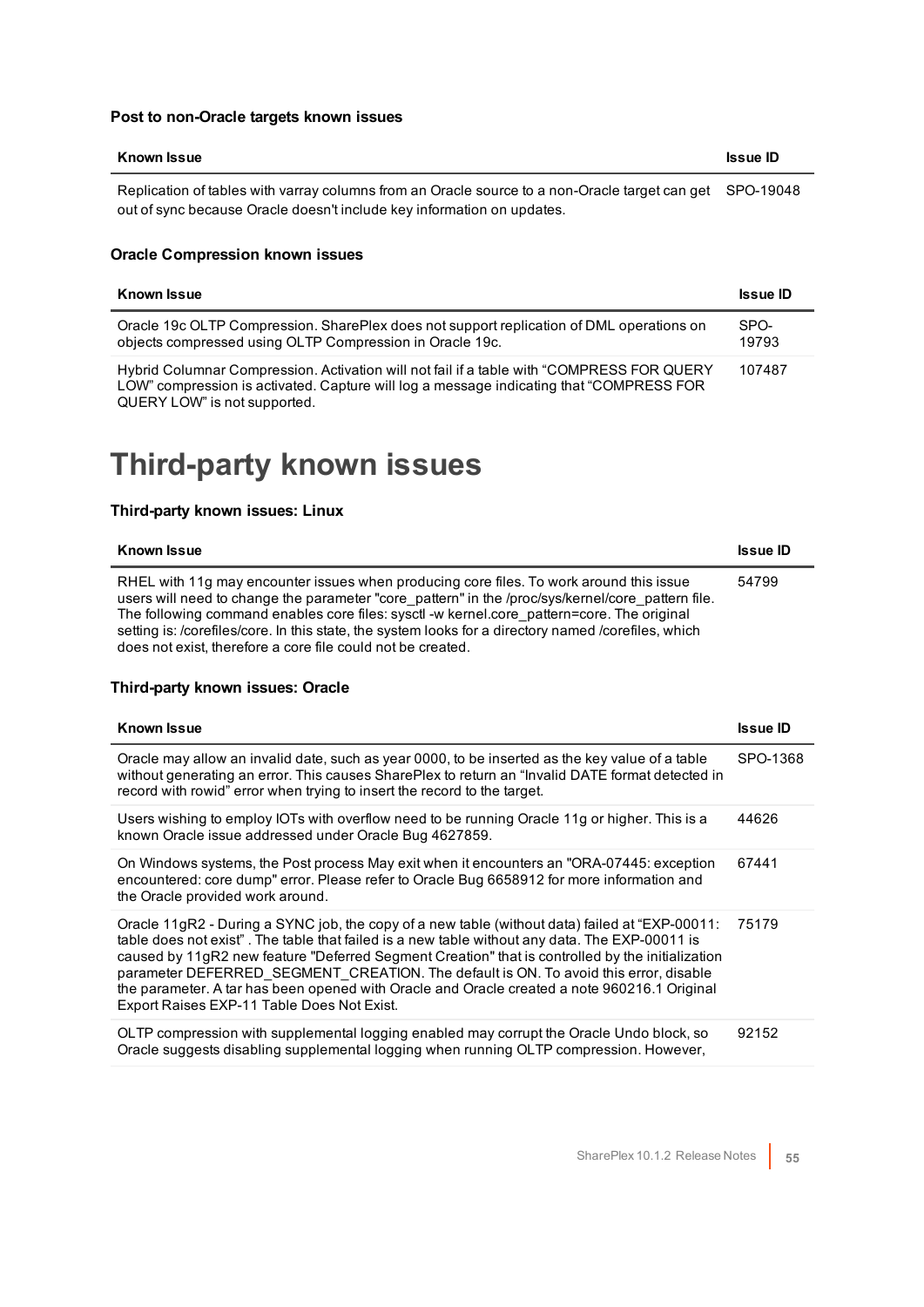### Post to non-Oracle targets known issues

| Known Issue | Issue ID |
| --- | --- |
| Replication of tables with varray columns from an Oracle source to a non-Oracle target can get out of sync because Oracle doesn't include key information on updates. | SPO-19048 |

### Oracle Compression known issues

| Known Issue | Issue ID |
| --- | --- |
| Oracle 19c OLTP Compression. SharePlex does not support replication of DML operations on objects compressed using OLTP Compression in Oracle 19c. | SPO-19793 |
| Hybrid Columnar Compression. Activation will not fail if a table with “COMPRESS FOR QUERY LOW” compression is activated. Capture will log a message indicating that “COMPRESS FOR QUERY LOW” is not supported. | 107487 |

# Third-party known issues

### Third-party known issues: Linux

| Known Issue | Issue ID |
| --- | --- |
| RHEL with 11g may encounter issues when producing core files. To work around this issue users will need to change the parameter "core_pattern" in the /proc/sys/kernel/core_pattern file. The following command enables core files: sysctl -w kernel.core_pattern=core. The original setting is: /corefiles/core. In this state, the system looks for a directory named /corefiles, which does not exist, therefore a core file could not be created. | 54799 |

### Third-party known issues: Oracle

| Known Issue | Issue ID |
| --- | --- |
| Oracle may allow an invalid date, such as year 0000, to be inserted as the key value of a table without generating an error. This causes SharePlex to return an “Invalid DATE format detected in record with rowid” error when trying to insert the record to the target. | SPO-1368 |
| Users wishing to employ IOTs with overflow need to be running Oracle 11g or higher. This is a known Oracle issue addressed under Oracle Bug 4627859. | 44626 |
| On Windows systems, the Post process May exit when it encounters an "ORA-07445: exception encountered: core dump" error. Please refer to Oracle Bug 6658912 for more information and the Oracle provided work around. | 67441 |
| Oracle 11gR2 - During a SYNC job, the copy of a new table (without data) failed at “EXP-00011: table does not exist” . The table that failed is a new table without any data. The EXP-00011 is caused by 11gR2 new feature "Deferred Segment Creation" that is controlled by the initialization parameter DEFERRED_SEGMENT_CREATION. The default is ON. To avoid this error, disable the parameter. A tar has been opened with Oracle and Oracle created a note 960216.1 Original Export Raises EXP-11 Table Does Not Exist. | 75179 |
| OLTP compression with supplemental logging enabled may corrupt the Oracle Undo block, so Oracle suggests disabling supplemental logging when running OLTP compression. However, | 92152 |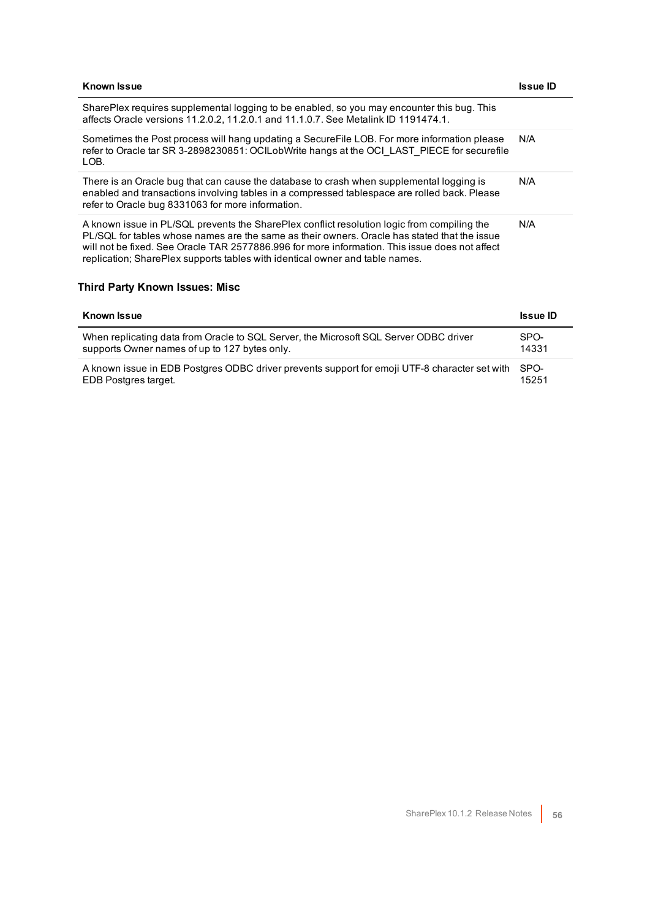| Known Issue | Issue ID |
|---|---|
| SharePlex requires supplemental logging to be enabled, so you may encounter this bug. This affects Oracle versions 11.2.0.2, 11.2.0.1 and 11.1.0.7. See Metalink ID 1191474.1. | |
| Sometimes the Post process will hang updating a SecureFile LOB. For more information please refer to Oracle tar SR 3-2898230851: OCILobWrite hangs at the OCI_LAST_PIECE for securefile LOB. | N/A |
| There is an Oracle bug that can cause the database to crash when supplemental logging is enabled and transactions involving tables in a compressed tablespace are rolled back. Please refer to Oracle bug 8331063 for more information. | N/A |
| A known issue in PL/SQL prevents the SharePlex conflict resolution logic from compiling the PL/SQL for tables whose names are the same as their owners. Oracle has stated that the issue will not be fixed. See Oracle TAR 2577886.996 for more information. This issue does not affect replication; SharePlex supports tables with identical owner and table names. | N/A |

### Third Party Known Issues: Misc

| Known Issue | Issue ID |
|---|---|
| When replicating data from Oracle to SQL Server, the Microsoft SQL Server ODBC driver supports Owner names of up to 127 bytes only. | SPO-14331 |
| A known issue in EDB Postgres ODBC driver prevents support for emoji UTF-8 character set with EDB Postgres target. | SPO-15251 |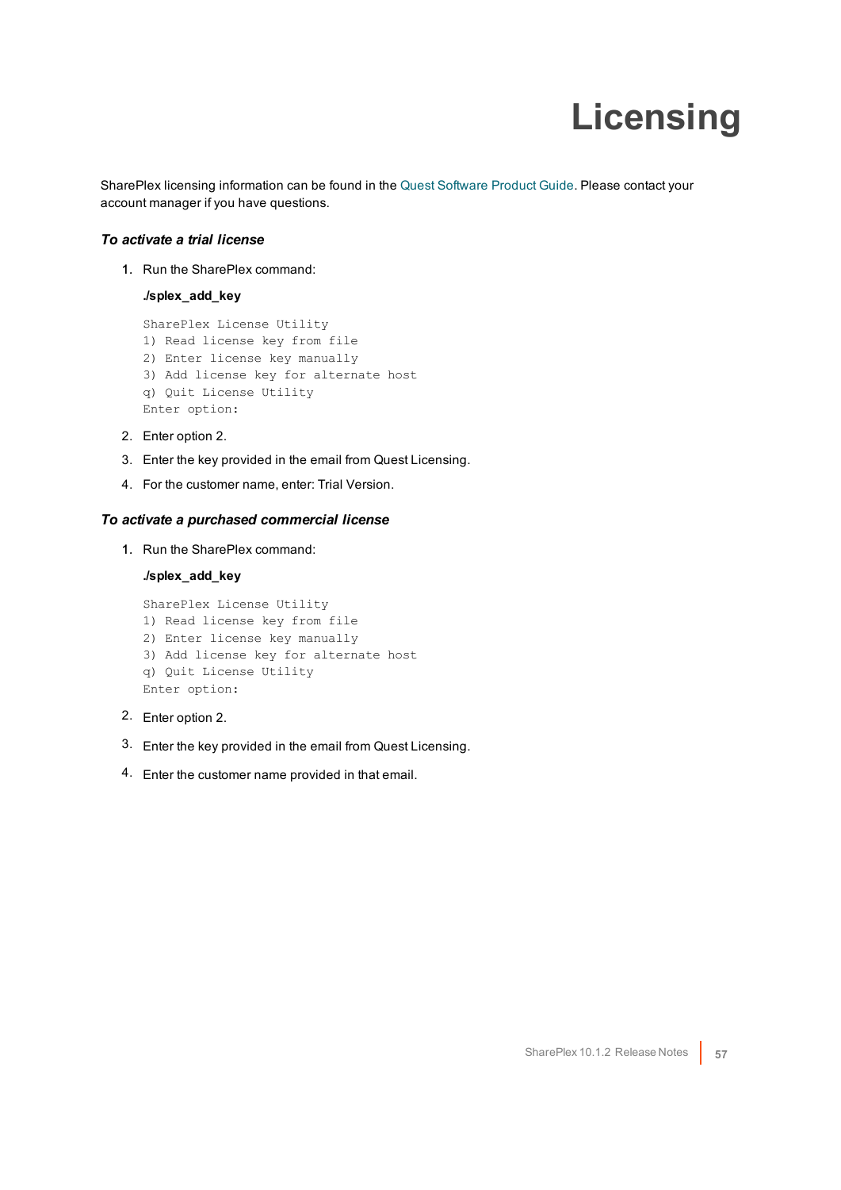# Licensing

SharePlex licensing information can be found in the Quest Software Product Guide. Please contact your account manager if you have questions.

***To activate a trial license***

1. Run the SharePlex command:

   **./splex_add_key**

   ```
   SharePlex License Utility
   1) Read license key from file
   2) Enter license key manually
   3) Add license key for alternate host
   q) Quit License Utility
   Enter option:
   ```

2. Enter option 2.
3. Enter the key provided in the email from Quest Licensing.
4. For the customer name, enter: Trial Version.

***To activate a purchased commercial license***

1. Run the SharePlex command:

   **./splex_add_key**

   ```
   SharePlex License Utility
   1) Read license key from file
   2) Enter license key manually
   3) Add license key for alternate host
   q) Quit License Utility
   Enter option:
   ```

2. Enter option 2.
3. Enter the key provided in the email from Quest Licensing.
4. Enter the customer name provided in that email.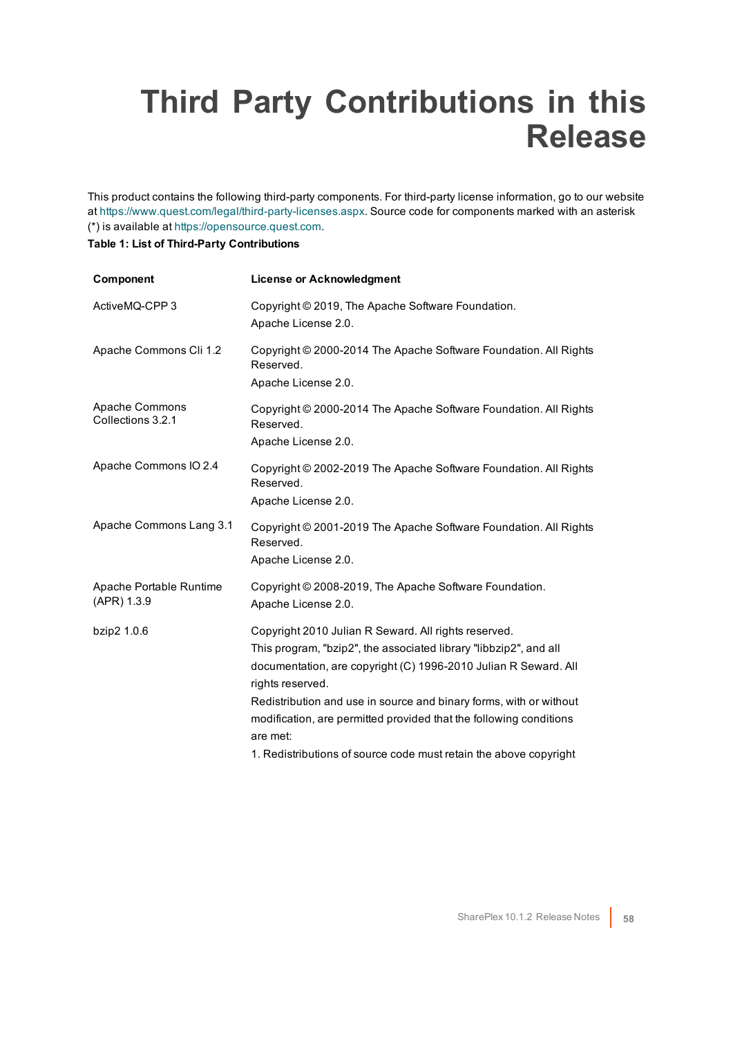# Third Party Contributions in this Release

This product contains the following third-party components. For third-party license information, go to our website at https://www.quest.com/legal/third-party-licenses.aspx. Source code for components marked with an asterisk (*) is available at https://opensource.quest.com.

**Table 1: List of Third-Party Contributions**

| Component | License or Acknowledgment |
|---|---|
| ActiveMQ-CPP 3 | Copyright © 2019, The Apache Software Foundation.<br>Apache License 2.0. |
| Apache Commons Cli 1.2 | Copyright © 2000-2014 The Apache Software Foundation. All Rights Reserved.<br>Apache License 2.0. |
| Apache Commons Collections 3.2.1 | Copyright © 2000-2014 The Apache Software Foundation. All Rights Reserved.<br>Apache License 2.0. |
| Apache Commons IO 2.4 | Copyright © 2002-2019 The Apache Software Foundation. All Rights Reserved.<br>Apache License 2.0. |
| Apache Commons Lang 3.1 | Copyright © 2001-2019 The Apache Software Foundation. All Rights Reserved.<br>Apache License 2.0. |
| Apache Portable Runtime (APR) 1.3.9 | Copyright © 2008-2019, The Apache Software Foundation.<br>Apache License 2.0. |
| bzip2 1.0.6 | Copyright 2010 Julian R Seward. All rights reserved.<br>This program, "bzip2", the associated library "libbzip2", and all documentation, are copyright (C) 1996-2010 Julian R Seward. All rights reserved.<br>Redistribution and use in source and binary forms, with or without modification, are permitted provided that the following conditions are met:<br>1. Redistributions of source code must retain the above copyright |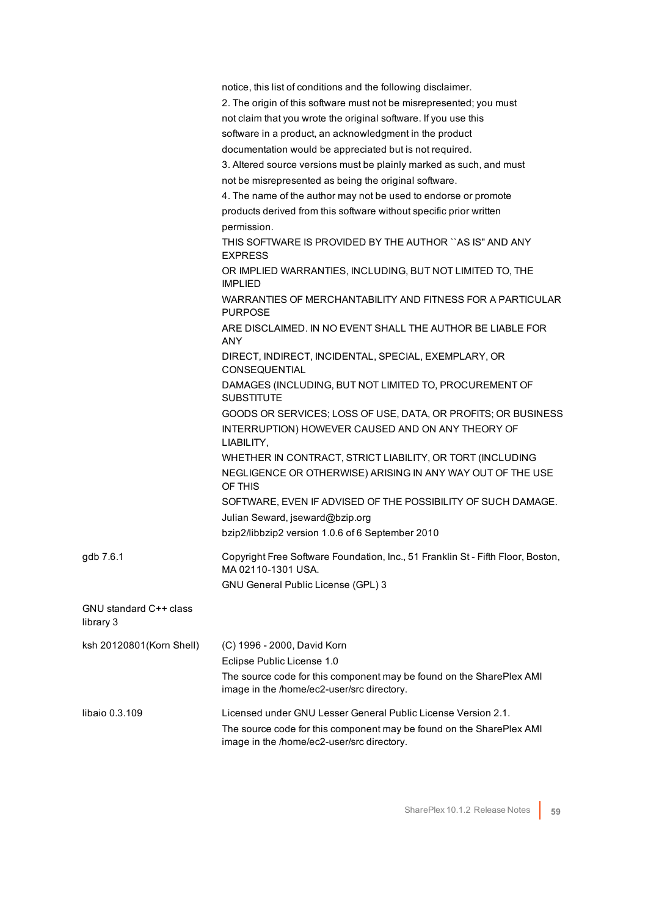| | |
|---|---|
| | notice, this list of conditions and the following disclaimer.<br>2. The origin of this software must not be misrepresented; you must not claim that you wrote the original software. If you use this software in a product, an acknowledgment in the product documentation would be appreciated but is not required.<br>3. Altered source versions must be plainly marked as such, and must not be misrepresented as being the original software.<br>4. The name of the author may not be used to endorse or promote products derived from this software without specific prior written permission.<br>THIS SOFTWARE IS PROVIDED BY THE AUTHOR ``AS IS'' AND ANY EXPRESS<br>OR IMPLIED WARRANTIES, INCLUDING, BUT NOT LIMITED TO, THE IMPLIED<br>WARRANTIES OF MERCHANTABILITY AND FITNESS FOR A PARTICULAR PURPOSE<br>ARE DISCLAIMED. IN NO EVENT SHALL THE AUTHOR BE LIABLE FOR ANY<br>DIRECT, INDIRECT, INCIDENTAL, SPECIAL, EXEMPLARY, OR CONSEQUENTIAL<br>DAMAGES (INCLUDING, BUT NOT LIMITED TO, PROCUREMENT OF SUBSTITUTE<br>GOODS OR SERVICES; LOSS OF USE, DATA, OR PROFITS; OR BUSINESS<br>INTERRUPTION) HOWEVER CAUSED AND ON ANY THEORY OF LIABILITY,<br>WHETHER IN CONTRACT, STRICT LIABILITY, OR TORT (INCLUDING<br>NEGLIGENCE OR OTHERWISE) ARISING IN ANY WAY OUT OF THE USE OF THIS<br>SOFTWARE, EVEN IF ADVISED OF THE POSSIBILITY OF SUCH DAMAGE.<br>Julian Seward, jseward@bzip.org<br>bzip2/libbzip2 version 1.0.6 of 6 September 2010 |
| gdb 7.6.1 | Copyright Free Software Foundation, Inc., 51 Franklin St - Fifth Floor, Boston, MA 02110-1301 USA.<br>GNU General Public License (GPL) 3 |
| GNU standard C++ class library 3 | |
| ksh 20120801(Korn Shell) | (C) 1996 - 2000, David Korn<br>Eclipse Public License 1.0<br>The source code for this component may be found on the SharePlex AMI image in the /home/ec2-user/src directory. |
| libaio 0.3.109 | Licensed under GNU Lesser General Public License Version 2.1.<br>The source code for this component may be found on the SharePlex AMI image in the /home/ec2-user/src directory. |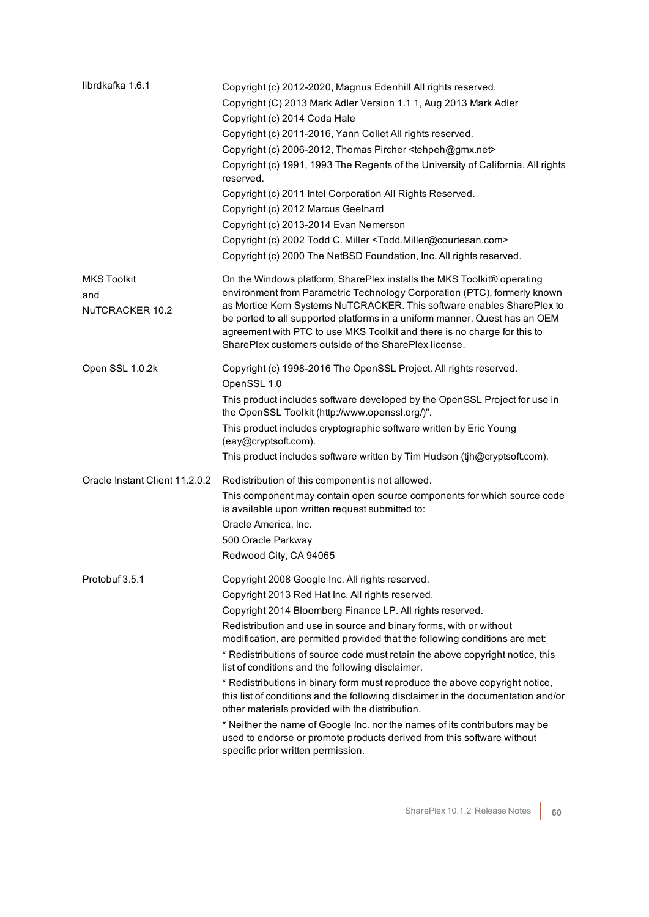| | |
|---|---|
| librdkafka 1.6.1 | Copyright (c) 2012-2020, Magnus Edenhill All rights reserved.<br>Copyright (C) 2013 Mark Adler Version 1.1 1, Aug 2013 Mark Adler<br>Copyright (c) 2014 Coda Hale<br>Copyright (c) 2011-2016, Yann Collet All rights reserved.<br>Copyright (c) 2006-2012, Thomas Pircher <tehpeh@gmx.net><br>Copyright (c) 1991, 1993 The Regents of the University of California. All rights reserved.<br>Copyright (c) 2011 Intel Corporation All Rights Reserved.<br>Copyright (c) 2012 Marcus Geelnard<br>Copyright (c) 2013-2014 Evan Nemerson<br>Copyright (c) 2002 Todd C. Miller <Todd.Miller@courtesan.com><br>Copyright (c) 2000 The NetBSD Foundation, Inc. All rights reserved. |
| MKS Toolkit and NuTCRACKER 10.2 | On the Windows platform, SharePlex installs the MKS Toolkit® operating environment from Parametric Technology Corporation (PTC), formerly known as Mortice Kern Systems NuTCRACKER. This software enables SharePlex to be ported to all supported platforms in a uniform manner. Quest has an OEM agreement with PTC to use MKS Toolkit and there is no charge for this to SharePlex customers outside of the SharePlex license. |
| Open SSL 1.0.2k | Copyright (c) 1998-2016 The OpenSSL Project. All rights reserved.<br>OpenSSL 1.0<br>This product includes software developed by the OpenSSL Project for use in the OpenSSL Toolkit (http://www.openssl.org/)".<br>This product includes cryptographic software written by Eric Young (eay@cryptsoft.com).<br>This product includes software written by Tim Hudson (tjh@cryptsoft.com). |
| Oracle Instant Client 11.2.0.2 | Redistribution of this component is not allowed.<br>This component may contain open source components for which source code is available upon written request submitted to:<br>Oracle America, Inc.<br>500 Oracle Parkway<br>Redwood City, CA 94065 |
| Protobuf 3.5.1 | Copyright 2008 Google Inc. All rights reserved.<br>Copyright 2013 Red Hat Inc. All rights reserved.<br>Copyright 2014 Bloomberg Finance LP. All rights reserved.<br>Redistribution and use in source and binary forms, with or without modification, are permitted provided that the following conditions are met:<br>* Redistributions of source code must retain the above copyright notice, this list of conditions and the following disclaimer.<br>* Redistributions in binary form must reproduce the above copyright notice, this list of conditions and the following disclaimer in the documentation and/or other materials provided with the distribution.<br>* Neither the name of Google Inc. nor the names of its contributors may be used to endorse or promote products derived from this software without specific prior written permission. |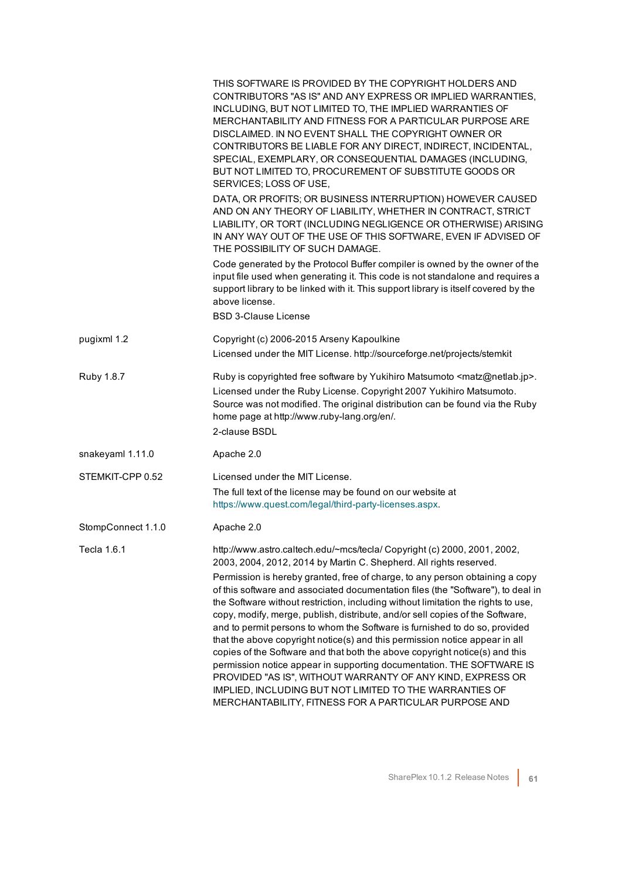| | |
|---|---|
| | THIS SOFTWARE IS PROVIDED BY THE COPYRIGHT HOLDERS AND CONTRIBUTORS "AS IS" AND ANY EXPRESS OR IMPLIED WARRANTIES, INCLUDING, BUT NOT LIMITED TO, THE IMPLIED WARRANTIES OF MERCHANTABILITY AND FITNESS FOR A PARTICULAR PURPOSE ARE DISCLAIMED. IN NO EVENT SHALL THE COPYRIGHT OWNER OR CONTRIBUTORS BE LIABLE FOR ANY DIRECT, INDIRECT, INCIDENTAL, SPECIAL, EXEMPLARY, OR CONSEQUENTIAL DAMAGES (INCLUDING, BUT NOT LIMITED TO, PROCUREMENT OF SUBSTITUTE GOODS OR SERVICES; LOSS OF USE,<br><br>DATA, OR PROFITS; OR BUSINESS INTERRUPTION) HOWEVER CAUSED AND ON ANY THEORY OF LIABILITY, WHETHER IN CONTRACT, STRICT LIABILITY, OR TORT (INCLUDING NEGLIGENCE OR OTHERWISE) ARISING IN ANY WAY OUT OF THE USE OF THIS SOFTWARE, EVEN IF ADVISED OF THE POSSIBILITY OF SUCH DAMAGE.<br><br>Code generated by the Protocol Buffer compiler is owned by the owner of the input file used when generating it. This code is not standalone and requires a support library to be linked with it. This support library is itself covered by the above license.<br><br>BSD 3-Clause License |
| pugixml 1.2 | Copyright (c) 2006-2015 Arseny Kapoulkine<br><br>Licensed under the MIT License. http://sourceforge.net/projects/stemkit |
| Ruby 1.8.7 | Ruby is copyrighted free software by Yukihiro Matsumoto <matz@netlab.jp>.<br><br>Licensed under the Ruby License. Copyright 2007 Yukihiro Matsumoto. Source was not modified. The original distribution can be found via the Ruby home page at http://www.ruby-lang.org/en/.<br><br>2-clause BSDL |
| snakeyaml 1.11.0 | Apache 2.0 |
| STEMKIT-CPP 0.52 | Licensed under the MIT License.<br><br>The full text of the license may be found on our website at https://www.quest.com/legal/third-party-licenses.aspx. |
| StompConnect 1.1.0 | Apache 2.0 |
| Tecla 1.6.1 | http://www.astro.caltech.edu/~mcs/tecla/ Copyright (c) 2000, 2001, 2002, 2003, 2004, 2012, 2014 by Martin C. Shepherd. All rights reserved.<br><br>Permission is hereby granted, free of charge, to any person obtaining a copy of this software and associated documentation files (the "Software"), to deal in the Software without restriction, including without limitation the rights to use, copy, modify, merge, publish, distribute, and/or sell copies of the Software, and to permit persons to whom the Software is furnished to do so, provided that the above copyright notice(s) and this permission notice appear in all copies of the Software and that both the above copyright notice(s) and this permission notice appear in supporting documentation. THE SOFTWARE IS PROVIDED "AS IS", WITHOUT WARRANTY OF ANY KIND, EXPRESS OR IMPLIED, INCLUDING BUT NOT LIMITED TO THE WARRANTIES OF MERCHANTABILITY, FITNESS FOR A PARTICULAR PURPOSE AND |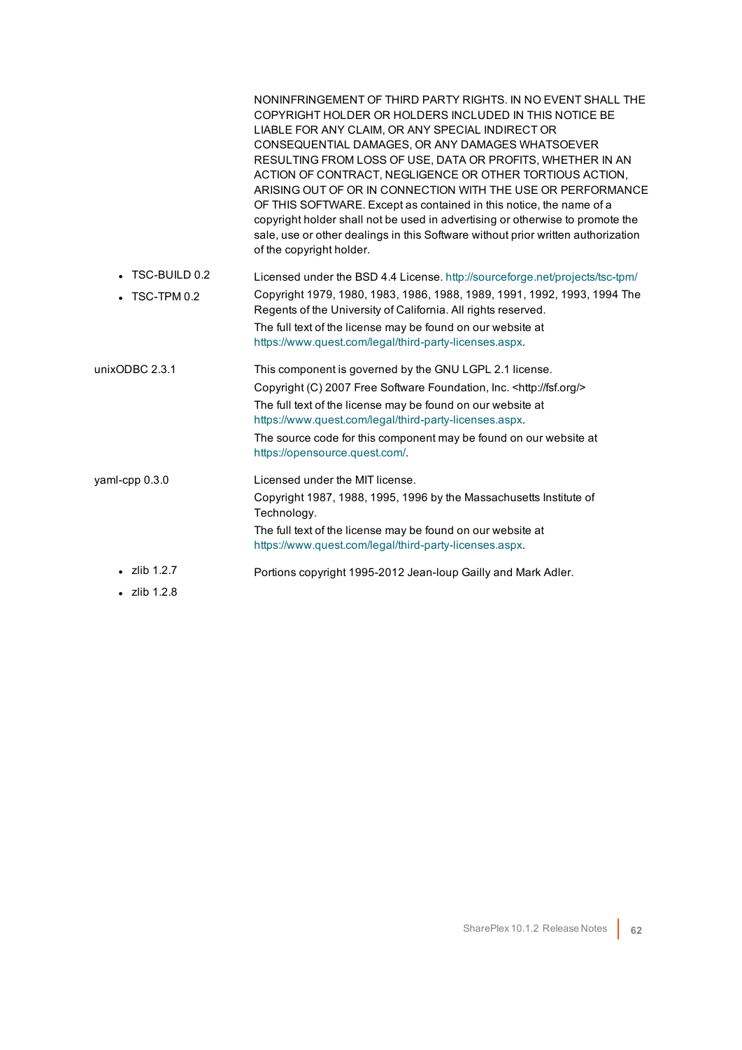| | |
|---|---|
| | NONINFRINGEMENT OF THIRD PARTY RIGHTS. IN NO EVENT SHALL THE COPYRIGHT HOLDER OR HOLDERS INCLUDED IN THIS NOTICE BE LIABLE FOR ANY CLAIM, OR ANY SPECIAL INDIRECT OR CONSEQUENTIAL DAMAGES, OR ANY DAMAGES WHATSOEVER RESULTING FROM LOSS OF USE, DATA OR PROFITS, WHETHER IN AN ACTION OF CONTRACT, NEGLIGENCE OR OTHER TORTIOUS ACTION, ARISING OUT OF OR IN CONNECTION WITH THE USE OR PERFORMANCE OF THIS SOFTWARE. Except as contained in this notice, the name of a copyright holder shall not be used in advertising or otherwise to promote the sale, use or other dealings in this Software without prior written authorization of the copyright holder. |
| • TSC-BUILD 0.2<br>• TSC-TPM 0.2 | Licensed under the BSD 4.4 License. http://sourceforge.net/projects/tsc-tpm/<br>Copyright 1979, 1980, 1983, 1986, 1988, 1989, 1991, 1992, 1993, 1994 The Regents of the University of California. All rights reserved.<br>The full text of the license may be found on our website at https://www.quest.com/legal/third-party-licenses.aspx. |
| unixODBC 2.3.1 | This component is governed by the GNU LGPL 2.1 license.<br>Copyright (C) 2007 Free Software Foundation, Inc. <http://fsf.org/><br>The full text of the license may be found on our website at https://www.quest.com/legal/third-party-licenses.aspx.<br>The source code for this component may be found on our website at https://opensource.quest.com/. |
| yaml-cpp 0.3.0 | Licensed under the MIT license.<br>Copyright 1987, 1988, 1995, 1996 by the Massachusetts Institute of Technology.<br>The full text of the license may be found on our website at https://www.quest.com/legal/third-party-licenses.aspx. |
| • zlib 1.2.7<br>• zlib 1.2.8 | Portions copyright 1995-2012 Jean-loup Gailly and Mark Adler. |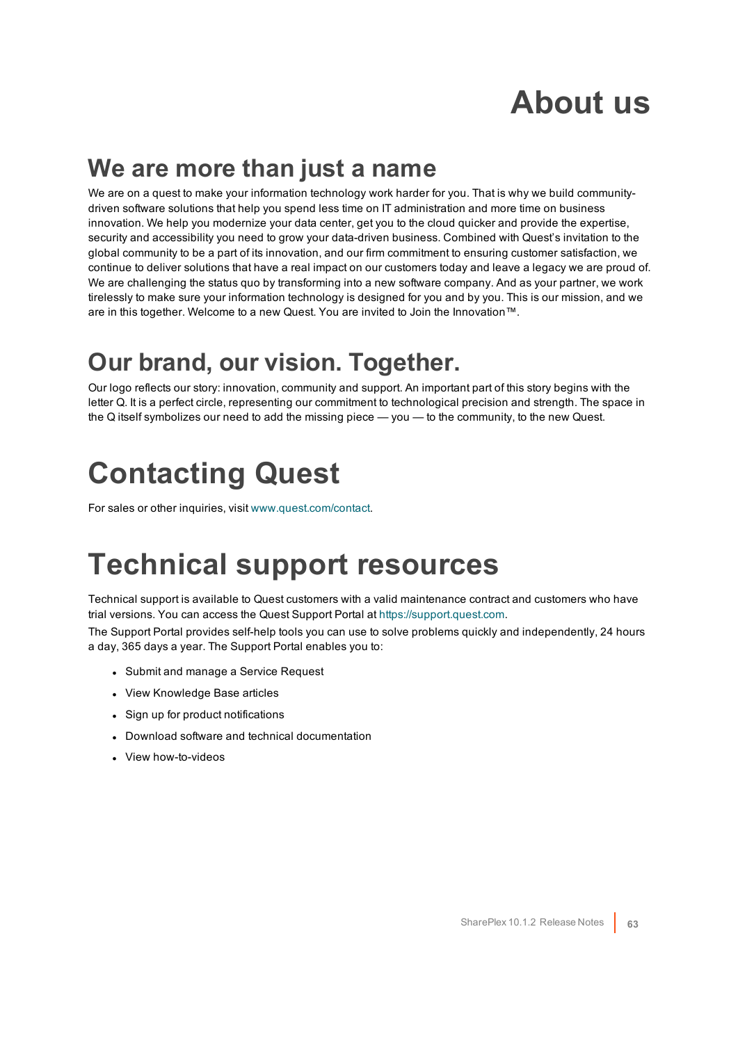# About us

## We are more than just a name

We are on a quest to make your information technology work harder for you. That is why we build community-driven software solutions that help you spend less time on IT administration and more time on business innovation. We help you modernize your data center, get you to the cloud quicker and provide the expertise, security and accessibility you need to grow your data-driven business. Combined with Quest's invitation to the global community to be a part of its innovation, and our firm commitment to ensuring customer satisfaction, we continue to deliver solutions that have a real impact on our customers today and leave a legacy we are proud of. We are challenging the status quo by transforming into a new software company. And as your partner, we work tirelessly to make sure your information technology is designed for you and by you. This is our mission, and we are in this together. Welcome to a new Quest. You are invited to Join the Innovation™.

## Our brand, our vision. Together.

Our logo reflects our story: innovation, community and support. An important part of this story begins with the letter Q. It is a perfect circle, representing our commitment to technological precision and strength. The space in the Q itself symbolizes our need to add the missing piece — you — to the community, to the new Quest.

# Contacting Quest

For sales or other inquiries, visit www.quest.com/contact.

# Technical support resources

Technical support is available to Quest customers with a valid maintenance contract and customers who have trial versions. You can access the Quest Support Portal at https://support.quest.com.

The Support Portal provides self-help tools you can use to solve problems quickly and independently, 24 hours a day, 365 days a year. The Support Portal enables you to:

- Submit and manage a Service Request
- View Knowledge Base articles
- Sign up for product notifications
- Download software and technical documentation
- View how-to-videos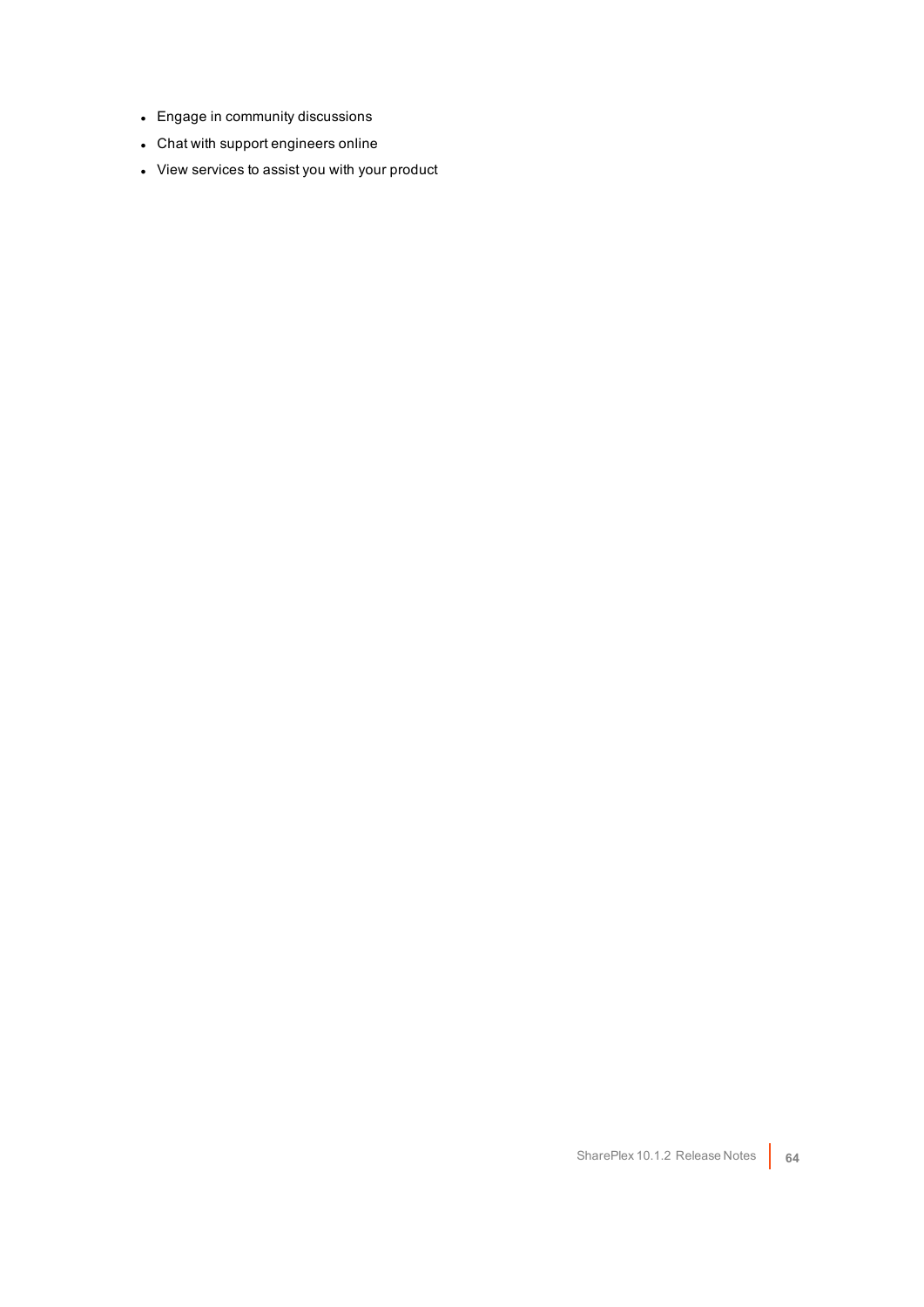- Engage in community discussions
- Chat with support engineers online
- View services to assist you with your product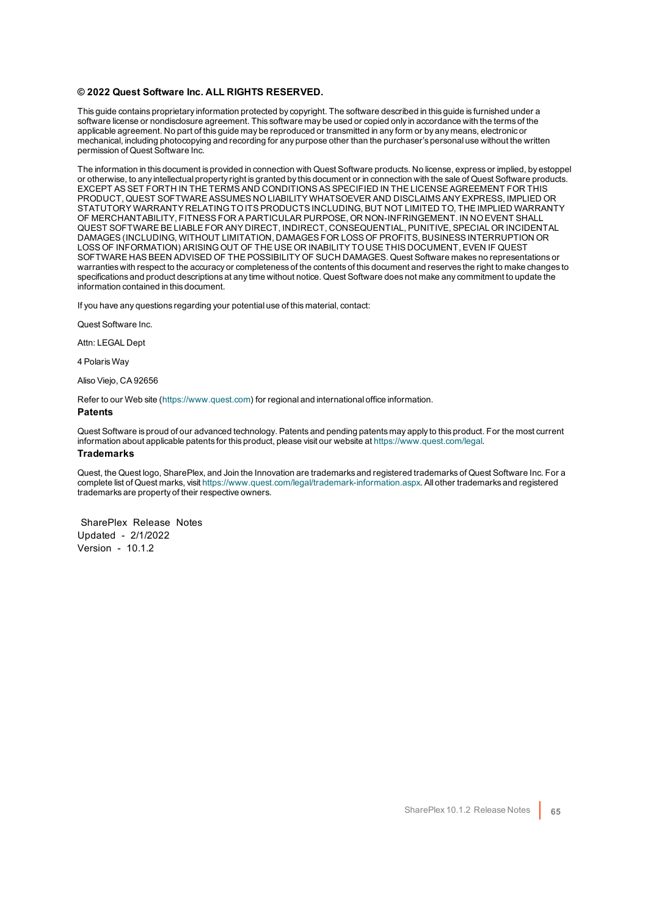**© 2022 Quest Software Inc. ALL RIGHTS RESERVED.**

This guide contains proprietary information protected by copyright. The software described in this guide is furnished under a software license or nondisclosure agreement. This software may be used or copied only in accordance with the terms of the applicable agreement. No part of this guide may be reproduced or transmitted in any form or by any means, electronic or mechanical, including photocopying and recording for any purpose other than the purchaser's personal use without the written permission of Quest Software Inc.

The information in this document is provided in connection with Quest Software products. No license, express or implied, by estoppel or otherwise, to any intellectual property right is granted by this document or in connection with the sale of Quest Software products. EXCEPT AS SET FORTH IN THE TERMS AND CONDITIONS AS SPECIFIED IN THE LICENSE AGREEMENT FOR THIS PRODUCT, QUEST SOFTWARE ASSUMES NO LIABILITY WHATSOEVER AND DISCLAIMS ANY EXPRESS, IMPLIED OR STATUTORY WARRANTY RELATING TO ITS PRODUCTS INCLUDING, BUT NOT LIMITED TO, THE IMPLIED WARRANTY OF MERCHANTABILITY, FITNESS FOR A PARTICULAR PURPOSE, OR NON-INFRINGEMENT. IN NO EVENT SHALL QUEST SOFTWARE BE LIABLE FOR ANY DIRECT, INDIRECT, CONSEQUENTIAL, PUNITIVE, SPECIAL OR INCIDENTAL DAMAGES (INCLUDING, WITHOUT LIMITATION, DAMAGES FOR LOSS OF PROFITS, BUSINESS INTERRUPTION OR LOSS OF INFORMATION) ARISING OUT OF THE USE OR INABILITY TO USE THIS DOCUMENT, EVEN IF QUEST SOFTWARE HAS BEEN ADVISED OF THE POSSIBILITY OF SUCH DAMAGES. Quest Software makes no representations or warranties with respect to the accuracy or completeness of the contents of this document and reserves the right to make changes to specifications and product descriptions at any time without notice. Quest Software does not make any commitment to update the information contained in this document.

If you have any questions regarding your potential use of this material, contact:

Quest Software Inc.

Attn: LEGAL Dept

4 Polaris Way

Aliso Viejo, CA 92656

Refer to our Web site (https://www.quest.com) for regional and international office information.

**Patents**

Quest Software is proud of our advanced technology. Patents and pending patents may apply to this product. For the most current information about applicable patents for this product, please visit our website at https://www.quest.com/legal.

**Trademarks**

Quest, the Quest logo, SharePlex, and Join the Innovation are trademarks and registered trademarks of Quest Software Inc. For a complete list of Quest marks, visit https://www.quest.com/legal/trademark-information.aspx. All other trademarks and registered trademarks are property of their respective owners.

SharePlex Release Notes
Updated - 2/1/2022
Version - 10.1.2